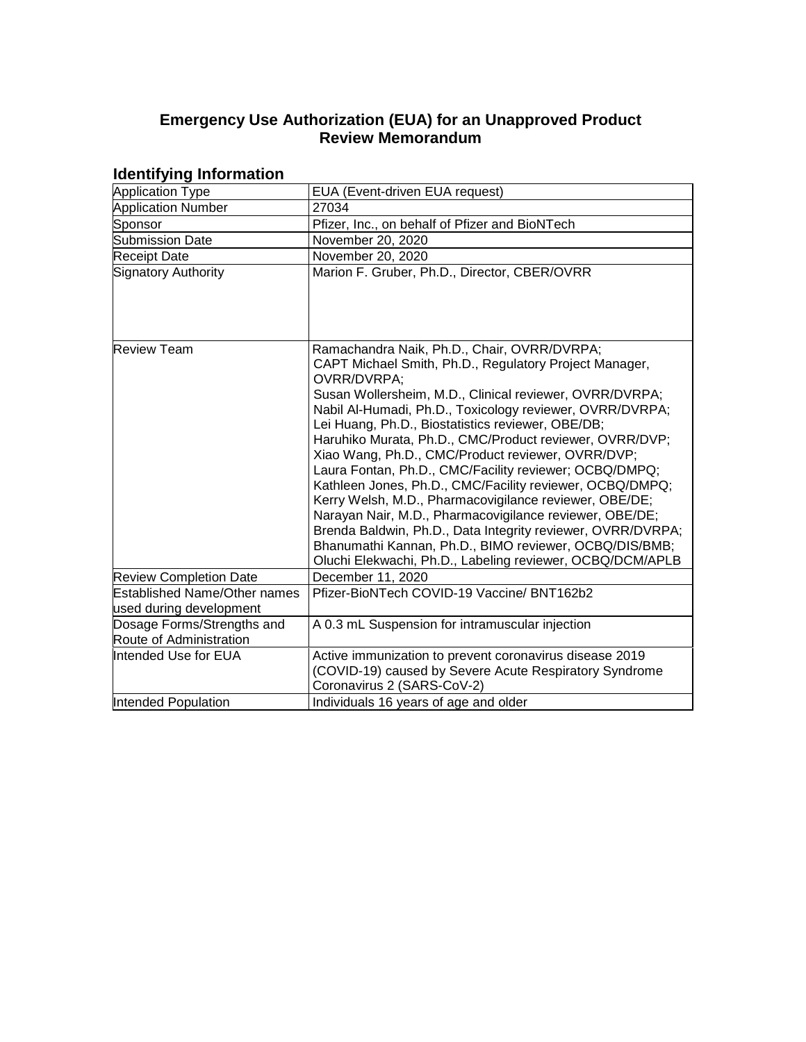# Emergency Use Authorization (EUA) for an Unapproved Product Review Memorandum

## Identifying Information

| | |
|---|---|
| Application Type | EUA (Event-driven EUA request) |
| Application Number | 27034 |
| Sponsor | Pfizer, Inc., on behalf of Pfizer and BioNTech |
| Submission Date | November 20, 2020 |
| Receipt Date | November 20, 2020 |
| Signatory Authority | Marion F. Gruber, Ph.D., Director, CBER/OVRR |
| Review Team | Ramachandra Naik, Ph.D., Chair, OVRR/DVRPA;<br>CAPT Michael Smith, Ph.D., Regulatory Project Manager, OVRR/DVRPA;<br>Susan Wollersheim, M.D., Clinical reviewer, OVRR/DVRPA;<br>Nabil Al-Humadi, Ph.D., Toxicology reviewer, OVRR/DVRPA;<br>Lei Huang, Ph.D., Biostatistics reviewer, OBE/DB;<br>Haruhiko Murata, Ph.D., CMC/Product reviewer, OVRR/DVP;<br>Xiao Wang, Ph.D., CMC/Product reviewer, OVRR/DVP;<br>Laura Fontan, Ph.D., CMC/Facility reviewer; OCBQ/DMPQ;<br>Kathleen Jones, Ph.D., CMC/Facility reviewer, OCBQ/DMPQ;<br>Kerry Welsh, M.D., Pharmacovigilance reviewer, OBE/DE;<br>Narayan Nair, M.D., Pharmacovigilance reviewer, OBE/DE;<br>Brenda Baldwin, Ph.D., Data Integrity reviewer, OVRR/DVRPA;<br>Bhanumathi Kannan, Ph.D., BIMO reviewer, OCBQ/DIS/BMB;<br>Oluchi Elekwachi, Ph.D., Labeling reviewer, OCBQ/DCM/APLB |
| Review Completion Date | December 11, 2020 |
| Established Name/Other names used during development | Pfizer-BioNTech COVID-19 Vaccine/ BNT162b2 |
| Dosage Forms/Strengths and Route of Administration | A 0.3 mL Suspension for intramuscular injection |
| Intended Use for EUA | Active immunization to prevent coronavirus disease 2019 (COVID-19) caused by Severe Acute Respiratory Syndrome Coronavirus 2 (SARS-CoV-2) |
| Intended Population | Individuals 16 years of age and older |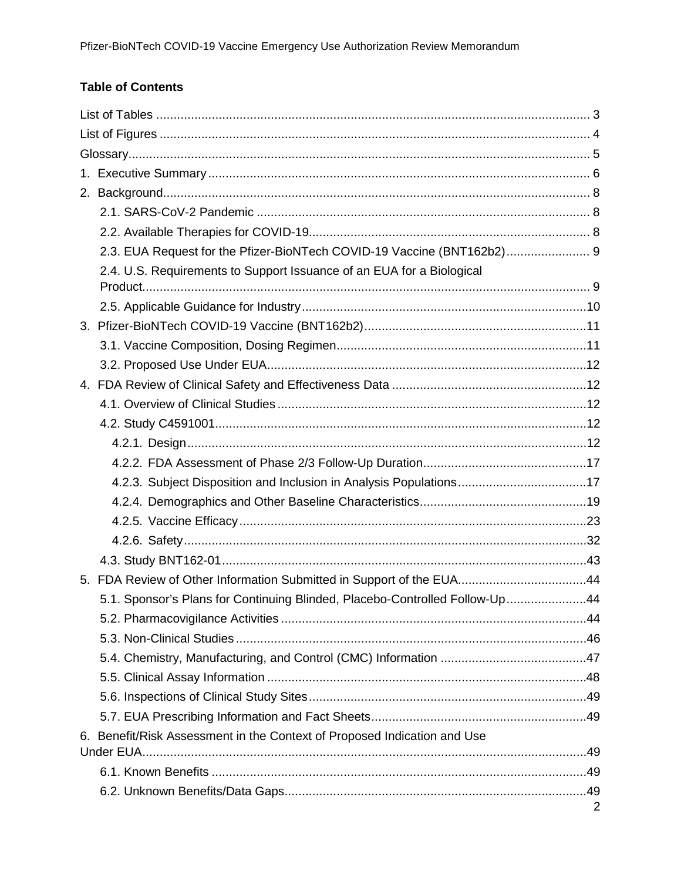**Table of Contents**

- List of Tables ... 3
- List of Figures ... 4
- Glossary ... 5
- 1. Executive Summary ... 6
- 2. Background ... 8
  - 2.1. SARS-CoV-2 Pandemic ... 8
  - 2.2. Available Therapies for COVID-19 ... 8
  - 2.3. EUA Request for the Pfizer-BioNTech COVID-19 Vaccine (BNT162b2) ... 9
  - 2.4. U.S. Requirements to Support Issuance of an EUA for a Biological Product ... 9
  - 2.5. Applicable Guidance for Industry ... 10
- 3. Pfizer-BioNTech COVID-19 Vaccine (BNT162b2) ... 11
  - 3.1. Vaccine Composition, Dosing Regimen ... 11
  - 3.2. Proposed Use Under EUA ... 12
- 4. FDA Review of Clinical Safety and Effectiveness Data ... 12
  - 4.1. Overview of Clinical Studies ... 12
  - 4.2. Study C4591001 ... 12
    - 4.2.1. Design ... 12
    - 4.2.2. FDA Assessment of Phase 2/3 Follow-Up Duration ... 17
    - 4.2.3. Subject Disposition and Inclusion in Analysis Populations ... 17
    - 4.2.4. Demographics and Other Baseline Characteristics ... 19
    - 4.2.5. Vaccine Efficacy ... 23
    - 4.2.6. Safety ... 32
  - 4.3. Study BNT162-01 ... 43
- 5. FDA Review of Other Information Submitted in Support of the EUA ... 44
  - 5.1. Sponsor's Plans for Continuing Blinded, Placebo-Controlled Follow-Up ... 44
  - 5.2. Pharmacovigilance Activities ... 44
  - 5.3. Non-Clinical Studies ... 46
  - 5.4. Chemistry, Manufacturing, and Control (CMC) Information ... 47
  - 5.5. Clinical Assay Information ... 48
  - 5.6. Inspections of Clinical Study Sites ... 49
  - 5.7. EUA Prescribing Information and Fact Sheets ... 49
- 6. Benefit/Risk Assessment in the Context of Proposed Indication and Use Under EUA ... 49
  - 6.1. Known Benefits ... 49
  - 6.2. Unknown Benefits/Data Gaps ... 49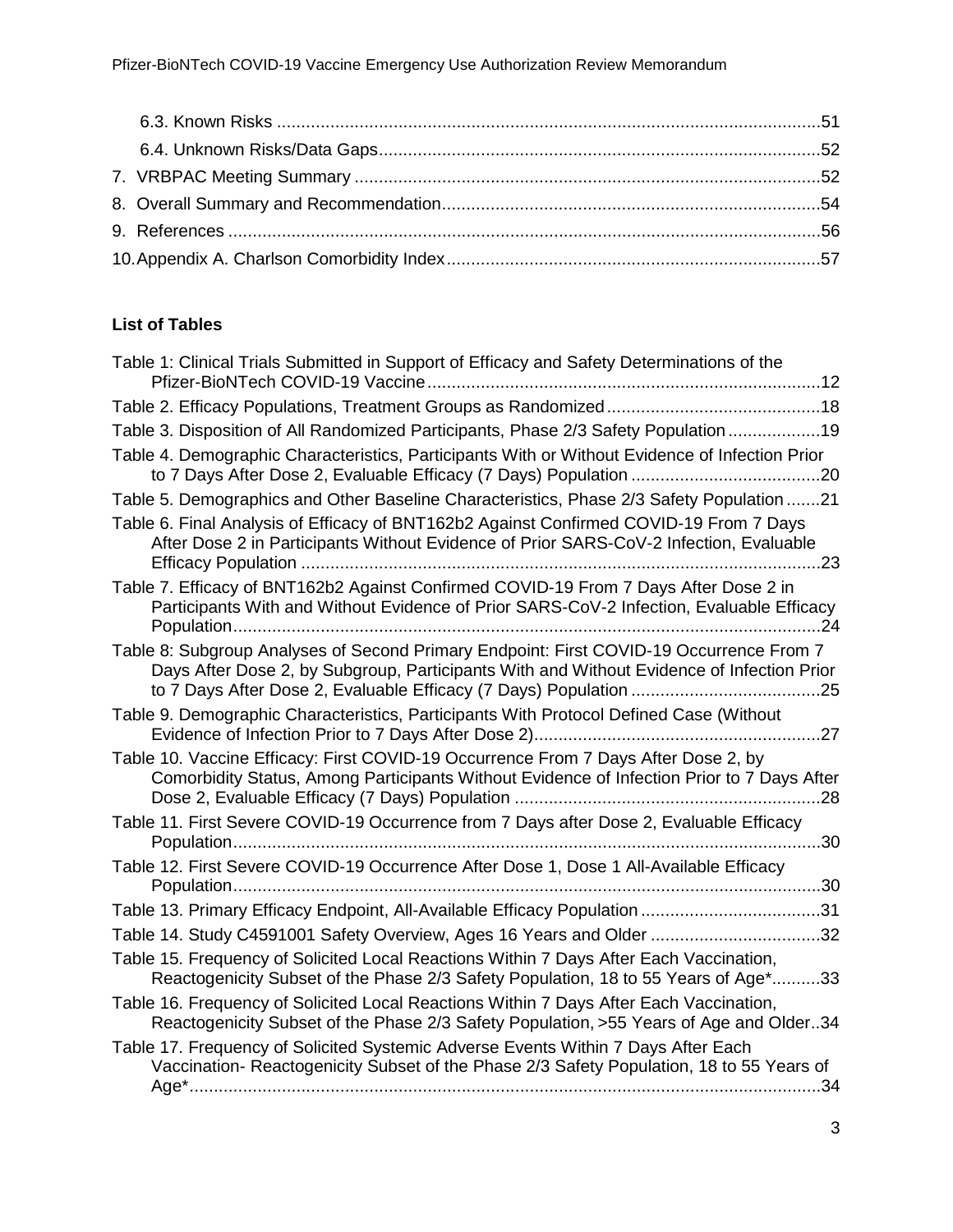6.3. Known Risks ................................................................................................................51

6.4. Unknown Risks/Data Gaps..........................................................................................52

7. VRBPAC Meeting Summary ................................................................................................52

8. Overall Summary and Recommendation.............................................................................54

9. References ..........................................................................................................................56

10. Appendix A. Charlson Comorbidity Index............................................................................57

**List of Tables**

Table 1: Clinical Trials Submitted in Support of Efficacy and Safety Determinations of the Pfizer-BioNTech COVID-19 Vaccine.................................................................................12

Table 2. Efficacy Populations, Treatment Groups as Randomized............................................18

Table 3. Disposition of All Randomized Participants, Phase 2/3 Safety Population...................19

Table 4. Demographic Characteristics, Participants With or Without Evidence of Infection Prior to 7 Days After Dose 2, Evaluable Efficacy (7 Days) Population .......................................20

Table 5. Demographics and Other Baseline Characteristics, Phase 2/3 Safety Population.......21

Table 6. Final Analysis of Efficacy of BNT162b2 Against Confirmed COVID-19 From 7 Days After Dose 2 in Participants Without Evidence of Prior SARS-CoV-2 Infection, Evaluable Efficacy Population ...........................................................................................................23

Table 7. Efficacy of BNT162b2 Against Confirmed COVID-19 From 7 Days After Dose 2 in Participants With and Without Evidence of Prior SARS-CoV-2 Infection, Evaluable Efficacy Population..........................................................................................................................24

Table 8: Subgroup Analyses of Second Primary Endpoint: First COVID-19 Occurrence From 7 Days After Dose 2, by Subgroup, Participants With and Without Evidence of Infection Prior to 7 Days After Dose 2, Evaluable Efficacy (7 Days) Population .......................................25

Table 9. Demographic Characteristics, Participants With Protocol Defined Case (Without Evidence of Infection Prior to 7 Days After Dose 2)...........................................................27

Table 10. Vaccine Efficacy: First COVID-19 Occurrence From 7 Days After Dose 2, by Comorbidity Status, Among Participants Without Evidence of Infection Prior to 7 Days After Dose 2, Evaluable Efficacy (7 Days) Population ...............................................................28

Table 11. First Severe COVID-19 Occurrence from 7 Days after Dose 2, Evaluable Efficacy Population..........................................................................................................................30

Table 12. First Severe COVID-19 Occurrence After Dose 1, Dose 1 All-Available Efficacy Population..........................................................................................................................30

Table 13. Primary Efficacy Endpoint, All-Available Efficacy Population .....................................31

Table 14. Study C4591001 Safety Overview, Ages 16 Years and Older ...................................32

Table 15. Frequency of Solicited Local Reactions Within 7 Days After Each Vaccination, Reactogenicity Subset of the Phase 2/3 Safety Population, 18 to 55 Years of Age*..........33

Table 16. Frequency of Solicited Local Reactions Within 7 Days After Each Vaccination, Reactogenicity Subset of the Phase 2/3 Safety Population, >55 Years of Age and Older..34

Table 17. Frequency of Solicited Systemic Adverse Events Within 7 Days After Each Vaccination- Reactogenicity Subset of the Phase 2/3 Safety Population, 18 to 55 Years of Age*..................................................................................................................................34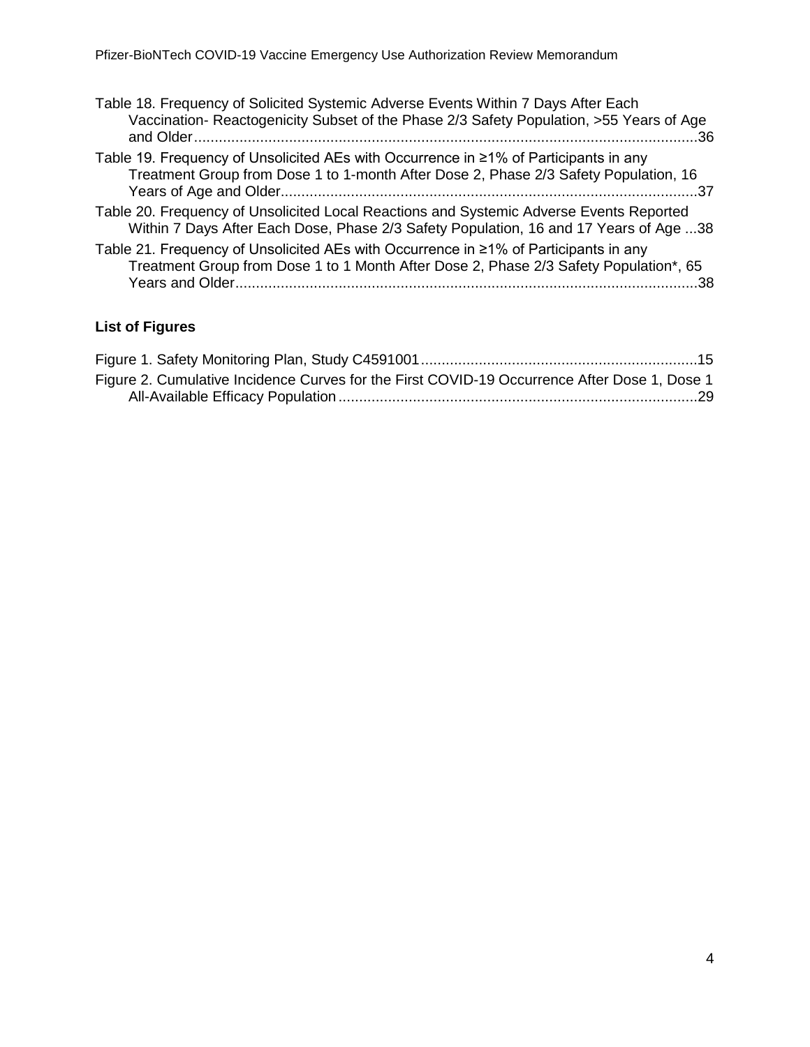Table 18. Frequency of Solicited Systemic Adverse Events Within 7 Days After Each Vaccination- Reactogenicity Subset of the Phase 2/3 Safety Population, >55 Years of Age and Older.......36

Table 19. Frequency of Unsolicited AEs with Occurrence in ≥1% of Participants in any Treatment Group from Dose 1 to 1-month After Dose 2, Phase 2/3 Safety Population, 16 Years of Age and Older.......37

Table 20. Frequency of Unsolicited Local Reactions and Systemic Adverse Events Reported Within 7 Days After Each Dose, Phase 2/3 Safety Population, 16 and 17 Years of Age ...38

Table 21. Frequency of Unsolicited AEs with Occurrence in ≥1% of Participants in any Treatment Group from Dose 1 to 1 Month After Dose 2, Phase 2/3 Safety Population*, 65 Years and Older.......38

## List of Figures

Figure 1. Safety Monitoring Plan, Study C4591001.......15

Figure 2. Cumulative Incidence Curves for the First COVID-19 Occurrence After Dose 1, Dose 1 All-Available Efficacy Population.......29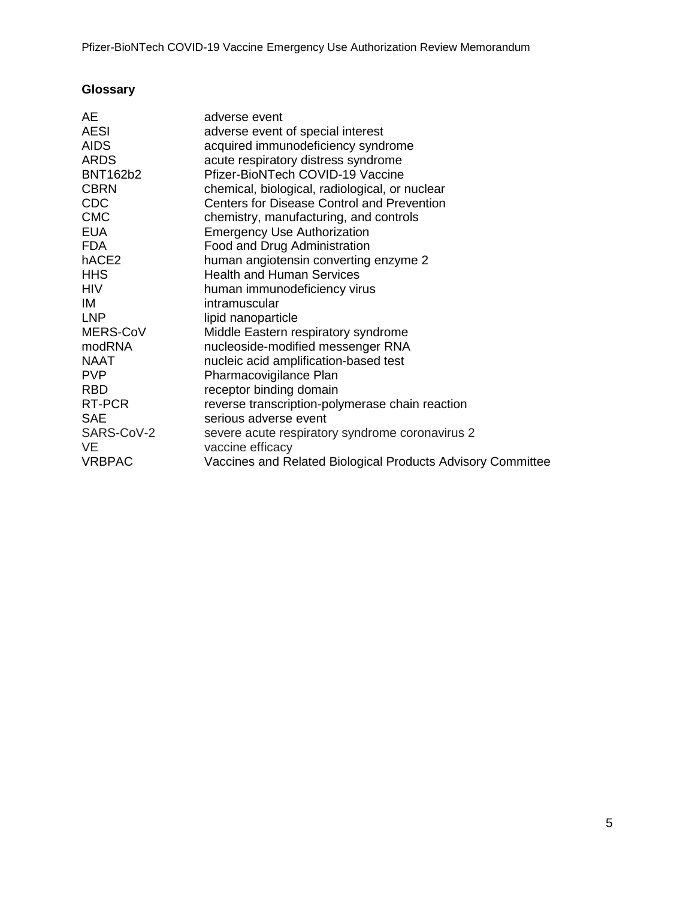## Glossary

| | |
|---|---|
| AE | adverse event |
| AESI | adverse event of special interest |
| AIDS | acquired immunodeficiency syndrome |
| ARDS | acute respiratory distress syndrome |
| BNT162b2 | Pfizer-BioNTech COVID-19 Vaccine |
| CBRN | chemical, biological, radiological, or nuclear |
| CDC | Centers for Disease Control and Prevention |
| CMC | chemistry, manufacturing, and controls |
| EUA | Emergency Use Authorization |
| FDA | Food and Drug Administration |
| hACE2 | human angiotensin converting enzyme 2 |
| HHS | Health and Human Services |
| HIV | human immunodeficiency virus |
| IM | intramuscular |
| LNP | lipid nanoparticle |
| MERS-CoV | Middle Eastern respiratory syndrome |
| modRNA | nucleoside-modified messenger RNA |
| NAAT | nucleic acid amplification-based test |
| PVP | Pharmacovigilance Plan |
| RBD | receptor binding domain |
| RT-PCR | reverse transcription-polymerase chain reaction |
| SAE | serious adverse event |
| SARS-CoV-2 | severe acute respiratory syndrome coronavirus 2 |
| VE | vaccine efficacy |
| VRBPAC | Vaccines and Related Biological Products Advisory Committee |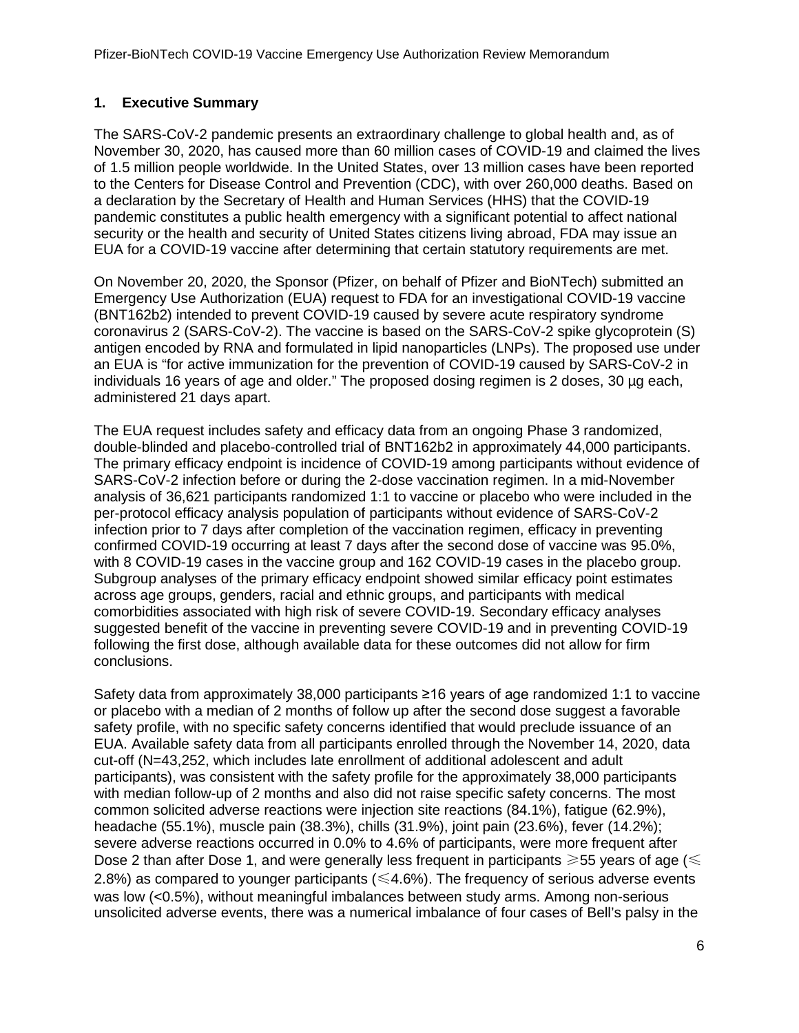## 1. Executive Summary

The SARS-CoV-2 pandemic presents an extraordinary challenge to global health and, as of November 30, 2020, has caused more than 60 million cases of COVID-19 and claimed the lives of 1.5 million people worldwide. In the United States, over 13 million cases have been reported to the Centers for Disease Control and Prevention (CDC), with over 260,000 deaths. Based on a declaration by the Secretary of Health and Human Services (HHS) that the COVID-19 pandemic constitutes a public health emergency with a significant potential to affect national security or the health and security of United States citizens living abroad, FDA may issue an EUA for a COVID-19 vaccine after determining that certain statutory requirements are met.

On November 20, 2020, the Sponsor (Pfizer, on behalf of Pfizer and BioNTech) submitted an Emergency Use Authorization (EUA) request to FDA for an investigational COVID-19 vaccine (BNT162b2) intended to prevent COVID-19 caused by severe acute respiratory syndrome coronavirus 2 (SARS-CoV-2). The vaccine is based on the SARS-CoV-2 spike glycoprotein (S) antigen encoded by RNA and formulated in lipid nanoparticles (LNPs). The proposed use under an EUA is "for active immunization for the prevention of COVID-19 caused by SARS-CoV-2 in individuals 16 years of age and older." The proposed dosing regimen is 2 doses, 30 µg each, administered 21 days apart.

The EUA request includes safety and efficacy data from an ongoing Phase 3 randomized, double-blinded and placebo-controlled trial of BNT162b2 in approximately 44,000 participants. The primary efficacy endpoint is incidence of COVID-19 among participants without evidence of SARS-CoV-2 infection before or during the 2-dose vaccination regimen. In a mid-November analysis of 36,621 participants randomized 1:1 to vaccine or placebo who were included in the per-protocol efficacy analysis population of participants without evidence of SARS-CoV-2 infection prior to 7 days after completion of the vaccination regimen, efficacy in preventing confirmed COVID-19 occurring at least 7 days after the second dose of vaccine was 95.0%, with 8 COVID-19 cases in the vaccine group and 162 COVID-19 cases in the placebo group. Subgroup analyses of the primary efficacy endpoint showed similar efficacy point estimates across age groups, genders, racial and ethnic groups, and participants with medical comorbidities associated with high risk of severe COVID-19. Secondary efficacy analyses suggested benefit of the vaccine in preventing severe COVID-19 and in preventing COVID-19 following the first dose, although available data for these outcomes did not allow for firm conclusions.

Safety data from approximately 38,000 participants ≥16 years of age randomized 1:1 to vaccine or placebo with a median of 2 months of follow up after the second dose suggest a favorable safety profile, with no specific safety concerns identified that would preclude issuance of an EUA. Available safety data from all participants enrolled through the November 14, 2020, data cut-off (N=43,252, which includes late enrollment of additional adolescent and adult participants), was consistent with the safety profile for the approximately 38,000 participants with median follow-up of 2 months and also did not raise specific safety concerns. The most common solicited adverse reactions were injection site reactions (84.1%), fatigue (62.9%), headache (55.1%), muscle pain (38.3%), chills (31.9%), joint pain (23.6%), fever (14.2%); severe adverse reactions occurred in 0.0% to 4.6% of participants, were more frequent after Dose 2 than after Dose 1, and were generally less frequent in participants ≥55 years of age (≤ 2.8%) as compared to younger participants (≤4.6%). The frequency of serious adverse events was low (<0.5%), without meaningful imbalances between study arms. Among non-serious unsolicited adverse events, there was a numerical imbalance of four cases of Bell's palsy in the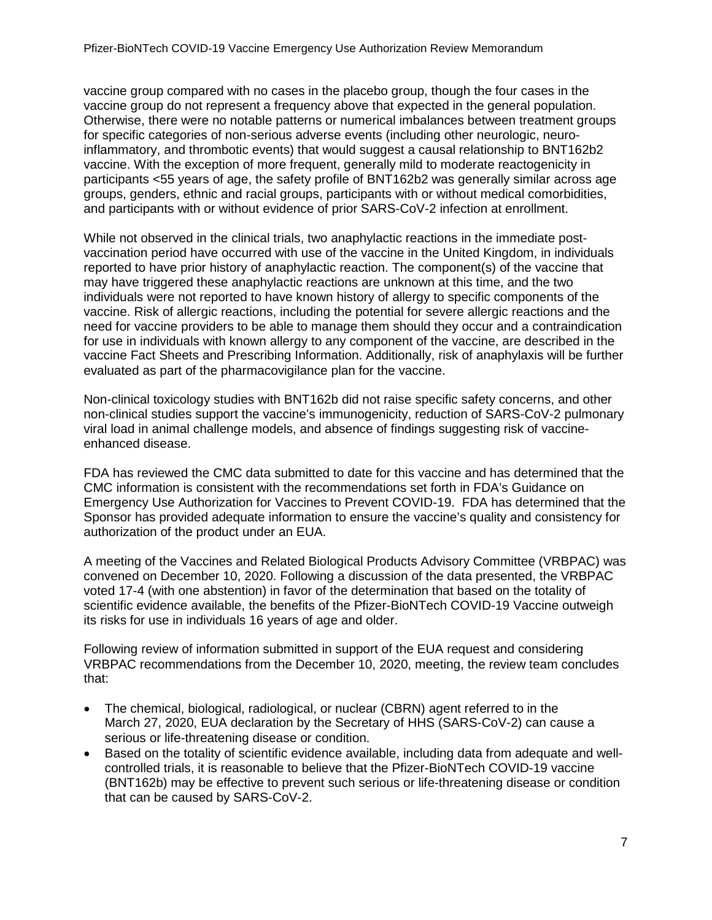vaccine group compared with no cases in the placebo group, though the four cases in the vaccine group do not represent a frequency above that expected in the general population. Otherwise, there were no notable patterns or numerical imbalances between treatment groups for specific categories of non-serious adverse events (including other neurologic, neuro-inflammatory, and thrombotic events) that would suggest a causal relationship to BNT162b2 vaccine. With the exception of more frequent, generally mild to moderate reactogenicity in participants <55 years of age, the safety profile of BNT162b2 was generally similar across age groups, genders, ethnic and racial groups, participants with or without medical comorbidities, and participants with or without evidence of prior SARS-CoV-2 infection at enrollment.

While not observed in the clinical trials, two anaphylactic reactions in the immediate post-vaccination period have occurred with use of the vaccine in the United Kingdom, in individuals reported to have prior history of anaphylactic reaction. The component(s) of the vaccine that may have triggered these anaphylactic reactions are unknown at this time, and the two individuals were not reported to have known history of allergy to specific components of the vaccine. Risk of allergic reactions, including the potential for severe allergic reactions and the need for vaccine providers to be able to manage them should they occur and a contraindication for use in individuals with known allergy to any component of the vaccine, are described in the vaccine Fact Sheets and Prescribing Information. Additionally, risk of anaphylaxis will be further evaluated as part of the pharmacovigilance plan for the vaccine.

Non-clinical toxicology studies with BNT162b did not raise specific safety concerns, and other non-clinical studies support the vaccine's immunogenicity, reduction of SARS-CoV-2 pulmonary viral load in animal challenge models, and absence of findings suggesting risk of vaccine-enhanced disease.

FDA has reviewed the CMC data submitted to date for this vaccine and has determined that the CMC information is consistent with the recommendations set forth in FDA's Guidance on Emergency Use Authorization for Vaccines to Prevent COVID-19. FDA has determined that the Sponsor has provided adequate information to ensure the vaccine's quality and consistency for authorization of the product under an EUA.

A meeting of the Vaccines and Related Biological Products Advisory Committee (VRBPAC) was convened on December 10, 2020. Following a discussion of the data presented, the VRBPAC voted 17-4 (with one abstention) in favor of the determination that based on the totality of scientific evidence available, the benefits of the Pfizer-BioNTech COVID-19 Vaccine outweigh its risks for use in individuals 16 years of age and older.

Following review of information submitted in support of the EUA request and considering VRBPAC recommendations from the December 10, 2020, meeting, the review team concludes that:

- The chemical, biological, radiological, or nuclear (CBRN) agent referred to in the March 27, 2020, EUA declaration by the Secretary of HHS (SARS-CoV-2) can cause a serious or life-threatening disease or condition.
- Based on the totality of scientific evidence available, including data from adequate and well-controlled trials, it is reasonable to believe that the Pfizer-BioNTech COVID-19 vaccine (BNT162b) may be effective to prevent such serious or life-threatening disease or condition that can be caused by SARS-CoV-2.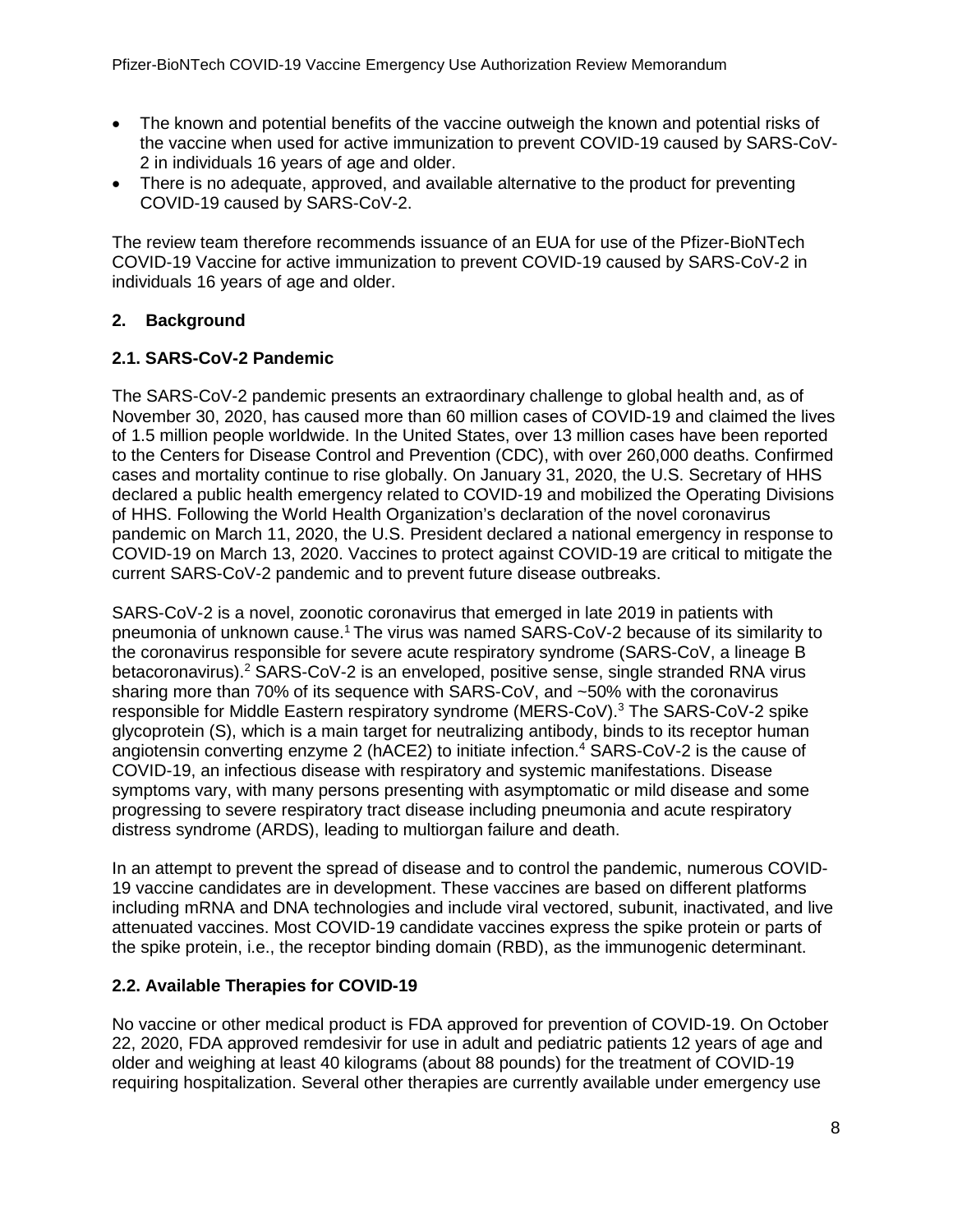- The known and potential benefits of the vaccine outweigh the known and potential risks of the vaccine when used for active immunization to prevent COVID-19 caused by SARS-CoV-2 in individuals 16 years of age and older.
- There is no adequate, approved, and available alternative to the product for preventing COVID-19 caused by SARS-CoV-2.

The review team therefore recommends issuance of an EUA for use of the Pfizer-BioNTech COVID-19 Vaccine for active immunization to prevent COVID-19 caused by SARS-CoV-2 in individuals 16 years of age and older.

## 2. Background

### 2.1. SARS-CoV-2 Pandemic

The SARS-CoV-2 pandemic presents an extraordinary challenge to global health and, as of November 30, 2020, has caused more than 60 million cases of COVID-19 and claimed the lives of 1.5 million people worldwide. In the United States, over 13 million cases have been reported to the Centers for Disease Control and Prevention (CDC), with over 260,000 deaths. Confirmed cases and mortality continue to rise globally. On January 31, 2020, the U.S. Secretary of HHS declared a public health emergency related to COVID-19 and mobilized the Operating Divisions of HHS. Following the World Health Organization's declaration of the novel coronavirus pandemic on March 11, 2020, the U.S. President declared a national emergency in response to COVID-19 on March 13, 2020. Vaccines to protect against COVID-19 are critical to mitigate the current SARS-CoV-2 pandemic and to prevent future disease outbreaks.

SARS-CoV-2 is a novel, zoonotic coronavirus that emerged in late 2019 in patients with pneumonia of unknown cause.[1] The virus was named SARS-CoV-2 because of its similarity to the coronavirus responsible for severe acute respiratory syndrome (SARS-CoV, a lineage B betacoronavirus).[2] SARS-CoV-2 is an enveloped, positive sense, single stranded RNA virus sharing more than 70% of its sequence with SARS-CoV, and ~50% with the coronavirus responsible for Middle Eastern respiratory syndrome (MERS-CoV).[3] The SARS-CoV-2 spike glycoprotein (S), which is a main target for neutralizing antibody, binds to its receptor human angiotensin converting enzyme 2 (hACE2) to initiate infection.[4] SARS-CoV-2 is the cause of COVID-19, an infectious disease with respiratory and systemic manifestations. Disease symptoms vary, with many persons presenting with asymptomatic or mild disease and some progressing to severe respiratory tract disease including pneumonia and acute respiratory distress syndrome (ARDS), leading to multiorgan failure and death.

In an attempt to prevent the spread of disease and to control the pandemic, numerous COVID-19 vaccine candidates are in development. These vaccines are based on different platforms including mRNA and DNA technologies and include viral vectored, subunit, inactivated, and live attenuated vaccines. Most COVID-19 candidate vaccines express the spike protein or parts of the spike protein, i.e., the receptor binding domain (RBD), as the immunogenic determinant.

### 2.2. Available Therapies for COVID-19

No vaccine or other medical product is FDA approved for prevention of COVID-19. On October 22, 2020, FDA approved remdesivir for use in adult and pediatric patients 12 years of age and older and weighing at least 40 kilograms (about 88 pounds) for the treatment of COVID-19 requiring hospitalization. Several other therapies are currently available under emergency use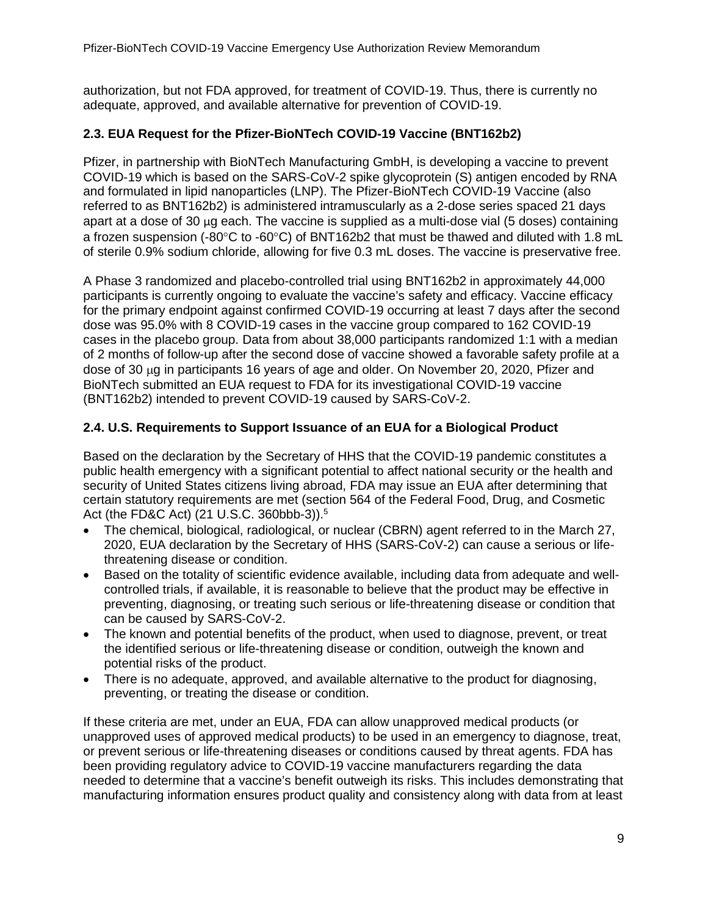authorization, but not FDA approved, for treatment of COVID-19. Thus, there is currently no adequate, approved, and available alternative for prevention of COVID-19.

### 2.3. EUA Request for the Pfizer-BioNTech COVID-19 Vaccine (BNT162b2)

Pfizer, in partnership with BioNTech Manufacturing GmbH, is developing a vaccine to prevent COVID-19 which is based on the SARS-CoV-2 spike glycoprotein (S) antigen encoded by RNA and formulated in lipid nanoparticles (LNP). The Pfizer-BioNTech COVID-19 Vaccine (also referred to as BNT162b2) is administered intramuscularly as a 2-dose series spaced 21 days apart at a dose of 30 μg each. The vaccine is supplied as a multi-dose vial (5 doses) containing a frozen suspension (-80°C to -60°C) of BNT162b2 that must be thawed and diluted with 1.8 mL of sterile 0.9% sodium chloride, allowing for five 0.3 mL doses. The vaccine is preservative free.

A Phase 3 randomized and placebo-controlled trial using BNT162b2 in approximately 44,000 participants is currently ongoing to evaluate the vaccine's safety and efficacy. Vaccine efficacy for the primary endpoint against confirmed COVID-19 occurring at least 7 days after the second dose was 95.0% with 8 COVID-19 cases in the vaccine group compared to 162 COVID-19 cases in the placebo group. Data from about 38,000 participants randomized 1:1 with a median of 2 months of follow-up after the second dose of vaccine showed a favorable safety profile at a dose of 30 μg in participants 16 years of age and older. On November 20, 2020, Pfizer and BioNTech submitted an EUA request to FDA for its investigational COVID-19 vaccine (BNT162b2) intended to prevent COVID-19 caused by SARS-CoV-2.

### 2.4. U.S. Requirements to Support Issuance of an EUA for a Biological Product

Based on the declaration by the Secretary of HHS that the COVID-19 pandemic constitutes a public health emergency with a significant potential to affect national security or the health and security of United States citizens living abroad, FDA may issue an EUA after determining that certain statutory requirements are met (section 564 of the Federal Food, Drug, and Cosmetic Act (the FD&C Act) (21 U.S.C. 360bbb-3)).[5]

- The chemical, biological, radiological, or nuclear (CBRN) agent referred to in the March 27, 2020, EUA declaration by the Secretary of HHS (SARS-CoV-2) can cause a serious or life-threatening disease or condition.
- Based on the totality of scientific evidence available, including data from adequate and well-controlled trials, if available, it is reasonable to believe that the product may be effective in preventing, diagnosing, or treating such serious or life-threatening disease or condition that can be caused by SARS-CoV-2.
- The known and potential benefits of the product, when used to diagnose, prevent, or treat the identified serious or life-threatening disease or condition, outweigh the known and potential risks of the product.
- There is no adequate, approved, and available alternative to the product for diagnosing, preventing, or treating the disease or condition.

If these criteria are met, under an EUA, FDA can allow unapproved medical products (or unapproved uses of approved medical products) to be used in an emergency to diagnose, treat, or prevent serious or life-threatening diseases or conditions caused by threat agents. FDA has been providing regulatory advice to COVID-19 vaccine manufacturers regarding the data needed to determine that a vaccine's benefit outweigh its risks. This includes demonstrating that manufacturing information ensures product quality and consistency along with data from at least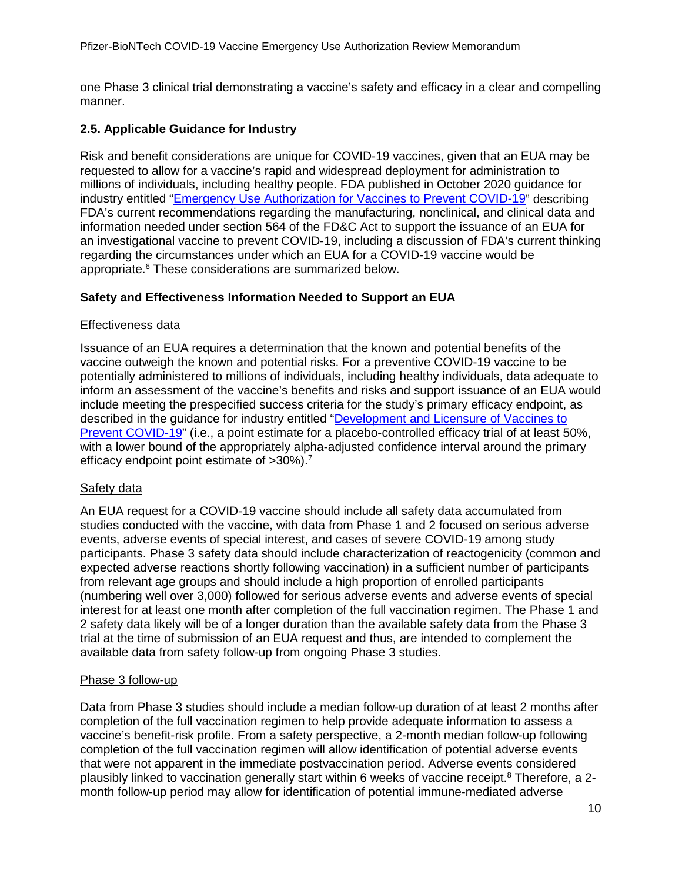one Phase 3 clinical trial demonstrating a vaccine's safety and efficacy in a clear and compelling manner.

## 2.5. Applicable Guidance for Industry

Risk and benefit considerations are unique for COVID-19 vaccines, given that an EUA may be requested to allow for a vaccine's rapid and widespread deployment for administration to millions of individuals, including healthy people. FDA published in October 2020 guidance for industry entitled "Emergency Use Authorization for Vaccines to Prevent COVID-19" describing FDA's current recommendations regarding the manufacturing, nonclinical, and clinical data and information needed under section 564 of the FD&C Act to support the issuance of an EUA for an investigational vaccine to prevent COVID-19, including a discussion of FDA's current thinking regarding the circumstances under which an EUA for a COVID-19 vaccine would be appropriate.[6] These considerations are summarized below.

### Safety and Effectiveness Information Needed to Support an EUA

Effectiveness data

Issuance of an EUA requires a determination that the known and potential benefits of the vaccine outweigh the known and potential risks. For a preventive COVID-19 vaccine to be potentially administered to millions of individuals, including healthy individuals, data adequate to inform an assessment of the vaccine's benefits and risks and support issuance of an EUA would include meeting the prespecified success criteria for the study's primary efficacy endpoint, as described in the guidance for industry entitled "Development and Licensure of Vaccines to Prevent COVID-19" (i.e., a point estimate for a placebo-controlled efficacy trial of at least 50%, with a lower bound of the appropriately alpha-adjusted confidence interval around the primary efficacy endpoint point estimate of >30%).[7]

Safety data

An EUA request for a COVID-19 vaccine should include all safety data accumulated from studies conducted with the vaccine, with data from Phase 1 and 2 focused on serious adverse events, adverse events of special interest, and cases of severe COVID-19 among study participants. Phase 3 safety data should include characterization of reactogenicity (common and expected adverse reactions shortly following vaccination) in a sufficient number of participants from relevant age groups and should include a high proportion of enrolled participants (numbering well over 3,000) followed for serious adverse events and adverse events of special interest for at least one month after completion of the full vaccination regimen. The Phase 1 and 2 safety data likely will be of a longer duration than the available safety data from the Phase 3 trial at the time of submission of an EUA request and thus, are intended to complement the available data from safety follow-up from ongoing Phase 3 studies.

Phase 3 follow-up

Data from Phase 3 studies should include a median follow-up duration of at least 2 months after completion of the full vaccination regimen to help provide adequate information to assess a vaccine's benefit-risk profile. From a safety perspective, a 2-month median follow-up following completion of the full vaccination regimen will allow identification of potential adverse events that were not apparent in the immediate postvaccination period. Adverse events considered plausibly linked to vaccination generally start within 6 weeks of vaccine receipt.[8] Therefore, a 2-month follow-up period may allow for identification of potential immune-mediated adverse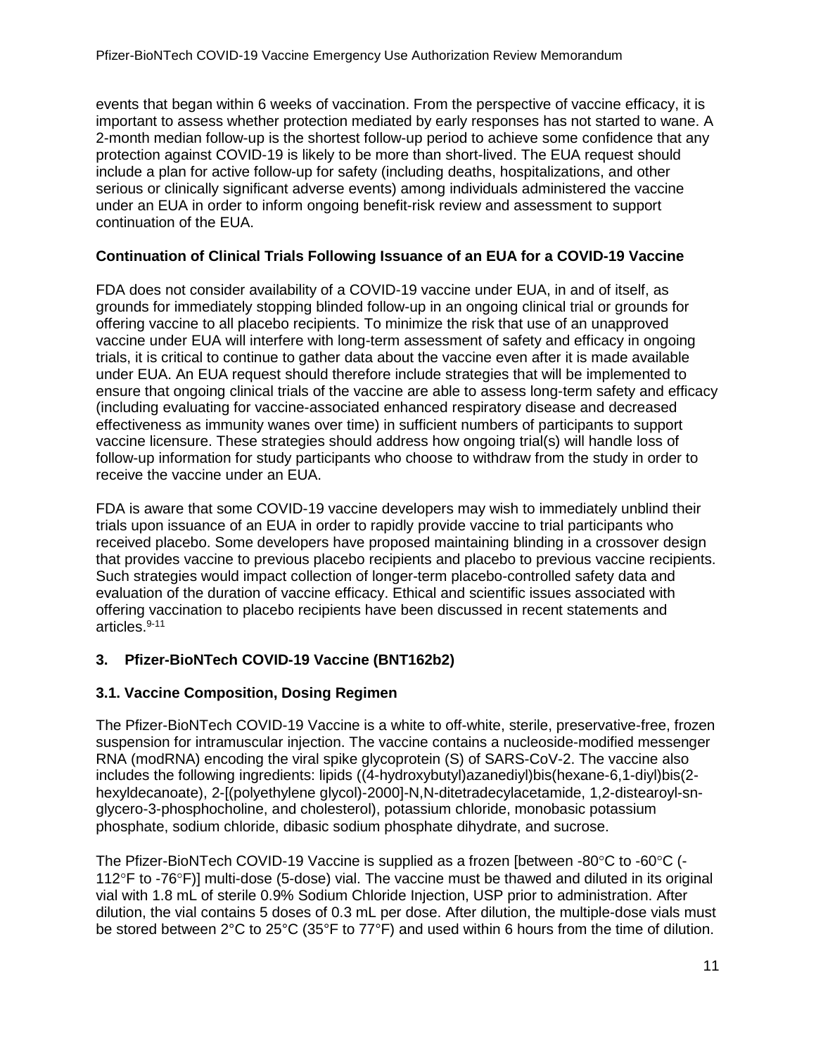events that began within 6 weeks of vaccination. From the perspective of vaccine efficacy, it is important to assess whether protection mediated by early responses has not started to wane. A 2-month median follow-up is the shortest follow-up period to achieve some confidence that any protection against COVID-19 is likely to be more than short-lived. The EUA request should include a plan for active follow-up for safety (including deaths, hospitalizations, and other serious or clinically significant adverse events) among individuals administered the vaccine under an EUA in order to inform ongoing benefit-risk review and assessment to support continuation of the EUA.

**Continuation of Clinical Trials Following Issuance of an EUA for a COVID-19 Vaccine**

FDA does not consider availability of a COVID-19 vaccine under EUA, in and of itself, as grounds for immediately stopping blinded follow-up in an ongoing clinical trial or grounds for offering vaccine to all placebo recipients. To minimize the risk that use of an unapproved vaccine under EUA will interfere with long-term assessment of safety and efficacy in ongoing trials, it is critical to continue to gather data about the vaccine even after it is made available under EUA. An EUA request should therefore include strategies that will be implemented to ensure that ongoing clinical trials of the vaccine are able to assess long-term safety and efficacy (including evaluating for vaccine-associated enhanced respiratory disease and decreased effectiveness as immunity wanes over time) in sufficient numbers of participants to support vaccine licensure. These strategies should address how ongoing trial(s) will handle loss of follow-up information for study participants who choose to withdraw from the study in order to receive the vaccine under an EUA.

FDA is aware that some COVID-19 vaccine developers may wish to immediately unblind their trials upon issuance of an EUA in order to rapidly provide vaccine to trial participants who received placebo. Some developers have proposed maintaining blinding in a crossover design that provides vaccine to previous placebo recipients and placebo to previous vaccine recipients. Such strategies would impact collection of longer-term placebo-controlled safety data and evaluation of the duration of vaccine efficacy. Ethical and scientific issues associated with offering vaccination to placebo recipients have been discussed in recent statements and articles.[9-11]

## 3. Pfizer-BioNTech COVID-19 Vaccine (BNT162b2)

### 3.1. Vaccine Composition, Dosing Regimen

The Pfizer-BioNTech COVID-19 Vaccine is a white to off-white, sterile, preservative-free, frozen suspension for intramuscular injection. The vaccine contains a nucleoside-modified messenger RNA (modRNA) encoding the viral spike glycoprotein (S) of SARS-CoV-2. The vaccine also includes the following ingredients: lipids ((4-hydroxybutyl)azanediyl)bis(hexane-6,1-diyl)bis(2-hexyldecanoate), 2-[(polyethylene glycol)-2000]-N,N-ditetradecylacetamide, 1,2-distearoyl-sn-glycero-3-phosphocholine, and cholesterol), potassium chloride, monobasic potassium phosphate, sodium chloride, dibasic sodium phosphate dihydrate, and sucrose.

The Pfizer-BioNTech COVID-19 Vaccine is supplied as a frozen [between -80°C to -60°C (-112°F to -76°F)] multi-dose (5-dose) vial. The vaccine must be thawed and diluted in its original vial with 1.8 mL of sterile 0.9% Sodium Chloride Injection, USP prior to administration. After dilution, the vial contains 5 doses of 0.3 mL per dose. After dilution, the multiple-dose vials must be stored between 2°C to 25°C (35°F to 77°F) and used within 6 hours from the time of dilution.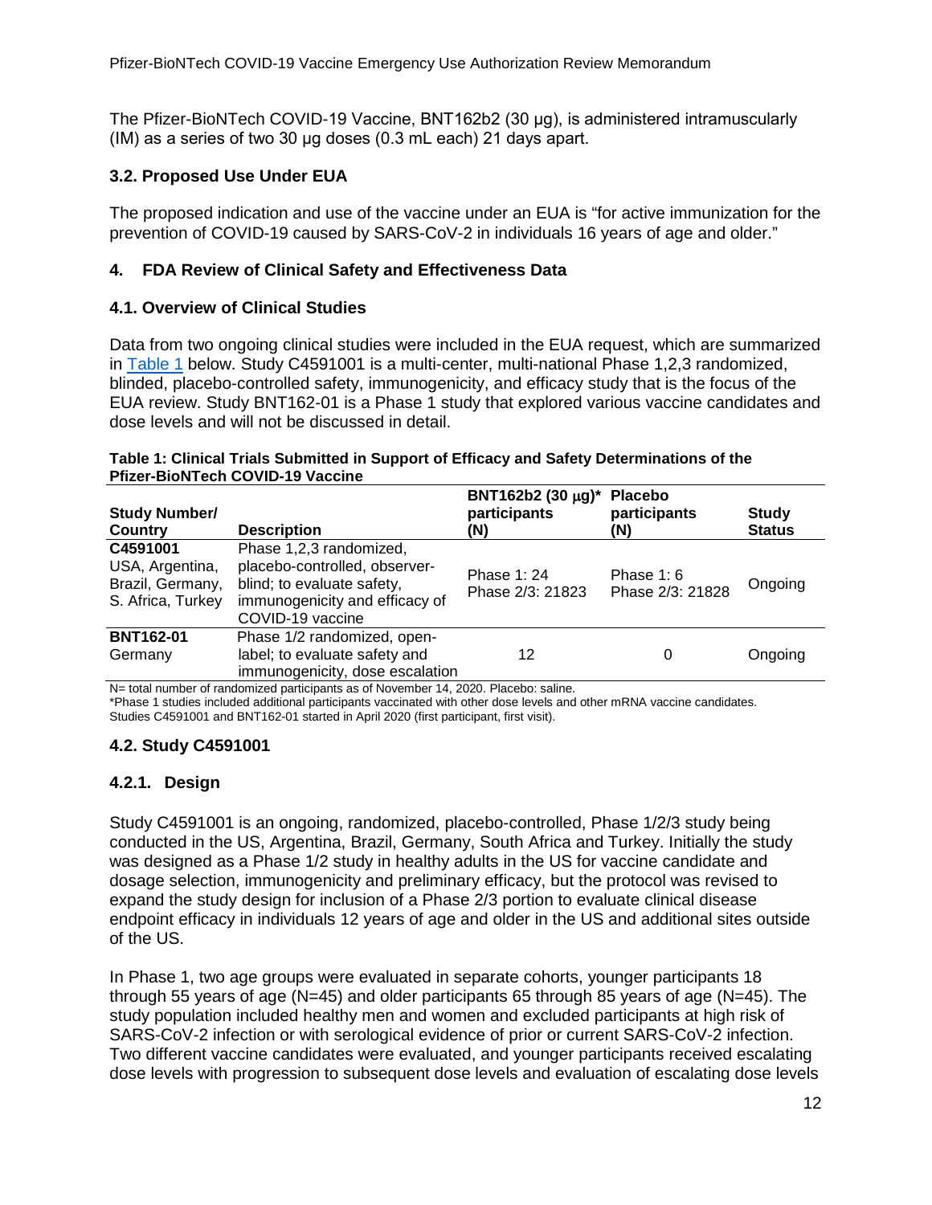The Pfizer-BioNTech COVID-19 Vaccine, BNT162b2 (30 μg), is administered intramuscularly (IM) as a series of two 30 μg doses (0.3 mL each) 21 days apart.

### 3.2. Proposed Use Under EUA

The proposed indication and use of the vaccine under an EUA is "for active immunization for the prevention of COVID-19 caused by SARS-CoV-2 in individuals 16 years of age and older."

## 4. FDA Review of Clinical Safety and Effectiveness Data

### 4.1. Overview of Clinical Studies

Data from two ongoing clinical studies were included in the EUA request, which are summarized in Table 1 below. Study C4591001 is a multi-center, multi-national Phase 1,2,3 randomized, blinded, placebo-controlled safety, immunogenicity, and efficacy study that is the focus of the EUA review. Study BNT162-01 is a Phase 1 study that explored various vaccine candidates and dose levels and will not be discussed in detail.

**Table 1: Clinical Trials Submitted in Support of Efficacy and Safety Determinations of the Pfizer-BioNTech COVID-19 Vaccine**

| Study Number/ Country | Description | BNT162b2 (30 μg)* participants (N) | Placebo participants (N) | Study Status |
|---|---|---|---|---|
| **C4591001** USA, Argentina, Brazil, Germany, S. Africa, Turkey | Phase 1,2,3 randomized, placebo-controlled, observer-blind; to evaluate safety, immunogenicity and efficacy of COVID-19 vaccine | Phase 1: 24 Phase 2/3: 21823 | Phase 1: 6 Phase 2/3: 21828 | Ongoing |
| **BNT162-01** Germany | Phase 1/2 randomized, open-label; to evaluate safety and immunogenicity, dose escalation | 12 | 0 | Ongoing |

N= total number of randomized participants as of November 14, 2020. Placebo: saline.
*Phase 1 studies included additional participants vaccinated with other dose levels and other mRNA vaccine candidates.
Studies C4591001 and BNT162-01 started in April 2020 (first participant, first visit).

### 4.2. Study C4591001

#### 4.2.1. Design

Study C4591001 is an ongoing, randomized, placebo-controlled, Phase 1/2/3 study being conducted in the US, Argentina, Brazil, Germany, South Africa and Turkey. Initially the study was designed as a Phase 1/2 study in healthy adults in the US for vaccine candidate and dosage selection, immunogenicity and preliminary efficacy, but the protocol was revised to expand the study design for inclusion of a Phase 2/3 portion to evaluate clinical disease endpoint efficacy in individuals 12 years of age and older in the US and additional sites outside of the US.

In Phase 1, two age groups were evaluated in separate cohorts, younger participants 18 through 55 years of age (N=45) and older participants 65 through 85 years of age (N=45). The study population included healthy men and women and excluded participants at high risk of SARS-CoV-2 infection or with serological evidence of prior or current SARS-CoV-2 infection. Two different vaccine candidates were evaluated, and younger participants received escalating dose levels with progression to subsequent dose levels and evaluation of escalating dose levels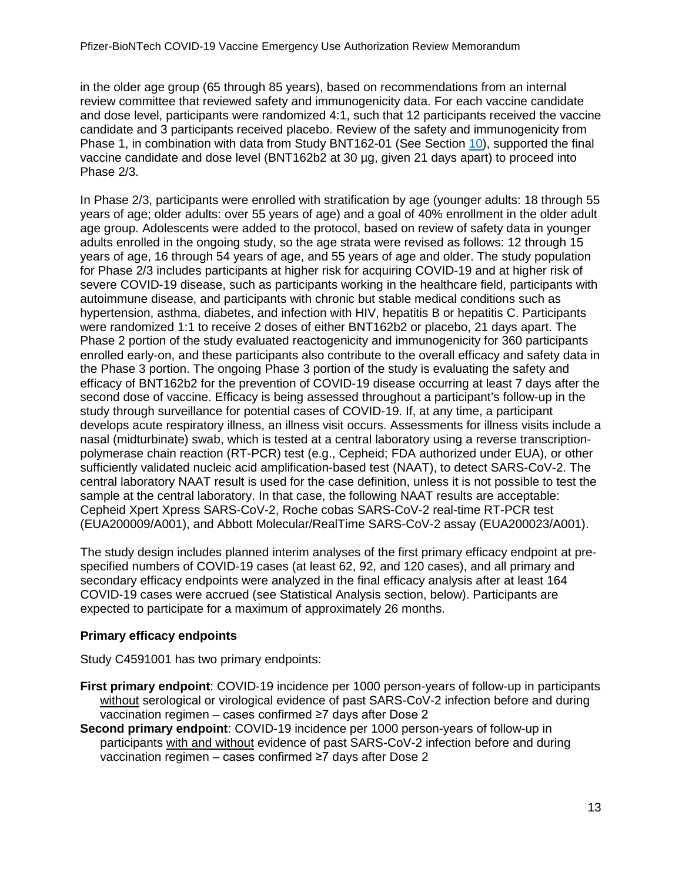in the older age group (65 through 85 years), based on recommendations from an internal review committee that reviewed safety and immunogenicity data. For each vaccine candidate and dose level, participants were randomized 4:1, such that 12 participants received the vaccine candidate and 3 participants received placebo. Review of the safety and immunogenicity from Phase 1, in combination with data from Study BNT162-01 (See Section 10), supported the final vaccine candidate and dose level (BNT162b2 at 30 µg, given 21 days apart) to proceed into Phase 2/3.

In Phase 2/3, participants were enrolled with stratification by age (younger adults: 18 through 55 years of age; older adults: over 55 years of age) and a goal of 40% enrollment in the older adult age group. Adolescents were added to the protocol, based on review of safety data in younger adults enrolled in the ongoing study, so the age strata were revised as follows: 12 through 15 years of age, 16 through 54 years of age, and 55 years of age and older. The study population for Phase 2/3 includes participants at higher risk for acquiring COVID-19 and at higher risk of severe COVID-19 disease, such as participants working in the healthcare field, participants with autoimmune disease, and participants with chronic but stable medical conditions such as hypertension, asthma, diabetes, and infection with HIV, hepatitis B or hepatitis C. Participants were randomized 1:1 to receive 2 doses of either BNT162b2 or placebo, 21 days apart. The Phase 2 portion of the study evaluated reactogenicity and immunogenicity for 360 participants enrolled early-on, and these participants also contribute to the overall efficacy and safety data in the Phase 3 portion. The ongoing Phase 3 portion of the study is evaluating the safety and efficacy of BNT162b2 for the prevention of COVID-19 disease occurring at least 7 days after the second dose of vaccine. Efficacy is being assessed throughout a participant's follow-up in the study through surveillance for potential cases of COVID-19. If, at any time, a participant develops acute respiratory illness, an illness visit occurs. Assessments for illness visits include a nasal (midturbinate) swab, which is tested at a central laboratory using a reverse transcription-polymerase chain reaction (RT-PCR) test (e.g., Cepheid; FDA authorized under EUA), or other sufficiently validated nucleic acid amplification-based test (NAAT), to detect SARS-CoV-2. The central laboratory NAAT result is used for the case definition, unless it is not possible to test the sample at the central laboratory. In that case, the following NAAT results are acceptable: Cepheid Xpert Xpress SARS-CoV-2, Roche cobas SARS-CoV-2 real-time RT-PCR test (EUA200009/A001), and Abbott Molecular/RealTime SARS-CoV-2 assay (EUA200023/A001).

The study design includes planned interim analyses of the first primary efficacy endpoint at pre-specified numbers of COVID-19 cases (at least 62, 92, and 120 cases), and all primary and secondary efficacy endpoints were analyzed in the final efficacy analysis after at least 164 COVID-19 cases were accrued (see Statistical Analysis section, below). Participants are expected to participate for a maximum of approximately 26 months.

**Primary efficacy endpoints**

Study C4591001 has two primary endpoints:

**First primary endpoint**: COVID-19 incidence per 1000 person-years of follow-up in participants without serological or virological evidence of past SARS-CoV-2 infection before and during vaccination regimen – cases confirmed ≥7 days after Dose 2

**Second primary endpoint**: COVID-19 incidence per 1000 person-years of follow-up in participants with and without evidence of past SARS-CoV-2 infection before and during vaccination regimen – cases confirmed ≥7 days after Dose 2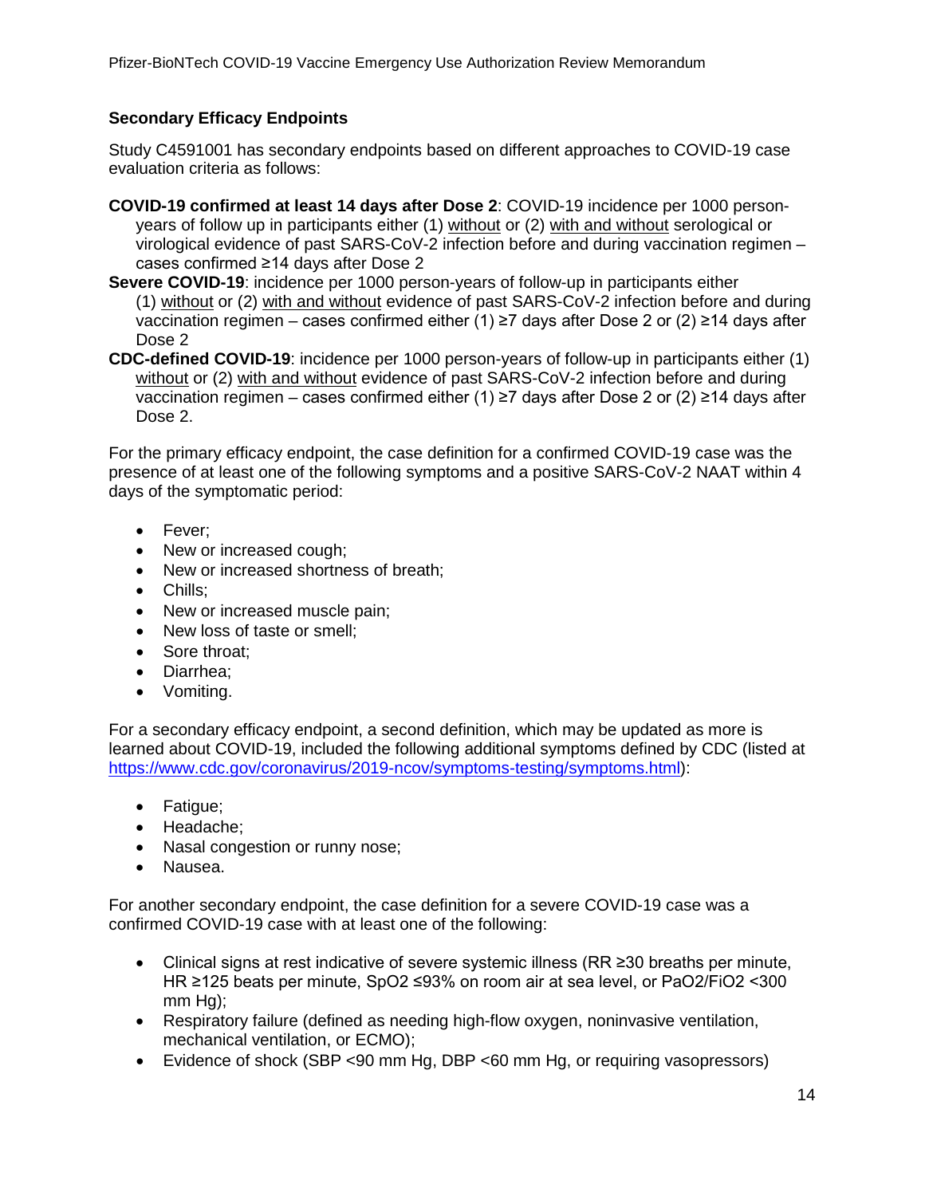### Secondary Efficacy Endpoints

Study C4591001 has secondary endpoints based on different approaches to COVID-19 case evaluation criteria as follows:

**COVID-19 confirmed at least 14 days after Dose 2**: COVID-19 incidence per 1000 person-years of follow up in participants either (1) without or (2) with and without serological or virological evidence of past SARS-CoV-2 infection before and during vaccination regimen – cases confirmed ≥14 days after Dose 2

**Severe COVID-19**: incidence per 1000 person-years of follow-up in participants either (1) without or (2) with and without evidence of past SARS-CoV-2 infection before and during vaccination regimen – cases confirmed either (1) ≥7 days after Dose 2 or (2) ≥14 days after Dose 2

**CDC-defined COVID-19**: incidence per 1000 person-years of follow-up in participants either (1) without or (2) with and without evidence of past SARS-CoV-2 infection before and during vaccination regimen – cases confirmed either (1) ≥7 days after Dose 2 or (2) ≥14 days after Dose 2.

For the primary efficacy endpoint, the case definition for a confirmed COVID-19 case was the presence of at least one of the following symptoms and a positive SARS-CoV-2 NAAT within 4 days of the symptomatic period:

- Fever;
- New or increased cough;
- New or increased shortness of breath;
- Chills;
- New or increased muscle pain;
- New loss of taste or smell;
- Sore throat;
- Diarrhea;
- Vomiting.

For a secondary efficacy endpoint, a second definition, which may be updated as more is learned about COVID-19, included the following additional symptoms defined by CDC (listed at https://www.cdc.gov/coronavirus/2019-ncov/symptoms-testing/symptoms.html):

- Fatigue;
- Headache;
- Nasal congestion or runny nose;
- Nausea.

For another secondary endpoint, the case definition for a severe COVID-19 case was a confirmed COVID-19 case with at least one of the following:

- Clinical signs at rest indicative of severe systemic illness (RR ≥30 breaths per minute, HR ≥125 beats per minute, $SpO_2$ ≤93% on room air at sea level, or $PaO_2/FiO_2$ <300 mm Hg);
- Respiratory failure (defined as needing high-flow oxygen, noninvasive ventilation, mechanical ventilation, or ECMO);
- Evidence of shock (SBP <90 mm Hg, DBP <60 mm Hg, or requiring vasopressors)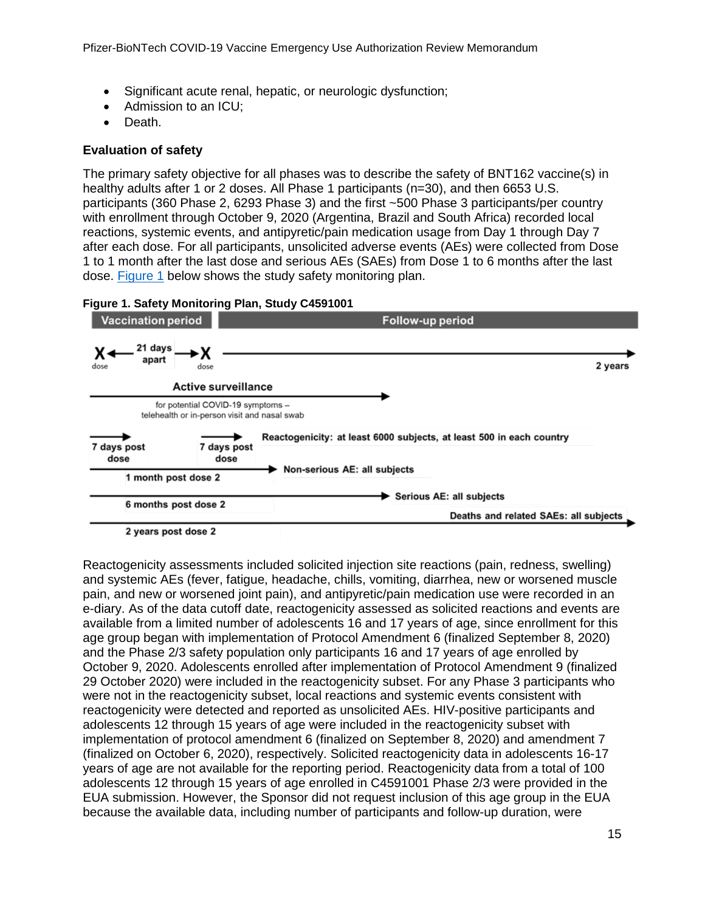- Significant acute renal, hepatic, or neurologic dysfunction;
- Admission to an ICU;
- Death.

### Evaluation of safety

The primary safety objective for all phases was to describe the safety of BNT162 vaccine(s) in healthy adults after 1 or 2 doses. All Phase 1 participants (n=30), and then 6653 U.S. participants (360 Phase 2, 6293 Phase 3) and the first ~500 Phase 3 participants/per country with enrollment through October 9, 2020 (Argentina, Brazil and South Africa) recorded local reactions, systemic events, and antipyretic/pain medication usage from Day 1 through Day 7 after each dose. For all participants, unsolicited adverse events (AEs) were collected from Dose 1 to 1 month after the last dose and serious AEs (SAEs) from Dose 1 to 6 months after the last dose. Figure 1 below shows the study safety monitoring plan.

**Figure 1. Safety Monitoring Plan, Study C4591001**

Vaccination period | Follow-up period

X dose ← 21 days apart → X dose → 2 years

Active surveillance: for potential COVID-19 symptoms – telehealth or in-person visit and nasal swab

7 days post dose; 7 days post dose — Reactogenicity: at least 6000 subjects, at least 500 in each country

1 month post dose 2 — Non-serious AE: all subjects

6 months post dose 2 — Serious AE: all subjects

2 years post dose 2 — Deaths and related SAEs: all subjects

Reactogenicity assessments included solicited injection site reactions (pain, redness, swelling) and systemic AEs (fever, fatigue, headache, chills, vomiting, diarrhea, new or worsened muscle pain, and new or worsened joint pain), and antipyretic/pain medication use were recorded in an e-diary. As of the data cutoff date, reactogenicity assessed as solicited reactions and events are available from a limited number of adolescents 16 and 17 years of age, since enrollment for this age group began with implementation of Protocol Amendment 6 (finalized September 8, 2020) and the Phase 2/3 safety population only participants 16 and 17 years of age enrolled by October 9, 2020. Adolescents enrolled after implementation of Protocol Amendment 9 (finalized 29 October 2020) were included in the reactogenicity subset. For any Phase 3 participants who were not in the reactogenicity subset, local reactions and systemic events consistent with reactogenicity were detected and reported as unsolicited AEs. HIV-positive participants and adolescents 12 through 15 years of age were included in the reactogenicity subset with implementation of protocol amendment 6 (finalized on September 8, 2020) and amendment 7 (finalized on October 6, 2020), respectively. Solicited reactogenicity data in adolescents 16-17 years of age are not available for the reporting period. Reactogenicity data from a total of 100 adolescents 12 through 15 years of age enrolled in C4591001 Phase 2/3 were provided in the EUA submission. However, the Sponsor did not request inclusion of this age group in the EUA because the available data, including number of participants and follow-up duration, were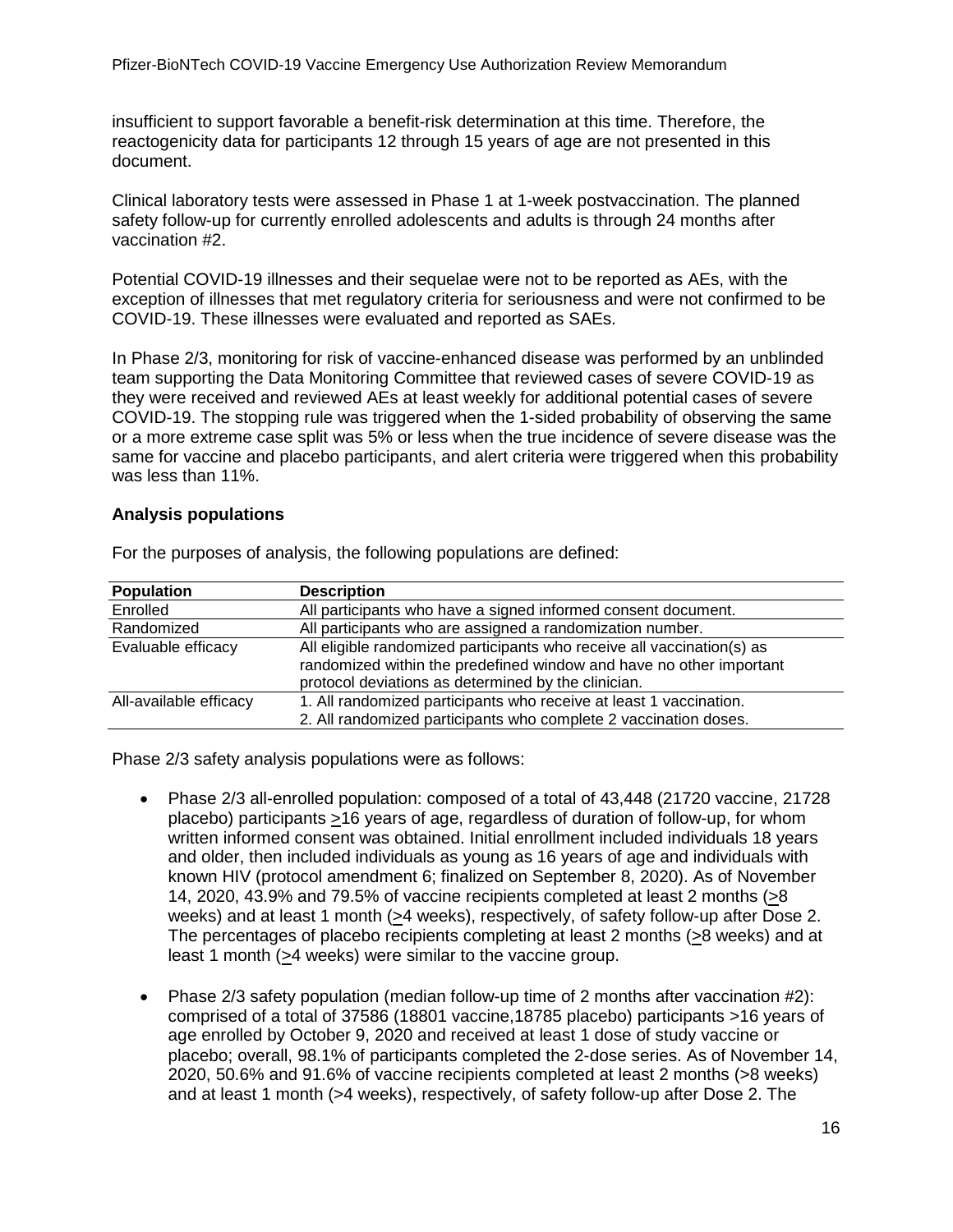insufficient to support favorable a benefit-risk determination at this time. Therefore, the reactogenicity data for participants 12 through 15 years of age are not presented in this document.

Clinical laboratory tests were assessed in Phase 1 at 1-week postvaccination. The planned safety follow-up for currently enrolled adolescents and adults is through 24 months after vaccination #2.

Potential COVID-19 illnesses and their sequelae were not to be reported as AEs, with the exception of illnesses that met regulatory criteria for seriousness and were not confirmed to be COVID-19. These illnesses were evaluated and reported as SAEs.

In Phase 2/3, monitoring for risk of vaccine-enhanced disease was performed by an unblinded team supporting the Data Monitoring Committee that reviewed cases of severe COVID-19 as they were received and reviewed AEs at least weekly for additional potential cases of severe COVID-19. The stopping rule was triggered when the 1-sided probability of observing the same or a more extreme case split was 5% or less when the true incidence of severe disease was the same for vaccine and placebo participants, and alert criteria were triggered when this probability was less than 11%.

**Analysis populations**

For the purposes of analysis, the following populations are defined:

| Population | Description |
|---|---|
| Enrolled | All participants who have a signed informed consent document. |
| Randomized | All participants who are assigned a randomization number. |
| Evaluable efficacy | All eligible randomized participants who receive all vaccination(s) as randomized within the predefined window and have no other important protocol deviations as determined by the clinician. |
| All-available efficacy | 1. All randomized participants who receive at least 1 vaccination.<br>2. All randomized participants who complete 2 vaccination doses. |

Phase 2/3 safety analysis populations were as follows:

- Phase 2/3 all-enrolled population: composed of a total of 43,448 (21720 vaccine, 21728 placebo) participants ≥16 years of age, regardless of duration of follow-up, for whom written informed consent was obtained. Initial enrollment included individuals 18 years and older, then included individuals as young as 16 years of age and individuals with known HIV (protocol amendment 6; finalized on September 8, 2020). As of November 14, 2020, 43.9% and 79.5% of vaccine recipients completed at least 2 months (≥8 weeks) and at least 1 month (≥4 weeks), respectively, of safety follow-up after Dose 2. The percentages of placebo recipients completing at least 2 months (≥8 weeks) and at least 1 month (≥4 weeks) were similar to the vaccine group.

- Phase 2/3 safety population (median follow-up time of 2 months after vaccination #2): comprised of a total of 37586 (18801 vaccine,18785 placebo) participants >16 years of age enrolled by October 9, 2020 and received at least 1 dose of study vaccine or placebo; overall, 98.1% of participants completed the 2-dose series. As of November 14, 2020, 50.6% and 91.6% of vaccine recipients completed at least 2 months (>8 weeks) and at least 1 month (>4 weeks), respectively, of safety follow-up after Dose 2. The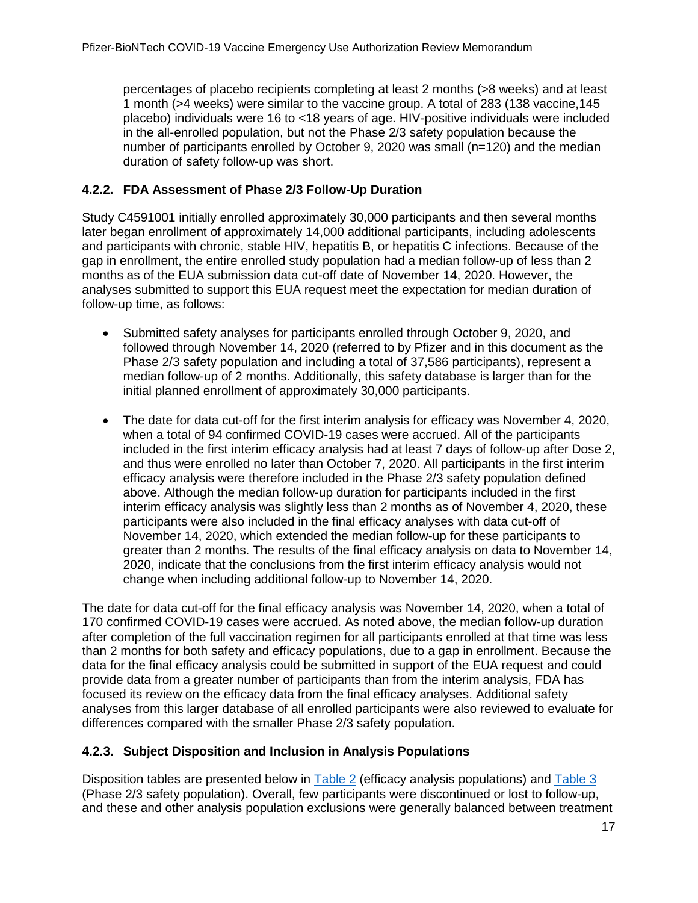percentages of placebo recipients completing at least 2 months (>8 weeks) and at least 1 month (>4 weeks) were similar to the vaccine group. A total of 283 (138 vaccine,145 placebo) individuals were 16 to <18 years of age. HIV-positive individuals were included in the all-enrolled population, but not the Phase 2/3 safety population because the number of participants enrolled by October 9, 2020 was small (n=120) and the median duration of safety follow-up was short.

### 4.2.2. FDA Assessment of Phase 2/3 Follow-Up Duration

Study C4591001 initially enrolled approximately 30,000 participants and then several months later began enrollment of approximately 14,000 additional participants, including adolescents and participants with chronic, stable HIV, hepatitis B, or hepatitis C infections. Because of the gap in enrollment, the entire enrolled study population had a median follow-up of less than 2 months as of the EUA submission data cut-off date of November 14, 2020. However, the analyses submitted to support this EUA request meet the expectation for median duration of follow-up time, as follows:

- Submitted safety analyses for participants enrolled through October 9, 2020, and followed through November 14, 2020 (referred to by Pfizer and in this document as the Phase 2/3 safety population and including a total of 37,586 participants), represent a median follow-up of 2 months. Additionally, this safety database is larger than for the initial planned enrollment of approximately 30,000 participants.
- The date for data cut-off for the first interim analysis for efficacy was November 4, 2020, when a total of 94 confirmed COVID-19 cases were accrued. All of the participants included in the first interim efficacy analysis had at least 7 days of follow-up after Dose 2, and thus were enrolled no later than October 7, 2020. All participants in the first interim efficacy analysis were therefore included in the Phase 2/3 safety population defined above. Although the median follow-up duration for participants included in the first interim efficacy analysis was slightly less than 2 months as of November 4, 2020, these participants were also included in the final efficacy analyses with data cut-off of November 14, 2020, which extended the median follow-up for these participants to greater than 2 months. The results of the final efficacy analysis on data to November 14, 2020, indicate that the conclusions from the first interim efficacy analysis would not change when including additional follow-up to November 14, 2020.

The date for data cut-off for the final efficacy analysis was November 14, 2020, when a total of 170 confirmed COVID-19 cases were accrued. As noted above, the median follow-up duration after completion of the full vaccination regimen for all participants enrolled at that time was less than 2 months for both safety and efficacy populations, due to a gap in enrollment. Because the data for the final efficacy analysis could be submitted in support of the EUA request and could provide data from a greater number of participants than from the interim analysis, FDA has focused its review on the efficacy data from the final efficacy analyses. Additional safety analyses from this larger database of all enrolled participants were also reviewed to evaluate for differences compared with the smaller Phase 2/3 safety population.

### 4.2.3. Subject Disposition and Inclusion in Analysis Populations

Disposition tables are presented below in Table 2 (efficacy analysis populations) and Table 3 (Phase 2/3 safety population). Overall, few participants were discontinued or lost to follow-up, and these and other analysis population exclusions were generally balanced between treatment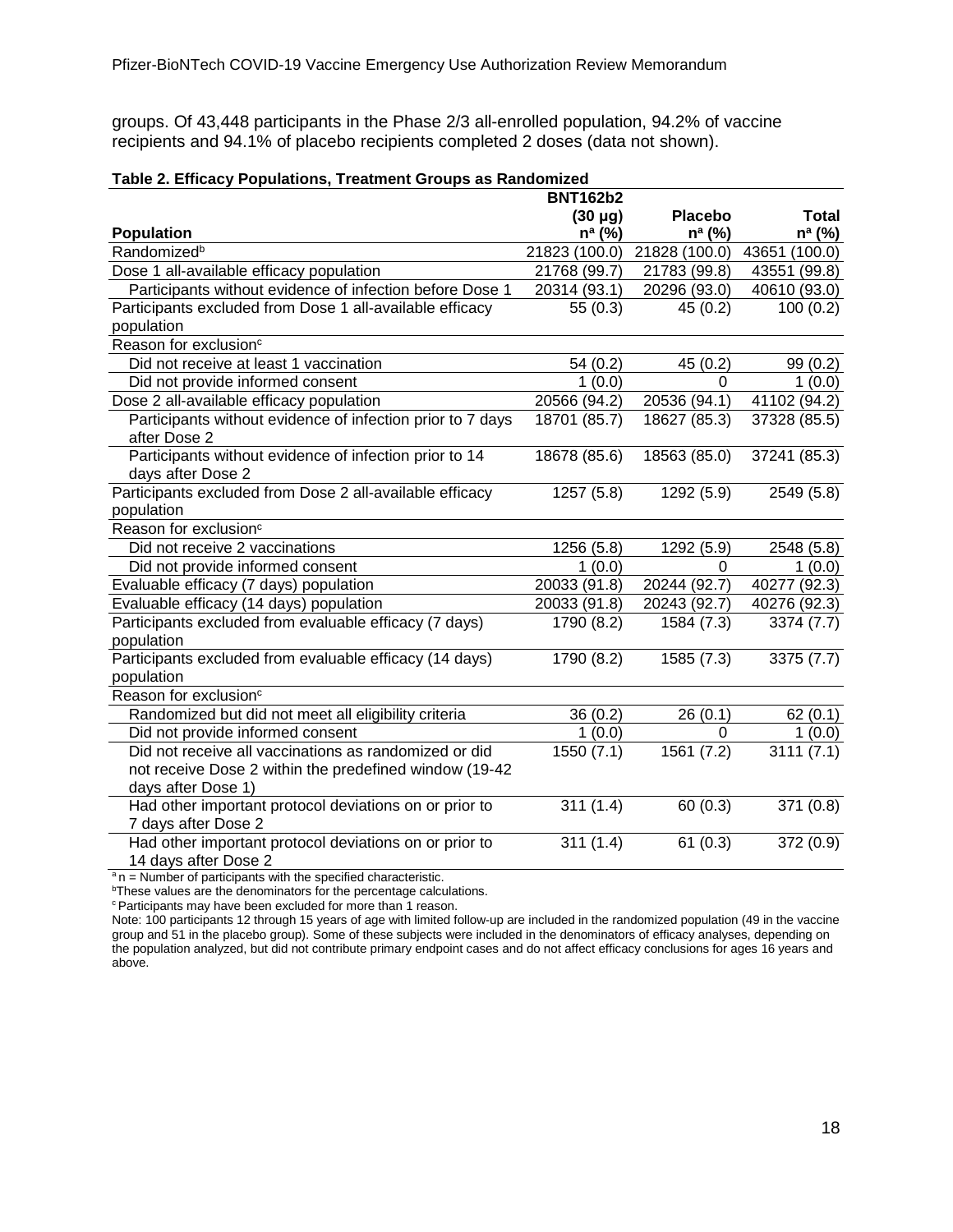groups. Of 43,448 participants in the Phase 2/3 all-enrolled population, 94.2% of vaccine recipients and 94.1% of placebo recipients completed 2 doses (data not shown).

**Table 2. Efficacy Populations, Treatment Groups as Randomized**

| Population | BNT162b2 (30 µg) n[a] (%) | Placebo n[a] (%) | Total n[a] (%) |
|---|---|---|---|
| Randomized[b] | 21823 (100.0) | 21828 (100.0) | 43651 (100.0) |
| Dose 1 all-available efficacy population | 21768 (99.7) | 21783 (99.8) | 43551 (99.8) |
| Participants without evidence of infection before Dose 1 | 20314 (93.1) | 20296 (93.0) | 40610 (93.0) |
| Participants excluded from Dose 1 all-available efficacy population | 55 (0.3) | 45 (0.2) | 100 (0.2) |
| Reason for exclusion[c] | | | |
| Did not receive at least 1 vaccination | 54 (0.2) | 45 (0.2) | 99 (0.2) |
| Did not provide informed consent | 1 (0.0) | 0 | 1 (0.0) |
| Dose 2 all-available efficacy population | 20566 (94.2) | 20536 (94.1) | 41102 (94.2) |
| Participants without evidence of infection prior to 7 days after Dose 2 | 18701 (85.7) | 18627 (85.3) | 37328 (85.5) |
| Participants without evidence of infection prior to 14 days after Dose 2 | 18678 (85.6) | 18563 (85.0) | 37241 (85.3) |
| Participants excluded from Dose 2 all-available efficacy population | 1257 (5.8) | 1292 (5.9) | 2549 (5.8) |
| Reason for exclusion[c] | | | |
| Did not receive 2 vaccinations | 1256 (5.8) | 1292 (5.9) | 2548 (5.8) |
| Did not provide informed consent | 1 (0.0) | 0 | 1 (0.0) |
| Evaluable efficacy (7 days) population | 20033 (91.8) | 20244 (92.7) | 40277 (92.3) |
| Evaluable efficacy (14 days) population | 20033 (91.8) | 20243 (92.7) | 40276 (92.3) |
| Participants excluded from evaluable efficacy (7 days) population | 1790 (8.2) | 1584 (7.3) | 3374 (7.7) |
| Participants excluded from evaluable efficacy (14 days) population | 1790 (8.2) | 1585 (7.3) | 3375 (7.7) |
| Reason for exclusion[c] | | | |
| Randomized but did not meet all eligibility criteria | 36 (0.2) | 26 (0.1) | 62 (0.1) |
| Did not provide informed consent | 1 (0.0) | 0 | 1 (0.0) |
| Did not receive all vaccinations as randomized or did not receive Dose 2 within the predefined window (19-42 days after Dose 1) | 1550 (7.1) | 1561 (7.2) | 3111 (7.1) |
| Had other important protocol deviations on or prior to 7 days after Dose 2 | 311 (1.4) | 60 (0.3) | 371 (0.8) |
| Had other important protocol deviations on or prior to 14 days after Dose 2 | 311 (1.4) | 61 (0.3) | 372 (0.9) |

[a] n = Number of participants with the specified characteristic.
[b] These values are the denominators for the percentage calculations.
[c] Participants may have been excluded for more than 1 reason.
Note: 100 participants 12 through 15 years of age with limited follow-up are included in the randomized population (49 in the vaccine group and 51 in the placebo group). Some of these subjects were included in the denominators of efficacy analyses, depending on the population analyzed, but did not contribute primary endpoint cases and do not affect efficacy conclusions for ages 16 years and above.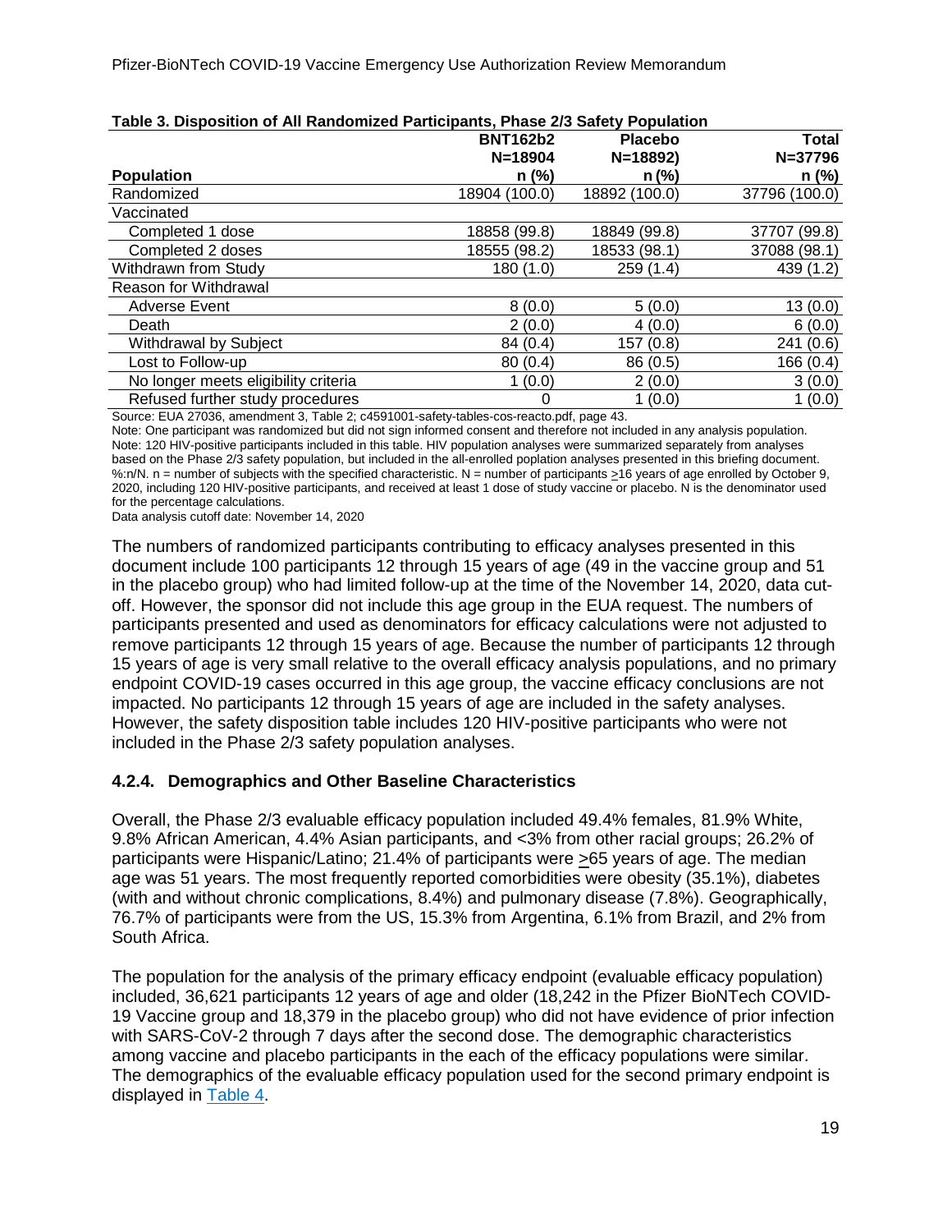**Table 3. Disposition of All Randomized Participants, Phase 2/3 Safety Population**

| Population | BNT162b2 N=18904 n (%) | Placebo N=18892) n (%) | Total N=37796 n (%) |
|---|---|---|---|
| Randomized | 18904 (100.0) | 18892 (100.0) | 37796 (100.0) |
| Vaccinated | | | |
| Completed 1 dose | 18858 (99.8) | 18849 (99.8) | 37707 (99.8) |
| Completed 2 doses | 18555 (98.2) | 18533 (98.1) | 37088 (98.1) |
| Withdrawn from Study | 180 (1.0) | 259 (1.4) | 439 (1.2) |
| Reason for Withdrawal | | | |
| Adverse Event | 8 (0.0) | 5 (0.0) | 13 (0.0) |
| Death | 2 (0.0) | 4 (0.0) | 6 (0.0) |
| Withdrawal by Subject | 84 (0.4) | 157 (0.8) | 241 (0.6) |
| Lost to Follow-up | 80 (0.4) | 86 (0.5) | 166 (0.4) |
| No longer meets eligibility criteria | 1 (0.0) | 2 (0.0) | 3 (0.0) |
| Refused further study procedures | 0 | 1 (0.0) | 1 (0.0) |

Source: EUA 27036, amendment 3, Table 2; c4591001-safety-tables-cos-reacto.pdf, page 43.
Note: One participant was randomized but did not sign informed consent and therefore not included in any analysis population.
Note: 120 HIV-positive participants included in this table. HIV population analyses were summarized separately from analyses based on the Phase 2/3 safety population, but included in the all-enrolled poplation analyses presented in this briefing document.
%:n/N. n = number of subjects with the specified characteristic. N = number of participants ≥16 years of age enrolled by October 9, 2020, including 120 HIV-positive participants, and received at least 1 dose of study vaccine or placebo. N is the denominator used for the percentage calculations.
Data analysis cutoff date: November 14, 2020

The numbers of randomized participants contributing to efficacy analyses presented in this document include 100 participants 12 through 15 years of age (49 in the vaccine group and 51 in the placebo group) who had limited follow-up at the time of the November 14, 2020, data cut-off. However, the sponsor did not include this age group in the EUA request. The numbers of participants presented and used as denominators for efficacy calculations were not adjusted to remove participants 12 through 15 years of age. Because the number of participants 12 through 15 years of age is very small relative to the overall efficacy analysis populations, and no primary endpoint COVID-19 cases occurred in this age group, the vaccine efficacy conclusions are not impacted. No participants 12 through 15 years of age are included in the safety analyses. However, the safety disposition table includes 120 HIV-positive participants who were not included in the Phase 2/3 safety population analyses.

### 4.2.4. Demographics and Other Baseline Characteristics

Overall, the Phase 2/3 evaluable efficacy population included 49.4% females, 81.9% White, 9.8% African American, 4.4% Asian participants, and <3% from other racial groups; 26.2% of participants were Hispanic/Latino; 21.4% of participants were ≥65 years of age. The median age was 51 years. The most frequently reported comorbidities were obesity (35.1%), diabetes (with and without chronic complications, 8.4%) and pulmonary disease (7.8%). Geographically, 76.7% of participants were from the US, 15.3% from Argentina, 6.1% from Brazil, and 2% from South Africa.

The population for the analysis of the primary efficacy endpoint (evaluable efficacy population) included, 36,621 participants 12 years of age and older (18,242 in the Pfizer BioNTech COVID-19 Vaccine group and 18,379 in the placebo group) who did not have evidence of prior infection with SARS-CoV-2 through 7 days after the second dose. The demographic characteristics among vaccine and placebo participants in the each of the efficacy populations were similar. The demographics of the evaluable efficacy population used for the second primary endpoint is displayed in Table 4.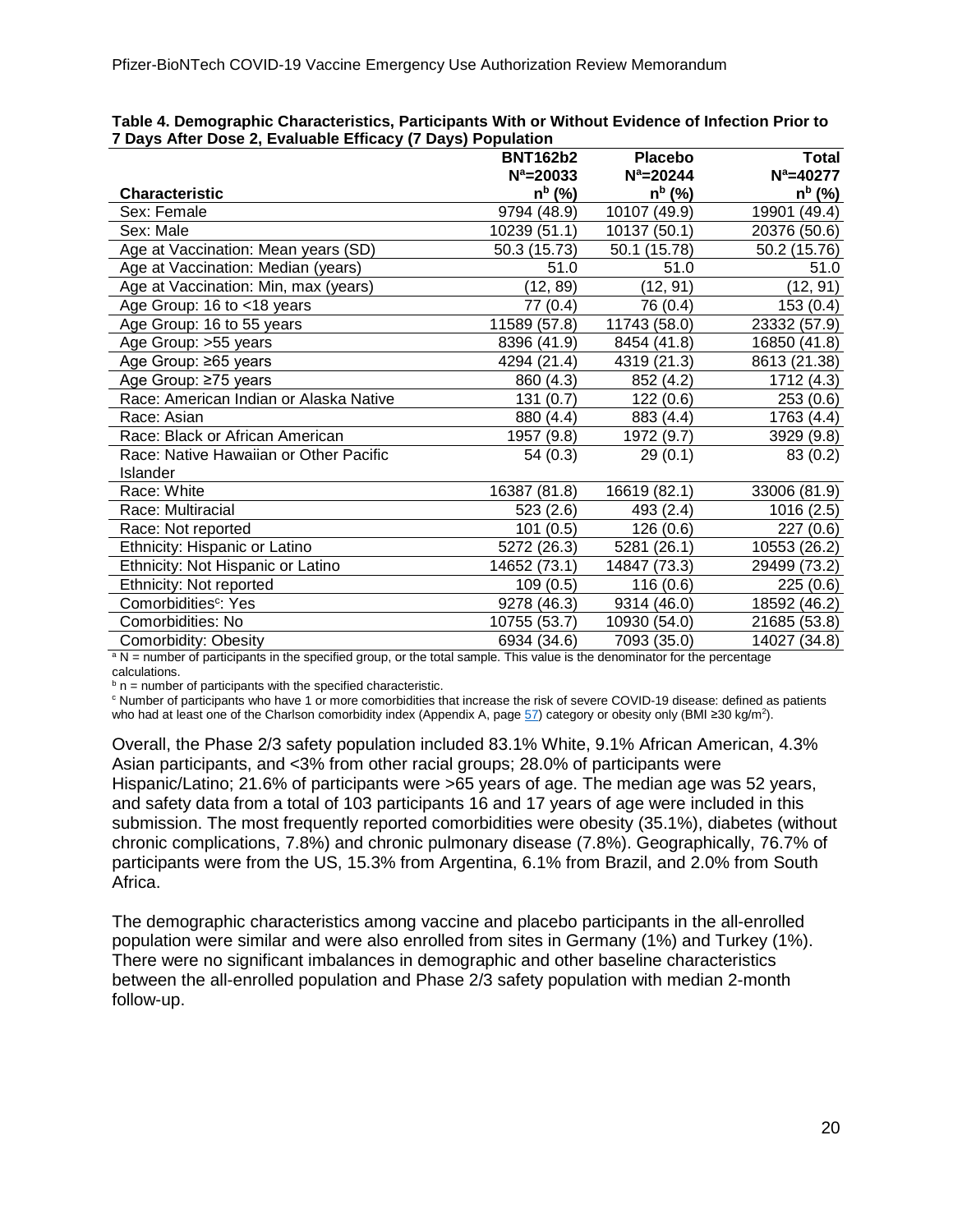**Table 4. Demographic Characteristics, Participants With or Without Evidence of Infection Prior to 7 Days After Dose 2, Evaluable Efficacy (7 Days) Population**

| Characteristic | BNT162b2 N[a]=20033 n[b] (%) | Placebo N[a]=20244 n[b] (%) | Total N[a]=40277 n[b] (%) |
|---|---|---|---|
| Sex: Female | 9794 (48.9) | 10107 (49.9) | 19901 (49.4) |
| Sex: Male | 10239 (51.1) | 10137 (50.1) | 20376 (50.6) |
| Age at Vaccination: Mean years (SD) | 50.3 (15.73) | 50.1 (15.78) | 50.2 (15.76) |
| Age at Vaccination: Median (years) | 51.0 | 51.0 | 51.0 |
| Age at Vaccination: Min, max (years) | (12, 89) | (12, 91) | (12, 91) |
| Age Group: 16 to <18 years | 77 (0.4) | 76 (0.4) | 153 (0.4) |
| Age Group: 16 to 55 years | 11589 (57.8) | 11743 (58.0) | 23332 (57.9) |
| Age Group: >55 years | 8396 (41.9) | 8454 (41.8) | 16850 (41.8) |
| Age Group: ≥65 years | 4294 (21.4) | 4319 (21.3) | 8613 (21.38) |
| Age Group: ≥75 years | 860 (4.3) | 852 (4.2) | 1712 (4.3) |
| Race: American Indian or Alaska Native | 131 (0.7) | 122 (0.6) | 253 (0.6) |
| Race: Asian | 880 (4.4) | 883 (4.4) | 1763 (4.4) |
| Race: Black or African American | 1957 (9.8) | 1972 (9.7) | 3929 (9.8) |
| Race: Native Hawaiian or Other Pacific Islander | 54 (0.3) | 29 (0.1) | 83 (0.2) |
| Race: White | 16387 (81.8) | 16619 (82.1) | 33006 (81.9) |
| Race: Multiracial | 523 (2.6) | 493 (2.4) | 1016 (2.5) |
| Race: Not reported | 101 (0.5) | 126 (0.6) | 227 (0.6) |
| Ethnicity: Hispanic or Latino | 5272 (26.3) | 5281 (26.1) | 10553 (26.2) |
| Ethnicity: Not Hispanic or Latino | 14652 (73.1) | 14847 (73.3) | 29499 (73.2) |
| Ethnicity: Not reported | 109 (0.5) | 116 (0.6) | 225 (0.6) |
| Comorbidities[c]: Yes | 9278 (46.3) | 9314 (46.0) | 18592 (46.2) |
| Comorbidities: No | 10755 (53.7) | 10930 (54.0) | 21685 (53.8) |
| Comorbidity: Obesity | 6934 (34.6) | 7093 (35.0) | 14027 (34.8) |

[a] N = number of participants in the specified group, or the total sample. This value is the denominator for the percentage calculations.
[b] n = number of participants with the specified characteristic.
[c] Number of participants who have 1 or more comorbidities that increase the risk of severe COVID-19 disease: defined as patients who had at least one of the Charlson comorbidity index (Appendix A, page 57) category or obesity only (BMI ≥30 kg/m$^2$).

Overall, the Phase 2/3 safety population included 83.1% White, 9.1% African American, 4.3% Asian participants, and <3% from other racial groups; 28.0% of participants were Hispanic/Latino; 21.6% of participants were >65 years of age. The median age was 52 years, and safety data from a total of 103 participants 16 and 17 years of age were included in this submission. The most frequently reported comorbidities were obesity (35.1%), diabetes (without chronic complications, 7.8%) and chronic pulmonary disease (7.8%). Geographically, 76.7% of participants were from the US, 15.3% from Argentina, 6.1% from Brazil, and 2.0% from South Africa.

The demographic characteristics among vaccine and placebo participants in the all-enrolled population were similar and were also enrolled from sites in Germany (1%) and Turkey (1%). There were no significant imbalances in demographic and other baseline characteristics between the all-enrolled population and Phase 2/3 safety population with median 2-month follow-up.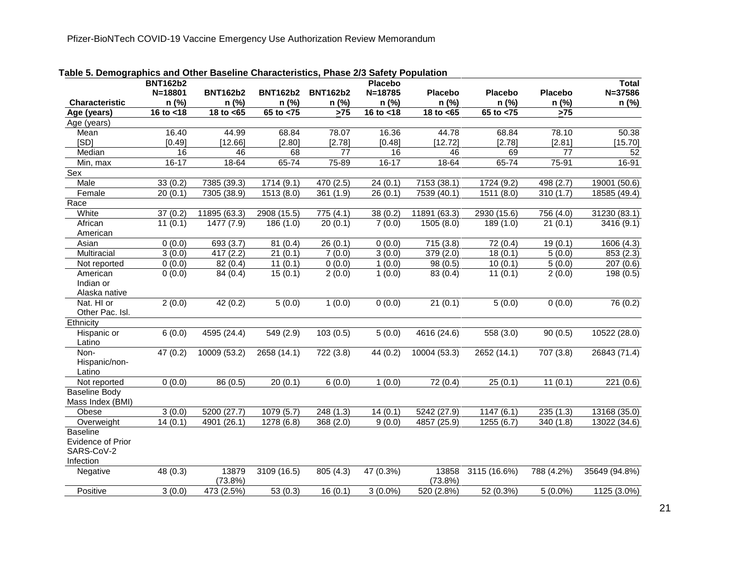**Table 5. Demographics and Other Baseline Characteristics, Phase 2/3 Safety Population**

| Characteristic | BNT162b2 N=18801 n (%) | BNT162b2 n (%) | BNT162b2 n (%) | BNT162b2 n (%) | Placebo N=18785 n (%) | Placebo n (%) | Placebo n (%) | Placebo n (%) | Total N=37586 n (%) |
|---|---|---|---|---|---|---|---|---|---|
| **Age (years)** | **16 to <18** | **18 to <65** | **65 to <75** | **>75** | **16 to <18** | **18 to <65** | **65 to <75** | **>75** | |
| Age (years) | | | | | | | | | |
| Mean | 16.40 | 44.99 | 68.84 | 78.07 | 16.36 | 44.78 | 68.84 | 78.10 | 50.38 |
| [SD] | [0.49] | [12.66] | [2.80] | [2.78] | [0.48] | [12.72] | [2.78] | [2.81] | [15.70] |
| Median | 16 | 46 | 68 | 77 | 16 | 46 | 69 | 77 | 52 |
| Min, max | 16-17 | 18-64 | 65-74 | 75-89 | 16-17 | 18-64 | 65-74 | 75-91 | 16-91 |
| Sex | | | | | | | | | |
| Male | 33 (0.2) | 7385 (39.3) | 1714 (9.1) | 470 (2.5) | 24 (0.1) | 7153 (38.1) | 1724 (9.2) | 498 (2.7) | 19001 (50.6) |
| Female | 20 (0.1) | 7305 (38.9) | 1513 (8.0) | 361 (1.9) | 26 (0.1) | 7539 (40.1) | 1511 (8.0) | 310 (1.7) | 18585 (49.4) |
| Race | | | | | | | | | |
| White | 37 (0.2) | 11895 (63.3) | 2908 (15.5) | 775 (4.1) | 38 (0.2) | 11891 (63.3) | 2930 (15.6) | 756 (4.0) | 31230 (83.1) |
| African American | 11 (0.1) | 1477 (7.9) | 186 (1.0) | 20 (0.1) | 7 (0.0) | 1505 (8.0) | 189 (1.0) | 21 (0.1) | 3416 (9.1) |
| Asian | 0 (0.0) | 693 (3.7) | 81 (0.4) | 26 (0.1) | 0 (0.0) | 715 (3.8) | 72 (0.4) | 19 (0.1) | 1606 (4.3) |
| Multiracial | 3 (0.0) | 417 (2.2) | 21 (0.1) | 7 (0.0) | 3 (0.0) | 379 (2.0) | 18 (0.1) | 5 (0.0) | 853 (2.3) |
| Not reported | 0 (0.0) | 82 (0.4) | 11 (0.1) | 0 (0.0) | 1 (0.0) | 98 (0.5) | 10 (0.1) | 5 (0.0) | 207 (0.6) |
| American Indian or Alaska native | 0 (0.0) | 84 (0.4) | 15 (0.1) | 2 (0.0) | 1 (0.0) | 83 (0.4) | 11 (0.1) | 2 (0.0) | 198 (0.5) |
| Nat. HI or Other Pac. Isl. | 2 (0.0) | 42 (0.2) | 5 (0.0) | 1 (0.0) | 0 (0.0) | 21 (0.1) | 5 (0.0) | 0 (0.0) | 76 (0.2) |
| Ethnicity | | | | | | | | | |
| Hispanic or Latino | 6 (0.0) | 4595 (24.4) | 549 (2.9) | 103 (0.5) | 5 (0.0) | 4616 (24.6) | 558 (3.0) | 90 (0.5) | 10522 (28.0) |
| Non-Hispanic/non-Latino | 47 (0.2) | 10009 (53.2) | 2658 (14.1) | 722 (3.8) | 44 (0.2) | 10004 (53.3) | 2652 (14.1) | 707 (3.8) | 26843 (71.4) |
| Not reported | 0 (0.0) | 86 (0.5) | 20 (0.1) | 6 (0.0) | 1 (0.0) | 72 (0.4) | 25 (0.1) | 11 (0.1) | 221 (0.6) |
| Baseline Body Mass Index (BMI) | | | | | | | | | |
| Obese | 3 (0.0) | 5200 (27.7) | 1079 (5.7) | 248 (1.3) | 14 (0.1) | 5242 (27.9) | 1147 (6.1) | 235 (1.3) | 13168 (35.0) |
| Overweight | 14 (0.1) | 4901 (26.1) | 1278 (6.8) | 368 (2.0) | 9 (0.0) | 4857 (25.9) | 1255 (6.7) | 340 (1.8) | 13022 (34.6) |
| Baseline Evidence of Prior SARS-CoV-2 Infection | | | | | | | | | |
| Negative | 48 (0.3) | 13879 (73.8%) | 3109 (16.5) | 805 (4.3) | 47 (0.3%) | 13858 (73.8%) | 3115 (16.6%) | 788 (4.2%) | 35649 (94.8%) |
| Positive | 3 (0.0) | 473 (2.5%) | 53 (0.3) | 16 (0.1) | 3 (0.0%) | 520 (2.8%) | 52 (0.3%) | 5 (0.0%) | 1125 (3.0%) |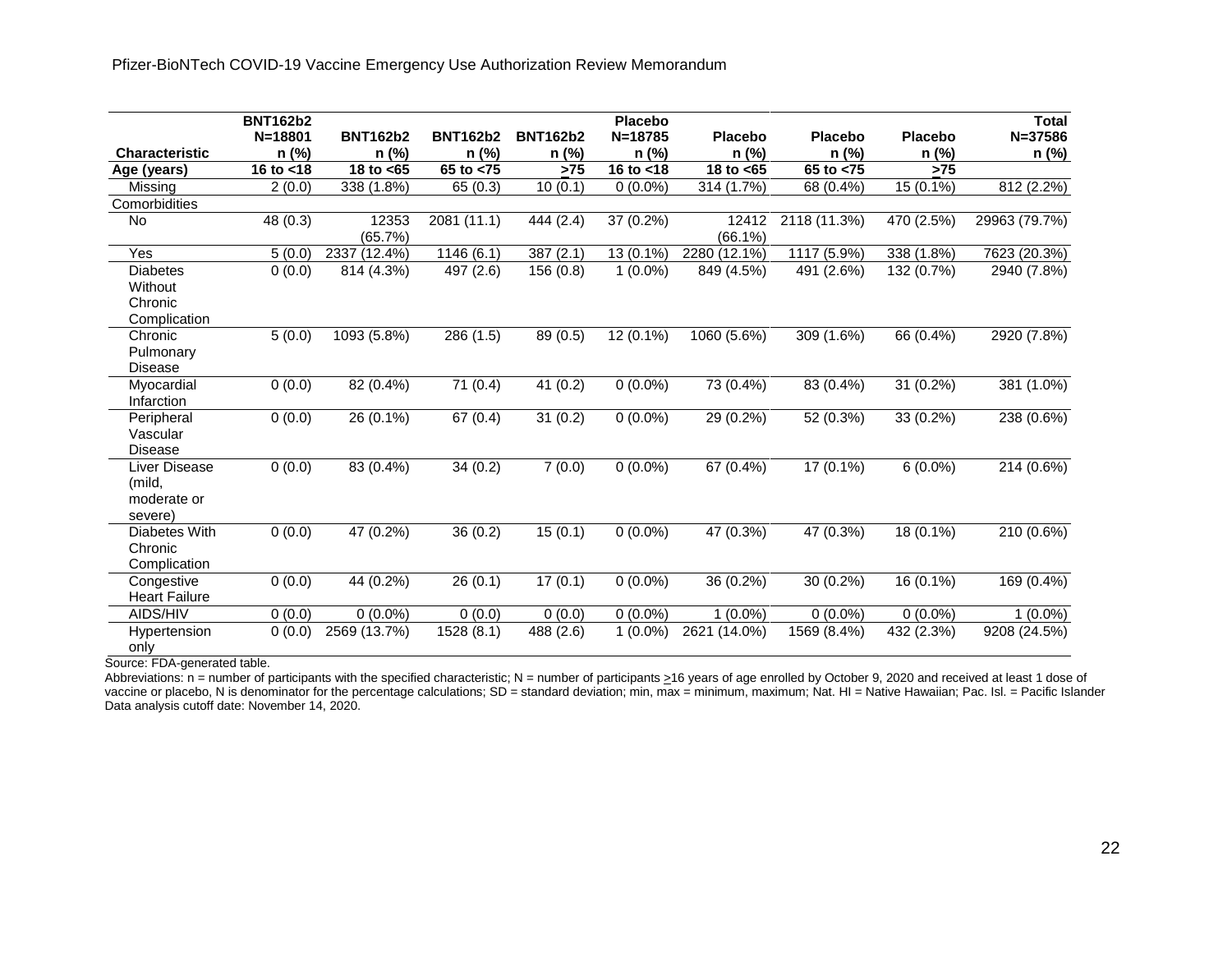| Characteristic | BNT162b2 N=18801 n (%) | BNT162b2 n (%) | BNT162b2 n (%) | BNT162b2 n (%) | Placebo N=18785 n (%) | Placebo n (%) | Placebo n (%) | Placebo n (%) | Total N=37586 n (%) |
|---|---|---|---|---|---|---|---|---|---|
| Age (years) | 16 to <18 | 18 to <65 | 65 to <75 | ≥75 | 16 to <18 | 18 to <65 | 65 to <75 | ≥75 | |
| Missing | 2 (0.0) | 338 (1.8%) | 65 (0.3) | 10 (0.1) | 0 (0.0%) | 314 (1.7%) | 68 (0.4%) | 15 (0.1%) | 812 (2.2%) |
| Comorbidities | | | | | | | | | |
| No | 48 (0.3) | 12353 (65.7%) | 2081 (11.1) | 444 (2.4) | 37 (0.2%) | 12412 (66.1%) | 2118 (11.3%) | 470 (2.5%) | 29963 (79.7%) |
| Yes | 5 (0.0) | 2337 (12.4%) | 1146 (6.1) | 387 (2.1) | 13 (0.1%) | 2280 (12.1%) | 1117 (5.9%) | 338 (1.8%) | 7623 (20.3%) |
| Diabetes Without Chronic Complication | 0 (0.0) | 814 (4.3%) | 497 (2.6) | 156 (0.8) | 1 (0.0%) | 849 (4.5%) | 491 (2.6%) | 132 (0.7%) | 2940 (7.8%) |
| Chronic Pulmonary Disease | 5 (0.0) | 1093 (5.8%) | 286 (1.5) | 89 (0.5) | 12 (0.1%) | 1060 (5.6%) | 309 (1.6%) | 66 (0.4%) | 2920 (7.8%) |
| Myocardial Infarction | 0 (0.0) | 82 (0.4%) | 71 (0.4) | 41 (0.2) | 0 (0.0%) | 73 (0.4%) | 83 (0.4%) | 31 (0.2%) | 381 (1.0%) |
| Peripheral Vascular Disease | 0 (0.0) | 26 (0.1%) | 67 (0.4) | 31 (0.2) | 0 (0.0%) | 29 (0.2%) | 52 (0.3%) | 33 (0.2%) | 238 (0.6%) |
| Liver Disease (mild, moderate or severe) | 0 (0.0) | 83 (0.4%) | 34 (0.2) | 7 (0.0) | 0 (0.0%) | 67 (0.4%) | 17 (0.1%) | 6 (0.0%) | 214 (0.6%) |
| Diabetes With Chronic Complication | 0 (0.0) | 47 (0.2%) | 36 (0.2) | 15 (0.1) | 0 (0.0%) | 47 (0.3%) | 47 (0.3%) | 18 (0.1%) | 210 (0.6%) |
| Congestive Heart Failure | 0 (0.0) | 44 (0.2%) | 26 (0.1) | 17 (0.1) | 0 (0.0%) | 36 (0.2%) | 30 (0.2%) | 16 (0.1%) | 169 (0.4%) |
| AIDS/HIV | 0 (0.0) | 0 (0.0%) | 0 (0.0) | 0 (0.0) | 0 (0.0%) | 1 (0.0%) | 0 (0.0%) | 0 (0.0%) | 1 (0.0%) |
| Hypertension only | 0 (0.0) | 2569 (13.7%) | 1528 (8.1) | 488 (2.6) | 1 (0.0%) | 2621 (14.0%) | 1569 (8.4%) | 432 (2.3%) | 9208 (24.5%) |

Source: FDA-generated table.

Abbreviations: n = number of participants with the specified characteristic; N = number of participants ≥16 years of age enrolled by October 9, 2020 and received at least 1 dose of vaccine or placebo, N is denominator for the percentage calculations; SD = standard deviation; min, max = minimum, maximum; Nat. HI = Native Hawaiian; Pac. Isl. = Pacific Islander

Data analysis cutoff date: November 14, 2020.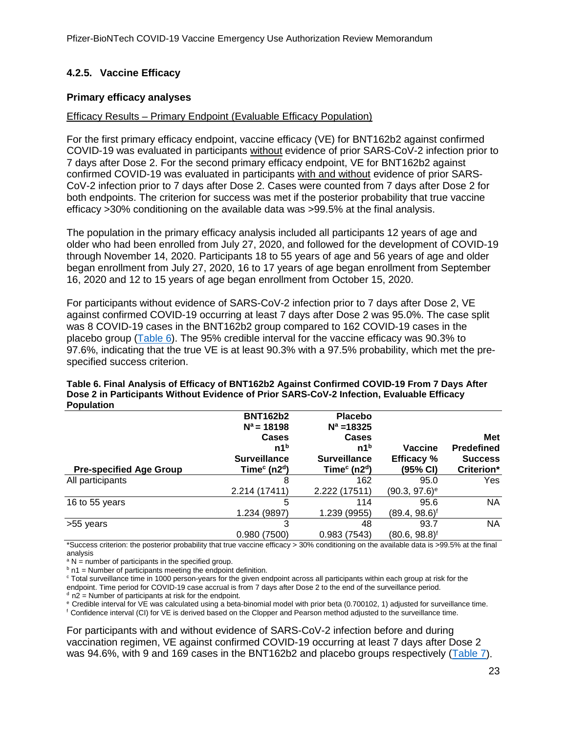### 4.2.5. Vaccine Efficacy

#### Primary efficacy analyses

Efficacy Results – Primary Endpoint (Evaluable Efficacy Population)

For the first primary efficacy endpoint, vaccine efficacy (VE) for BNT162b2 against confirmed COVID-19 was evaluated in participants without evidence of prior SARS-CoV-2 infection prior to 7 days after Dose 2. For the second primary efficacy endpoint, VE for BNT162b2 against confirmed COVID-19 was evaluated in participants with and without evidence of prior SARS-CoV-2 infection prior to 7 days after Dose 2. Cases were counted from 7 days after Dose 2 for both endpoints. The criterion for success was met if the posterior probability that true vaccine efficacy >30% conditioning on the available data was >99.5% at the final analysis.

The population in the primary efficacy analysis included all participants 12 years of age and older who had been enrolled from July 27, 2020, and followed for the development of COVID-19 through November 14, 2020. Participants 18 to 55 years of age and 56 years of age and older began enrollment from July 27, 2020, 16 to 17 years of age began enrollment from September 16, 2020 and 12 to 15 years of age began enrollment from October 15, 2020.

For participants without evidence of SARS-CoV-2 infection prior to 7 days after Dose 2, VE against confirmed COVID-19 occurring at least 7 days after Dose 2 was 95.0%. The case split was 8 COVID-19 cases in the BNT162b2 group compared to 162 COVID-19 cases in the placebo group (Table 6). The 95% credible interval for the vaccine efficacy was 90.3% to 97.6%, indicating that the true VE is at least 90.3% with a 97.5% probability, which met the pre-specified success criterion.

**Table 6. Final Analysis of Efficacy of BNT162b2 Against Confirmed COVID-19 From 7 Days After Dose 2 in Participants Without Evidence of Prior SARS-CoV-2 Infection, Evaluable Efficacy Population**

| Pre-specified Age Group | BNT162b2 N[a] = 18198 Cases n1[b] Surveillance Time[c] (n2[d]) | Placebo N[a] =18325 Cases n1[b] Surveillance Time[c] (n2[d]) | Vaccine Efficacy % (95% CI) | Met Predefined Success Criterion* |
|---|---|---|---|---|
| All participants | 8<br>2.214 (17411) | 162<br>2.222 (17511) | 95.0<br>(90.3, 97.6)[e] | Yes |
| 16 to 55 years | 5<br>1.234 (9897) | 114<br>1.239 (9955) | 95.6<br>(89.4, 98.6)[f] | NA |
| >55 years | 3<br>0.980 (7500) | 48<br>0.983 (7543) | 93.7<br>(80.6, 98.8)[f] | NA |

*Success criterion: the posterior probability that true vaccine efficacy > 30% conditioning on the available data is >99.5% at the final analysis

[a] N = number of participants in the specified group.

[b] n1 = Number of participants meeting the endpoint definition.

[c] Total surveillance time in 1000 person-years for the given endpoint across all participants within each group at risk for the endpoint. Time period for COVID-19 case accrual is from 7 days after Dose 2 to the end of the surveillance period.

[d] n2 = Number of participants at risk for the endpoint.

[e] Credible interval for VE was calculated using a beta-binomial model with prior beta (0.700102, 1) adjusted for surveillance time.

[f] Confidence interval (CI) for VE is derived based on the Clopper and Pearson method adjusted to the surveillance time.

For participants with and without evidence of SARS-CoV-2 infection before and during vaccination regimen, VE against confirmed COVID-19 occurring at least 7 days after Dose 2 was 94.6%, with 9 and 169 cases in the BNT162b2 and placebo groups respectively (Table 7).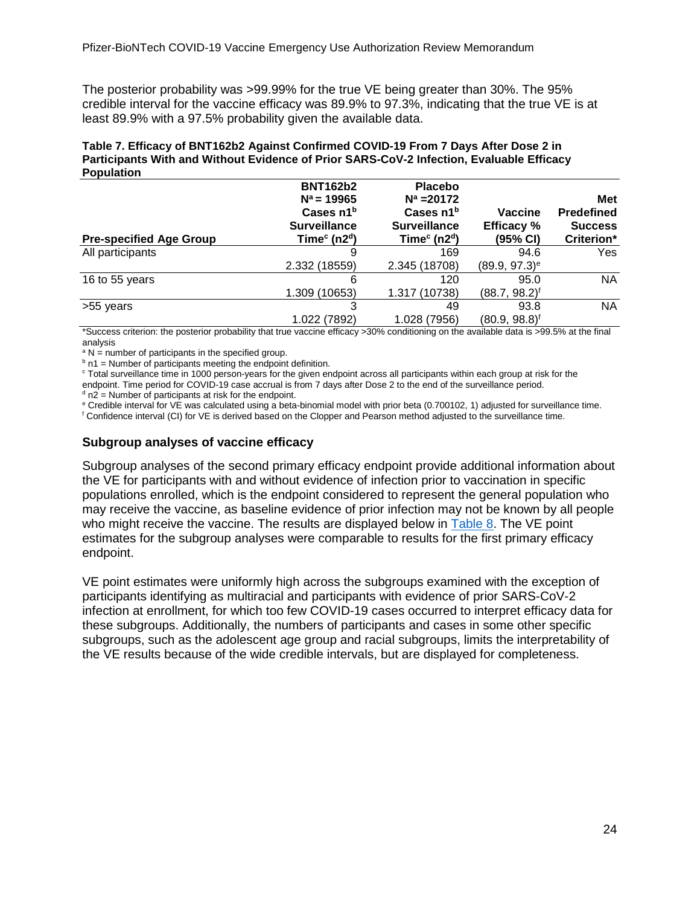The posterior probability was >99.99% for the true VE being greater than 30%. The 95% credible interval for the vaccine efficacy was 89.9% to 97.3%, indicating that the true VE is at least 89.9% with a 97.5% probability given the available data.

**Table 7. Efficacy of BNT162b2 Against Confirmed COVID-19 From 7 Days After Dose 2 in Participants With and Without Evidence of Prior SARS-CoV-2 Infection, Evaluable Efficacy Population**

| Pre-specified Age Group | BNT162b2 N[a] = 19965 Cases n1[b] Surveillance Time[c] (n2[d]) | Placebo N[a] =20172 Cases n1[b] Surveillance Time[c] (n2[d]) | Vaccine Efficacy % (95% CI) | Met Predefined Success Criterion* |
|---|---|---|---|---|
| All participants | 9<br>2.332 (18559) | 169<br>2.345 (18708) | 94.6<br>(89.9, 97.3)[e] | Yes |
| 16 to 55 years | 6<br>1.309 (10653) | 120<br>1.317 (10738) | 95.0<br>(88.7, 98.2)[f] | NA |
| >55 years | 3<br>1.022 (7892) | 49<br>1.028 (7956) | 93.8<br>(80.9, 98.8)[f] | NA |

*Success criterion: the posterior probability that true vaccine efficacy >30% conditioning on the available data is >99.5% at the final analysis

[a] N = number of participants in the specified group.

[b] n1 = Number of participants meeting the endpoint definition.

[c] Total surveillance time in 1000 person-years for the given endpoint across all participants within each group at risk for the endpoint. Time period for COVID-19 case accrual is from 7 days after Dose 2 to the end of the surveillance period.

[d] n2 = Number of participants at risk for the endpoint.

[e] Credible interval for VE was calculated using a beta-binomial model with prior beta (0.700102, 1) adjusted for surveillance time.

[f] Confidence interval (CI) for VE is derived based on the Clopper and Pearson method adjusted to the surveillance time.

### Subgroup analyses of vaccine efficacy

Subgroup analyses of the second primary efficacy endpoint provide additional information about the VE for participants with and without evidence of infection prior to vaccination in specific populations enrolled, which is the endpoint considered to represent the general population who may receive the vaccine, as baseline evidence of prior infection may not be known by all people who might receive the vaccine. The results are displayed below in Table 8. The VE point estimates for the subgroup analyses were comparable to results for the first primary efficacy endpoint.

VE point estimates were uniformly high across the subgroups examined with the exception of participants identifying as multiracial and participants with evidence of prior SARS-CoV-2 infection at enrollment, for which too few COVID-19 cases occurred to interpret efficacy data for these subgroups. Additionally, the numbers of participants and cases in some other specific subgroups, such as the adolescent age group and racial subgroups, limits the interpretability of the VE results because of the wide credible intervals, but are displayed for completeness.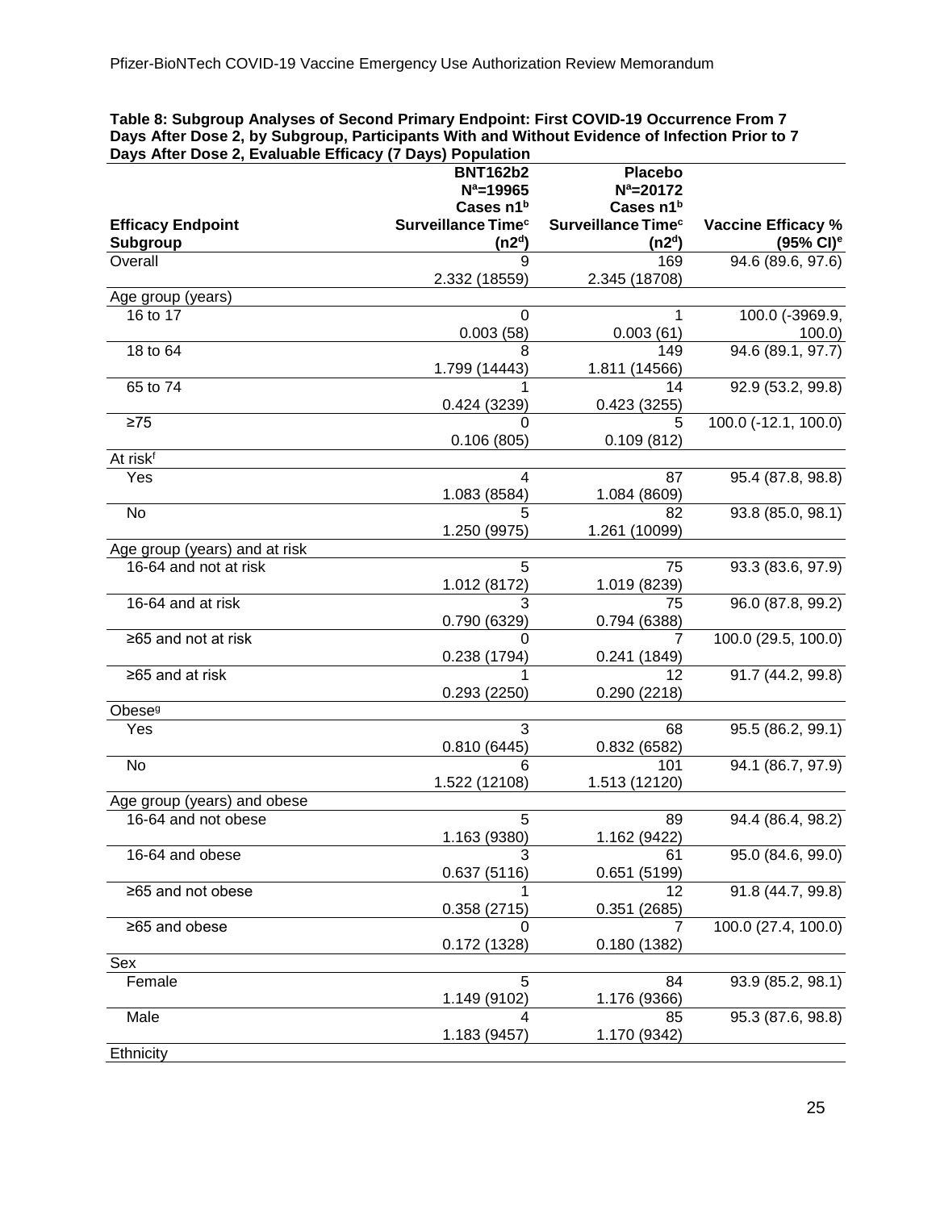**Table 8: Subgroup Analyses of Second Primary Endpoint: First COVID-19 Occurrence From 7 Days After Dose 2, by Subgroup, Participants With and Without Evidence of Infection Prior to 7 Days After Dose 2, Evaluable Efficacy (7 Days) Population**

| Efficacy Endpoint Subgroup | BNT162b2 N[a]=19965 Cases n1[b] Surveillance Time[c] (n2[d]) | Placebo N[a]=20172 Cases n1[b] Surveillance Time[c] (n2[d]) | Vaccine Efficacy % (95% CI)[e] |
|---|---|---|---|
| Overall | 9<br>2.332 (18559) | 169<br>2.345 (18708) | 94.6 (89.6, 97.6) |
| Age group (years) | | | |
| 16 to 17 | 0<br>0.003 (58) | 1<br>0.003 (61) | 100.0 (-3969.9, 100.0) |
| 18 to 64 | 8<br>1.799 (14443) | 149<br>1.811 (14566) | 94.6 (89.1, 97.7) |
| 65 to 74 | 1<br>0.424 (3239) | 14<br>0.423 (3255) | 92.9 (53.2, 99.8) |
| ≥75 | 0<br>0.106 (805) | 5<br>0.109 (812) | 100.0 (-12.1, 100.0) |
| At risk[f] | | | |
| Yes | 4<br>1.083 (8584) | 87<br>1.084 (8609) | 95.4 (87.8, 98.8) |
| No | 5<br>1.250 (9975) | 82<br>1.261 (10099) | 93.8 (85.0, 98.1) |
| Age group (years) and at risk | | | |
| 16-64 and not at risk | 5<br>1.012 (8172) | 75<br>1.019 (8239) | 93.3 (83.6, 97.9) |
| 16-64 and at risk | 3<br>0.790 (6329) | 75<br>0.794 (6388) | 96.0 (87.8, 99.2) |
| ≥65 and not at risk | 0<br>0.238 (1794) | 7<br>0.241 (1849) | 100.0 (29.5, 100.0) |
| ≥65 and at risk | 1<br>0.293 (2250) | 12<br>0.290 (2218) | 91.7 (44.2, 99.8) |
| Obese[g] | | | |
| Yes | 3<br>0.810 (6445) | 68<br>0.832 (6582) | 95.5 (86.2, 99.1) |
| No | 6<br>1.522 (12108) | 101<br>1.513 (12120) | 94.1 (86.7, 97.9) |
| Age group (years) and obese | | | |
| 16-64 and not obese | 5<br>1.163 (9380) | 89<br>1.162 (9422) | 94.4 (86.4, 98.2) |
| 16-64 and obese | 3<br>0.637 (5116) | 61<br>0.651 (5199) | 95.0 (84.6, 99.0) |
| ≥65 and not obese | 1<br>0.358 (2715) | 12<br>0.351 (2685) | 91.8 (44.7, 99.8) |
| ≥65 and obese | 0<br>0.172 (1328) | 7<br>0.180 (1382) | 100.0 (27.4, 100.0) |
| Sex | | | |
| Female | 5<br>1.149 (9102) | 84<br>1.176 (9366) | 93.9 (85.2, 98.1) |
| Male | 4<br>1.183 (9457) | 85<br>1.170 (9342) | 95.3 (87.6, 98.8) |
| Ethnicity | | | |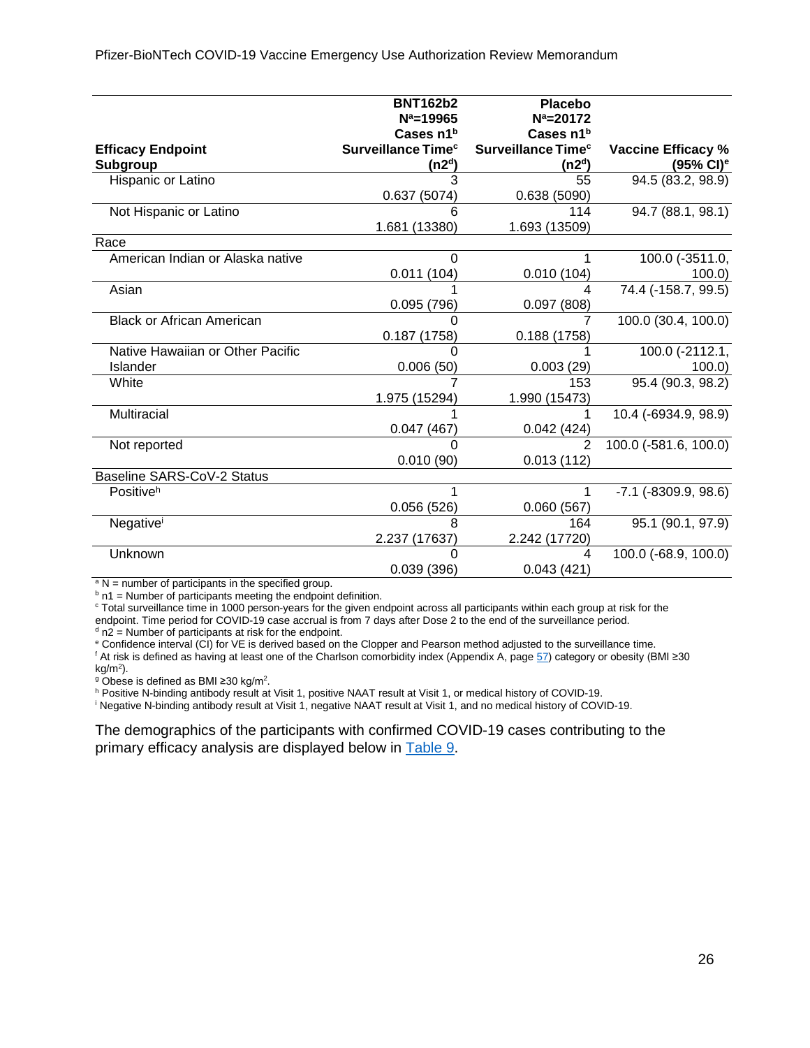| Efficacy Endpoint<br>Subgroup | BNT162b2<br>N[a]=19965<br>Cases n1[b]<br>Surveillance Time[c]<br>(n2[d]) | Placebo<br>N[a]=20172<br>Cases n1[b]<br>Surveillance Time[c]<br>(n2[d]) | Vaccine Efficacy %<br>(95% CI)[e] |
|---|---|---|---|
| Hispanic or Latino | 3<br>0.637 (5074) | 55<br>0.638 (5090) | 94.5 (83.2, 98.9) |
| Not Hispanic or Latino | 6<br>1.681 (13380) | 114<br>1.693 (13509) | 94.7 (88.1, 98.1) |
| Race | | | |
| American Indian or Alaska native | 0<br>0.011 (104) | 1<br>0.010 (104) | 100.0 (-3511.0, 100.0) |
| Asian | 1<br>0.095 (796) | 4<br>0.097 (808) | 74.4 (-158.7, 99.5) |
| Black or African American | 0<br>0.187 (1758) | 7<br>0.188 (1758) | 100.0 (30.4, 100.0) |
| Native Hawaiian or Other Pacific Islander | 0<br>0.006 (50) | 1<br>0.003 (29) | 100.0 (-2112.1, 100.0) |
| White | 7<br>1.975 (15294) | 153<br>1.990 (15473) | 95.4 (90.3, 98.2) |
| Multiracial | 1<br>0.047 (467) | 1<br>0.042 (424) | 10.4 (-6934.9, 98.9) |
| Not reported | 0<br>0.010 (90) | 2<br>0.013 (112) | 100.0 (-581.6, 100.0) |
| Baseline SARS-CoV-2 Status | | | |
| Positive[h] | 1<br>0.056 (526) | 1<br>0.060 (567) | -7.1 (-8309.9, 98.6) |
| Negative[i] | 8<br>2.237 (17637) | 164<br>2.242 (17720) | 95.1 (90.1, 97.9) |
| Unknown | 0<br>0.039 (396) | 4<br>0.043 (421) | 100.0 (-68.9, 100.0) |

[a] N = number of participants in the specified group.
[b] n1 = Number of participants meeting the endpoint definition.
[c] Total surveillance time in 1000 person-years for the given endpoint across all participants within each group at risk for the endpoint. Time period for COVID-19 case accrual is from 7 days after Dose 2 to the end of the surveillance period.
[d] n2 = Number of participants at risk for the endpoint.
[e] Confidence interval (CI) for VE is derived based on the Clopper and Pearson method adjusted to the surveillance time.
[f] At risk is defined as having at least one of the Charlson comorbidity index (Appendix A, page 57) category or obesity (BMI ≥30 $kg/m^2$).
[g] Obese is defined as BMI ≥30 $kg/m^2$.
[h] Positive N-binding antibody result at Visit 1, positive NAAT result at Visit 1, or medical history of COVID-19.
[i] Negative N-binding antibody result at Visit 1, negative NAAT result at Visit 1, and no medical history of COVID-19.

The demographics of the participants with confirmed COVID-19 cases contributing to the primary efficacy analysis are displayed below in Table 9.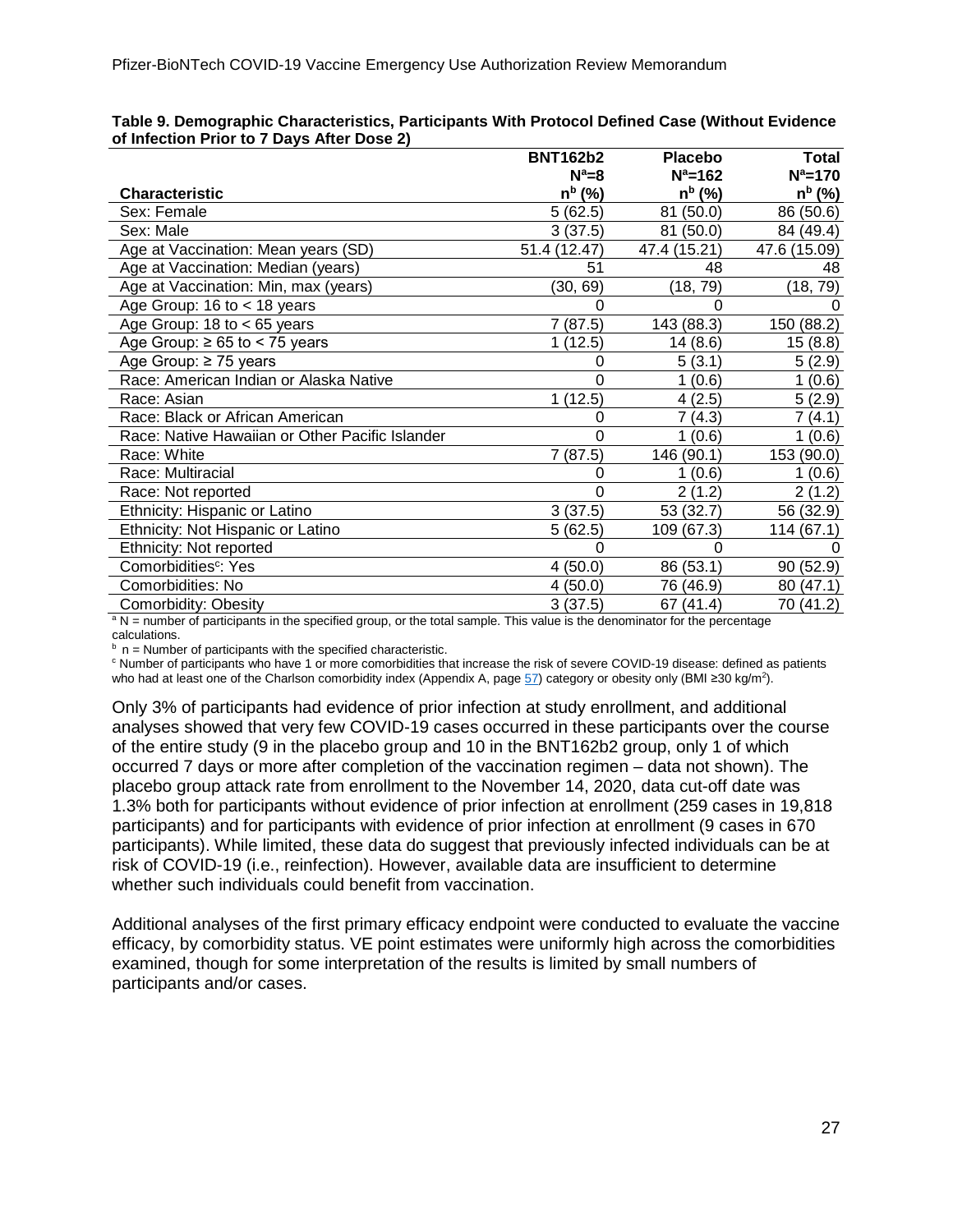**Table 9. Demographic Characteristics, Participants With Protocol Defined Case (Without Evidence of Infection Prior to 7 Days After Dose 2)**

| Characteristic | BNT162b2 N[a]=8 n[b] (%) | Placebo N[a]=162 n[b] (%) | Total N[a]=170 n[b] (%) |
|---|---|---|---|
| Sex: Female | 5 (62.5) | 81 (50.0) | 86 (50.6) |
| Sex: Male | 3 (37.5) | 81 (50.0) | 84 (49.4) |
| Age at Vaccination: Mean years (SD) | 51.4 (12.47) | 47.4 (15.21) | 47.6 (15.09) |
| Age at Vaccination: Median (years) | 51 | 48 | 48 |
| Age at Vaccination: Min, max (years) | (30, 69) | (18, 79) | (18, 79) |
| Age Group: 16 to < 18 years | 0 | 0 | 0 |
| Age Group: 18 to < 65 years | 7 (87.5) | 143 (88.3) | 150 (88.2) |
| Age Group: ≥ 65 to < 75 years | 1 (12.5) | 14 (8.6) | 15 (8.8) |
| Age Group: ≥ 75 years | 0 | 5 (3.1) | 5 (2.9) |
| Race: American Indian or Alaska Native | 0 | 1 (0.6) | 1 (0.6) |
| Race: Asian | 1 (12.5) | 4 (2.5) | 5 (2.9) |
| Race: Black or African American | 0 | 7 (4.3) | 7 (4.1) |
| Race: Native Hawaiian or Other Pacific Islander | 0 | 1 (0.6) | 1 (0.6) |
| Race: White | 7 (87.5) | 146 (90.1) | 153 (90.0) |
| Race: Multiracial | 0 | 1 (0.6) | 1 (0.6) |
| Race: Not reported | 0 | 2 (1.2) | 2 (1.2) |
| Ethnicity: Hispanic or Latino | 3 (37.5) | 53 (32.7) | 56 (32.9) |
| Ethnicity: Not Hispanic or Latino | 5 (62.5) | 109 (67.3) | 114 (67.1) |
| Ethnicity: Not reported | 0 | 0 | 0 |
| Comorbidities[c]: Yes | 4 (50.0) | 86 (53.1) | 90 (52.9) |
| Comorbidities: No | 4 (50.0) | 76 (46.9) | 80 (47.1) |
| Comorbidity: Obesity | 3 (37.5) | 67 (41.4) | 70 (41.2) |

[a] N = number of participants in the specified group, or the total sample. This value is the denominator for the percentage calculations.
[b] n = Number of participants with the specified characteristic.
[c] Number of participants who have 1 or more comorbidities that increase the risk of severe COVID-19 disease: defined as patients who had at least one of the Charlson comorbidity index (Appendix A, page 57) category or obesity only (BMI ≥30 kg/m$^2$).

Only 3% of participants had evidence of prior infection at study enrollment, and additional analyses showed that very few COVID-19 cases occurred in these participants over the course of the entire study (9 in the placebo group and 10 in the BNT162b2 group, only 1 of which occurred 7 days or more after completion of the vaccination regimen – data not shown). The placebo group attack rate from enrollment to the November 14, 2020, data cut-off date was 1.3% both for participants without evidence of prior infection at enrollment (259 cases in 19,818 participants) and for participants with evidence of prior infection at enrollment (9 cases in 670 participants). While limited, these data do suggest that previously infected individuals can be at risk of COVID-19 (i.e., reinfection). However, available data are insufficient to determine whether such individuals could benefit from vaccination.

Additional analyses of the first primary efficacy endpoint were conducted to evaluate the vaccine efficacy, by comorbidity status. VE point estimates were uniformly high across the comorbidities examined, though for some interpretation of the results is limited by small numbers of participants and/or cases.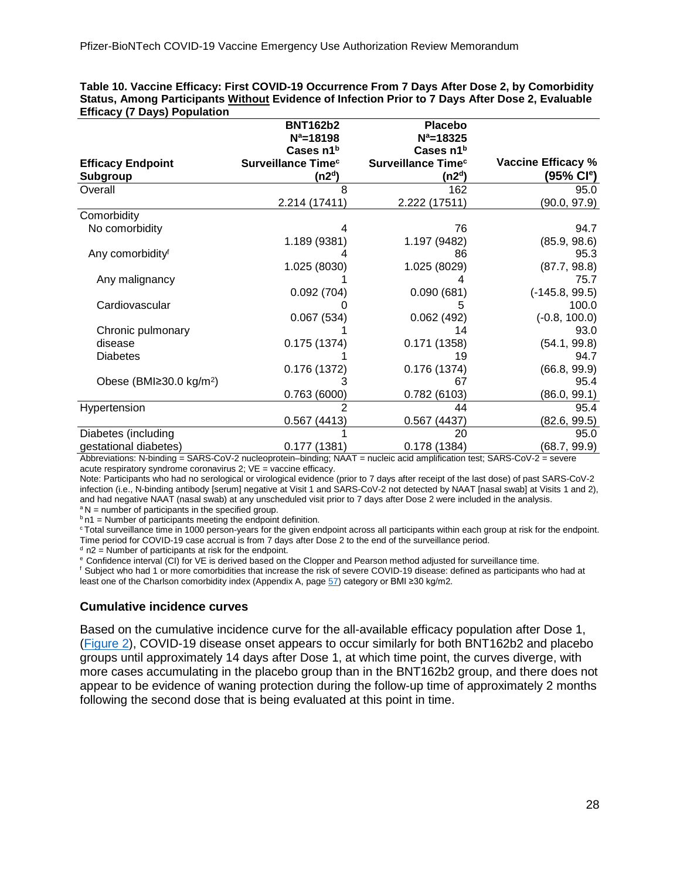**Table 10. Vaccine Efficacy: First COVID-19 Occurrence From 7 Days After Dose 2, by Comorbidity Status, Among Participants Without Evidence of Infection Prior to 7 Days After Dose 2, Evaluable Efficacy (7 Days) Population**

| Efficacy Endpoint Subgroup | BNT162b2 N[a]=18198 Cases n1[b] Surveillance Time[c] (n2[d]) | Placebo N[a]=18325 Cases n1[b] Surveillance Time[c] (n2[d]) | Vaccine Efficacy % (95% CI[e]) |
|---|---|---|---|
| Overall | 8<br>2.214 (17411) | 162<br>2.222 (17511) | 95.0<br>(90.0, 97.9) |
| Comorbidity | | | |
| No comorbidity | 4<br>1.189 (9381) | 76<br>1.197 (9482) | 94.7<br>(85.9, 98.6) |
| Any comorbidity[f] | 4<br>1.025 (8030) | 86<br>1.025 (8029) | 95.3<br>(87.7, 98.8) |
| Any malignancy | 1<br>0.092 (704) | 4<br>0.090 (681) | 75.7<br>(-145.8, 99.5) |
| Cardiovascular | 0<br>0.067 (534) | 5<br>0.062 (492) | 100.0<br>(-0.8, 100.0) |
| Chronic pulmonary disease | 1<br>0.175 (1374) | 14<br>0.171 (1358) | 93.0<br>(54.1, 99.8) |
| Diabetes | 1<br>0.176 (1372) | 19<br>0.176 (1374) | 94.7<br>(66.8, 99.9) |
| Obese (BMI≥30.0 kg/m$^2$) | 3<br>0.763 (6000) | 67<br>0.782 (6103) | 95.4<br>(86.0, 99.1) |
| Hypertension | 2<br>0.567 (4413) | 44<br>0.567 (4437) | 95.4<br>(82.6, 99.5) |
| Diabetes (including gestational diabetes) | 1<br>0.177 (1381) | 20<br>0.178 (1384) | 95.0<br>(68.7, 99.9) |

Abbreviations: N-binding = SARS-CoV-2 nucleoprotein–binding; NAAT = nucleic acid amplification test; SARS-CoV-2 = severe acute respiratory syndrome coronavirus 2; VE = vaccine efficacy.

Note: Participants who had no serological or virological evidence (prior to 7 days after receipt of the last dose) of past SARS-CoV-2 infection (i.e., N-binding antibody [serum] negative at Visit 1 and SARS-CoV-2 not detected by NAAT [nasal swab] at Visits 1 and 2), and had negative NAAT (nasal swab) at any unscheduled visit prior to 7 days after Dose 2 were included in the analysis.

[a] N = number of participants in the specified group.

[b] n1 = Number of participants meeting the endpoint definition.

[c] Total surveillance time in 1000 person-years for the given endpoint across all participants within each group at risk for the endpoint. Time period for COVID-19 case accrual is from 7 days after Dose 2 to the end of the surveillance period.

[d] n2 = Number of participants at risk for the endpoint.

[e] Confidence interval (CI) for VE is derived based on the Clopper and Pearson method adjusted for surveillance time.

[f] Subject who had 1 or more comorbidities that increase the risk of severe COVID-19 disease: defined as participants who had at least one of the Charlson comorbidity index (Appendix A, page 57) category or BMI ≥30 kg/m2.

### Cumulative incidence curves

Based on the cumulative incidence curve for the all-available efficacy population after Dose 1, (Figure 2), COVID-19 disease onset appears to occur similarly for both BNT162b2 and placebo groups until approximately 14 days after Dose 1, at which time point, the curves diverge, with more cases accumulating in the placebo group than in the BNT162b2 group, and there does not appear to be evidence of waning protection during the follow-up time of approximately 2 months following the second dose that is being evaluated at this point in time.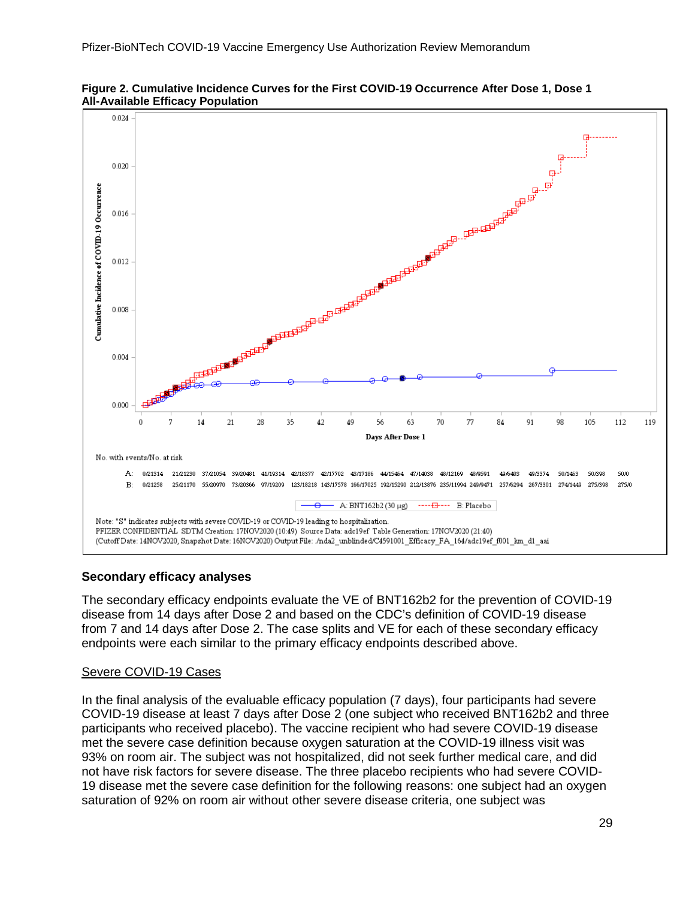**Figure 2. Cumulative Incidence Curves for the First COVID-19 Occurrence After Dose 1, Dose 1 All-Available Efficacy Population**

No. with events/No. at risk

| | 0 | 7 | 14 | 21 | 28 | 35 | 42 | 49 | 56 | 63 | 70 | 77 | 84 | 91 | 98 | 105 | 112 |
|---|---|---|---|---|---|---|---|---|---|---|---|---|---|---|---|---|---|
| A: | 0/21314 | 21/21230 | 37/21054 | 39/20481 | 41/19314 | 42/18377 | 42/17702 | 43/17186 | 44/15464 | 47/14038 | 48/12169 | 48/9591 | 49/6403 | 49/3374 | 50/1463 | 50/398 | 50/0 |
| B: | 0/21258 | 25/21170 | 55/20970 | 73/20366 | 97/19209 | 123/18218 | 143/17578 | 166/17025 | 192/15290 | 212/13876 | 235/11994 | 249/9471 | 257/6294 | 267/3301 | 274/1449 | 275/398 | 275/0 |

A: BNT162b2 (30 μg) B: Placebo

Note: "S" indicates subjects with severe COVID-19 or COVID-19 leading to hospitalization.
PFIZER CONFIDENTIAL SDTM Creation: 17NOV2020 (10:49) Source Data: adc19ef Table Generation: 17NOV2020 (21:40)
(Cutoff Date: 14NOV2020, Snapshot Date: 16NOV2020) Output File: ./nda2_unblinded/C4591001_Efficacy_FA_164/adc19ef_f001_km_d1_aai

## Secondary efficacy analyses

The secondary efficacy endpoints evaluate the VE of BNT162b2 for the prevention of COVID-19 disease from 14 days after Dose 2 and based on the CDC's definition of COVID-19 disease from 7 and 14 days after Dose 2. The case splits and VE for each of these secondary efficacy endpoints were each similar to the primary efficacy endpoints described above.

### Severe COVID-19 Cases

In the final analysis of the evaluable efficacy population (7 days), four participants had severe COVID-19 disease at least 7 days after Dose 2 (one subject who received BNT162b2 and three participants who received placebo). The vaccine recipient who had severe COVID-19 disease met the severe case definition because oxygen saturation at the COVID-19 illness visit was 93% on room air. The subject was not hospitalized, did not seek further medical care, and did not have risk factors for severe disease. The three placebo recipients who had severe COVID-19 disease met the severe case definition for the following reasons: one subject had an oxygen saturation of 92% on room air without other severe disease criteria, one subject was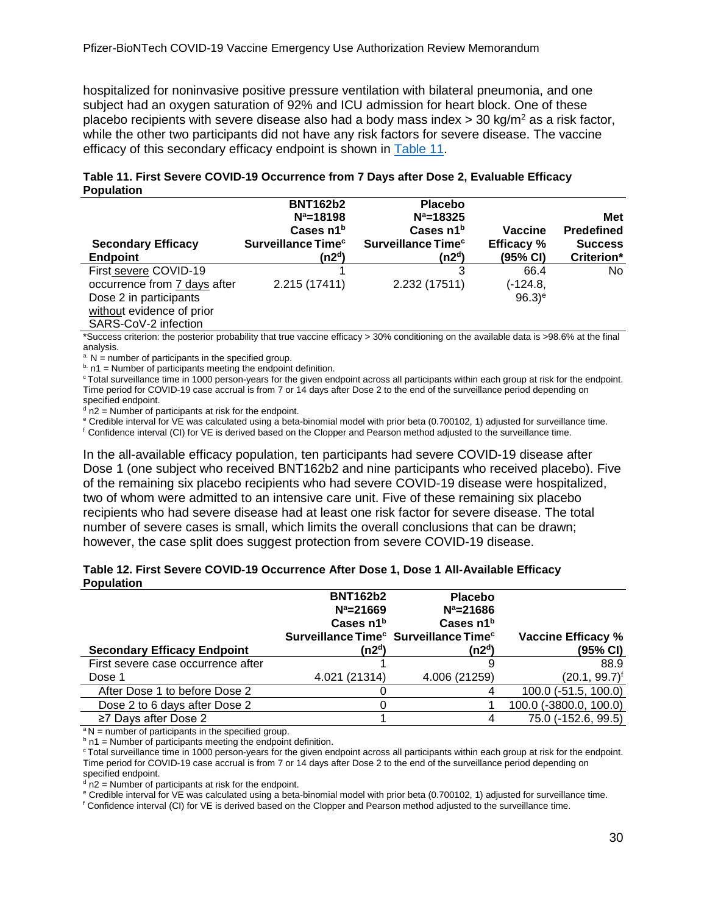hospitalized for noninvasive positive pressure ventilation with bilateral pneumonia, and one subject had an oxygen saturation of 92% and ICU admission for heart block. One of these placebo recipients with severe disease also had a body mass index > 30 kg/m$^2$ as a risk factor, while the other two participants did not have any risk factors for severe disease. The vaccine efficacy of this secondary efficacy endpoint is shown in Table 11.

**Table 11. First Severe COVID-19 Occurrence from 7 Days after Dose 2, Evaluable Efficacy Population**

| Secondary Efficacy Endpoint | BNT162b2 N[a]=18198 Cases n1[b] Surveillance Time[c] (n2[d]) | Placebo N[a]=18325 Cases n1[b] Surveillance Time[c] (n2[d]) | Vaccine Efficacy % (95% CI) | Met Predefined Success Criterion* |
|---|---|---|---|---|
| First severe COVID-19 occurrence from 7 days after Dose 2 in participants without evidence of prior SARS-CoV-2 infection | 1<br>2.215 (17411) | 3<br>2.232 (17511) | 66.4<br>(-124.8, 96.3)[e] | No |

*Success criterion: the posterior probability that true vaccine efficacy > 30% conditioning on the available data is >98.6% at the final analysis.

[a] N = number of participants in the specified group.

[b] n1 = Number of participants meeting the endpoint definition.

[c] Total surveillance time in 1000 person-years for the given endpoint across all participants within each group at risk for the endpoint. Time period for COVID-19 case accrual is from 7 or 14 days after Dose 2 to the end of the surveillance period depending on specified endpoint.

[d] n2 = Number of participants at risk for the endpoint.

[e] Credible interval for VE was calculated using a beta-binomial model with prior beta (0.700102, 1) adjusted for surveillance time.

[f] Confidence interval (CI) for VE is derived based on the Clopper and Pearson method adjusted to the surveillance time.

In the all-available efficacy population, ten participants had severe COVID-19 disease after Dose 1 (one subject who received BNT162b2 and nine participants who received placebo). Five of the remaining six placebo recipients who had severe COVID-19 disease were hospitalized, two of whom were admitted to an intensive care unit. Five of these remaining six placebo recipients who had severe disease had at least one risk factor for severe disease. The total number of severe cases is small, which limits the overall conclusions that can be drawn; however, the case split does suggest protection from severe COVID-19 disease.

**Table 12. First Severe COVID-19 Occurrence After Dose 1, Dose 1 All-Available Efficacy Population**

| Secondary Efficacy Endpoint | BNT162b2 N[a]=21669 Cases n1[b] Surveillance Time[c] (n2[d]) | Placebo N[a]=21686 Cases n1[b] Surveillance Time[c] (n2[d]) | Vaccine Efficacy % (95% CI) |
|---|---|---|---|
| First severe case occurrence after Dose 1 | 1<br>4.021 (21314) | 9<br>4.006 (21259) | 88.9<br>(20.1, 99.7)[f] |
| After Dose 1 to before Dose 2 | 0 | 4 | 100.0 (-51.5, 100.0) |
| Dose 2 to 6 days after Dose 2 | 0 | 1 | 100.0 (-3800.0, 100.0) |
| ≥7 Days after Dose 2 | 1 | 4 | 75.0 (-152.6, 99.5) |

[a] N = number of participants in the specified group.

[b] n1 = Number of participants meeting the endpoint definition.

[c] Total surveillance time in 1000 person-years for the given endpoint across all participants within each group at risk for the endpoint. Time period for COVID-19 case accrual is from 7 or 14 days after Dose 2 to the end of the surveillance period depending on specified endpoint.

[d] n2 = Number of participants at risk for the endpoint.

[e] Credible interval for VE was calculated using a beta-binomial model with prior beta (0.700102, 1) adjusted for surveillance time.

[f] Confidence interval (CI) for VE is derived based on the Clopper and Pearson method adjusted to the surveillance time.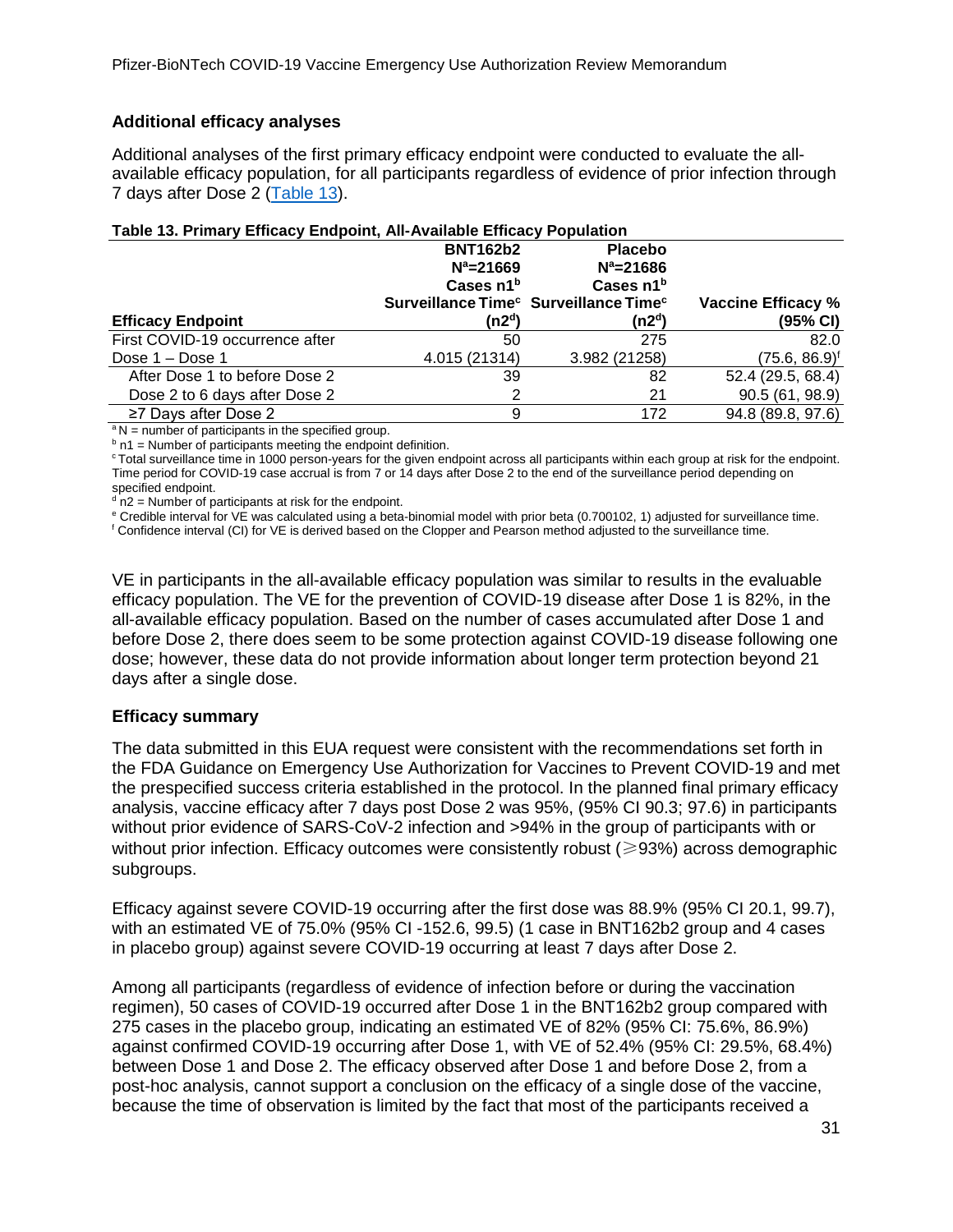### Additional efficacy analyses

Additional analyses of the first primary efficacy endpoint were conducted to evaluate the all-available efficacy population, for all participants regardless of evidence of prior infection through 7 days after Dose 2 (Table 13).

**Table 13. Primary Efficacy Endpoint, All-Available Efficacy Population**

| Efficacy Endpoint | BNT162b2 N[a]=21669 Cases n1[b] Surveillance Time[c] (n2[d]) | Placebo N[a]=21686 Cases n1[b] Surveillance Time[c] (n2[d]) | Vaccine Efficacy % (95% CI) |
|---|---|---|---|
| First COVID-19 occurrence after Dose 1 – Dose 1 | 50 4.015 (21314) | 275 3.982 (21258) | 82.0 (75.6, 86.9)[f] |
| After Dose 1 to before Dose 2 | 39 | 82 | 52.4 (29.5, 68.4) |
| Dose 2 to 6 days after Dose 2 | 2 | 21 | 90.5 (61, 98.9) |
| ≥7 Days after Dose 2 | 9 | 172 | 94.8 (89.8, 97.6) |

[a] N = number of participants in the specified group.
[b] n1 = Number of participants meeting the endpoint definition.
[c] Total surveillance time in 1000 person-years for the given endpoint across all participants within each group at risk for the endpoint. Time period for COVID-19 case accrual is from 7 or 14 days after Dose 2 to the end of the surveillance period depending on specified endpoint.
[d] n2 = Number of participants at risk for the endpoint.
[e] Credible interval for VE was calculated using a beta-binomial model with prior beta (0.700102, 1) adjusted for surveillance time.
[f] Confidence interval (CI) for VE is derived based on the Clopper and Pearson method adjusted to the surveillance time.

VE in participants in the all-available efficacy population was similar to results in the evaluable efficacy population. The VE for the prevention of COVID-19 disease after Dose 1 is 82%, in the all-available efficacy population. Based on the number of cases accumulated after Dose 1 and before Dose 2, there does seem to be some protection against COVID-19 disease following one dose; however, these data do not provide information about longer term protection beyond 21 days after a single dose.

### Efficacy summary

The data submitted in this EUA request were consistent with the recommendations set forth in the FDA Guidance on Emergency Use Authorization for Vaccines to Prevent COVID-19 and met the prespecified success criteria established in the protocol. In the planned final primary efficacy analysis, vaccine efficacy after 7 days post Dose 2 was 95%, (95% CI 90.3; 97.6) in participants without prior evidence of SARS-CoV-2 infection and >94% in the group of participants with or without prior infection. Efficacy outcomes were consistently robust (≥93%) across demographic subgroups.

Efficacy against severe COVID-19 occurring after the first dose was 88.9% (95% CI 20.1, 99.7), with an estimated VE of 75.0% (95% CI -152.6, 99.5) (1 case in BNT162b2 group and 4 cases in placebo group) against severe COVID-19 occurring at least 7 days after Dose 2.

Among all participants (regardless of evidence of infection before or during the vaccination regimen), 50 cases of COVID-19 occurred after Dose 1 in the BNT162b2 group compared with 275 cases in the placebo group, indicating an estimated VE of 82% (95% CI: 75.6%, 86.9%) against confirmed COVID-19 occurring after Dose 1, with VE of 52.4% (95% CI: 29.5%, 68.4%) between Dose 1 and Dose 2. The efficacy observed after Dose 1 and before Dose 2, from a post-hoc analysis, cannot support a conclusion on the efficacy of a single dose of the vaccine, because the time of observation is limited by the fact that most of the participants received a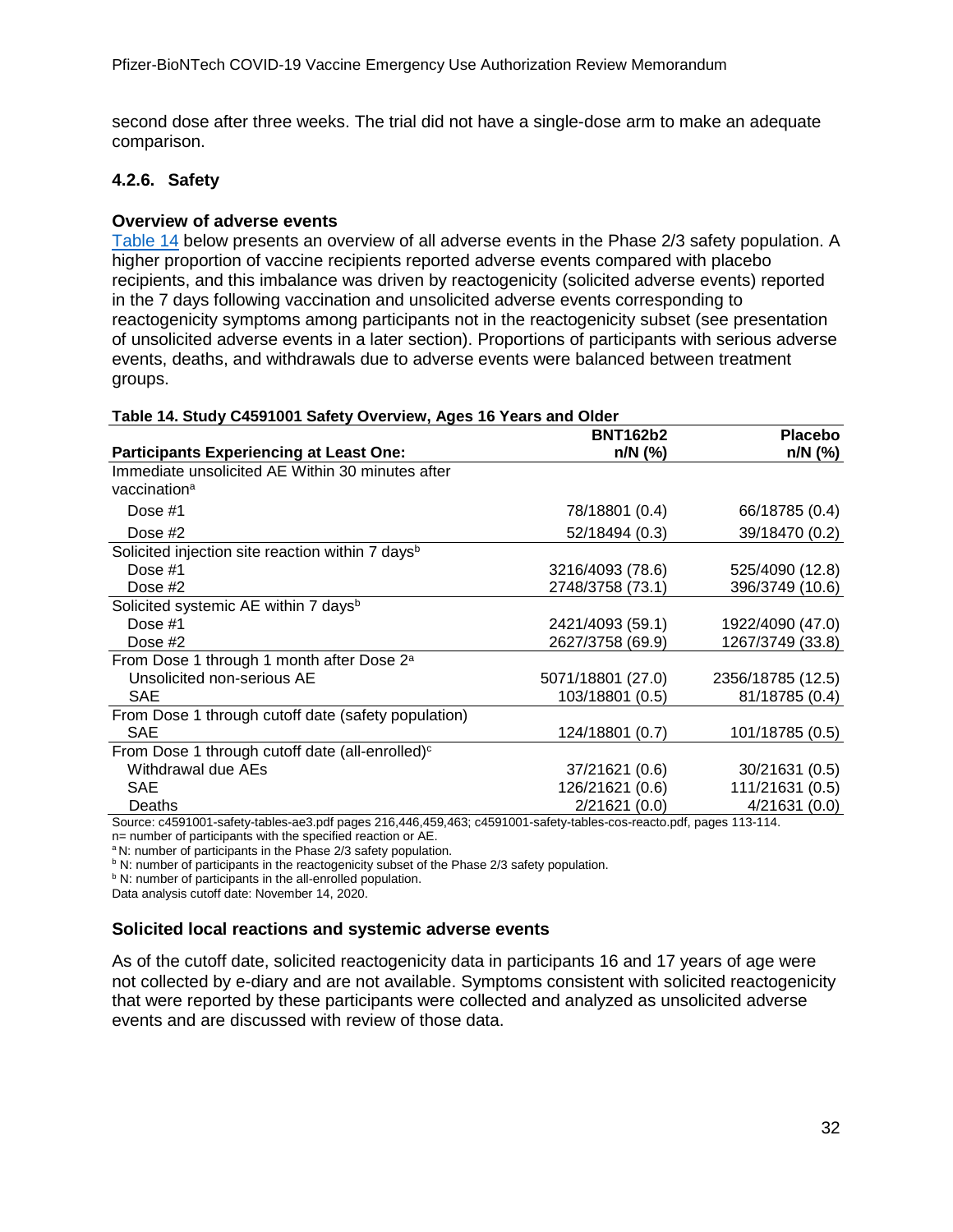second dose after three weeks. The trial did not have a single-dose arm to make an adequate comparison.

### 4.2.6. Safety

**Overview of adverse events**

Table 14 below presents an overview of all adverse events in the Phase 2/3 safety population. A higher proportion of vaccine recipients reported adverse events compared with placebo recipients, and this imbalance was driven by reactogenicity (solicited adverse events) reported in the 7 days following vaccination and unsolicited adverse events corresponding to reactogenicity symptoms among participants not in the reactogenicity subset (see presentation of unsolicited adverse events in a later section). Proportions of participants with serious adverse events, deaths, and withdrawals due to adverse events were balanced between treatment groups.

**Table 14. Study C4591001 Safety Overview, Ages 16 Years and Older**

| Participants Experiencing at Least One: | BNT162b2 n/N (%) | Placebo n/N (%) |
|---|---|---|
| Immediate unsolicited AE Within 30 minutes after vaccination[a] | | |
| Dose #1 | 78/18801 (0.4) | 66/18785 (0.4) |
| Dose #2 | 52/18494 (0.3) | 39/18470 (0.2) |
| Solicited injection site reaction within 7 days[b] | | |
| Dose #1 | 3216/4093 (78.6) | 525/4090 (12.8) |
| Dose #2 | 2748/3758 (73.1) | 396/3749 (10.6) |
| Solicited systemic AE within 7 days[b] | | |
| Dose #1 | 2421/4093 (59.1) | 1922/4090 (47.0) |
| Dose #2 | 2627/3758 (69.9) | 1267/3749 (33.8) |
| From Dose 1 through 1 month after Dose 2[a] | | |
| Unsolicited non-serious AE | 5071/18801 (27.0) | 2356/18785 (12.5) |
| SAE | 103/18801 (0.5) | 81/18785 (0.4) |
| From Dose 1 through cutoff date (safety population) | | |
| SAE | 124/18801 (0.7) | 101/18785 (0.5) |
| From Dose 1 through cutoff date (all-enrolled)[c] | | |
| Withdrawal due AEs | 37/21621 (0.6) | 30/21631 (0.5) |
| SAE | 126/21621 (0.6) | 111/21631 (0.5) |
| Deaths | 2/21621 (0.0) | 4/21631 (0.0) |

Source: c4591001-safety-tables-ae3.pdf pages 216,446,459,463; c4591001-safety-tables-cos-reacto.pdf, pages 113-114.
n= number of participants with the specified reaction or AE.
[a] N: number of participants in the Phase 2/3 safety population.
[b] N: number of participants in the reactogenicity subset of the Phase 2/3 safety population.
[b] N: number of participants in the all-enrolled population.
Data analysis cutoff date: November 14, 2020.

**Solicited local reactions and systemic adverse events**

As of the cutoff date, solicited reactogenicity data in participants 16 and 17 years of age were not collected by e-diary and are not available. Symptoms consistent with solicited reactogenicity that were reported by these participants were collected and analyzed as unsolicited adverse events and are discussed with review of those data.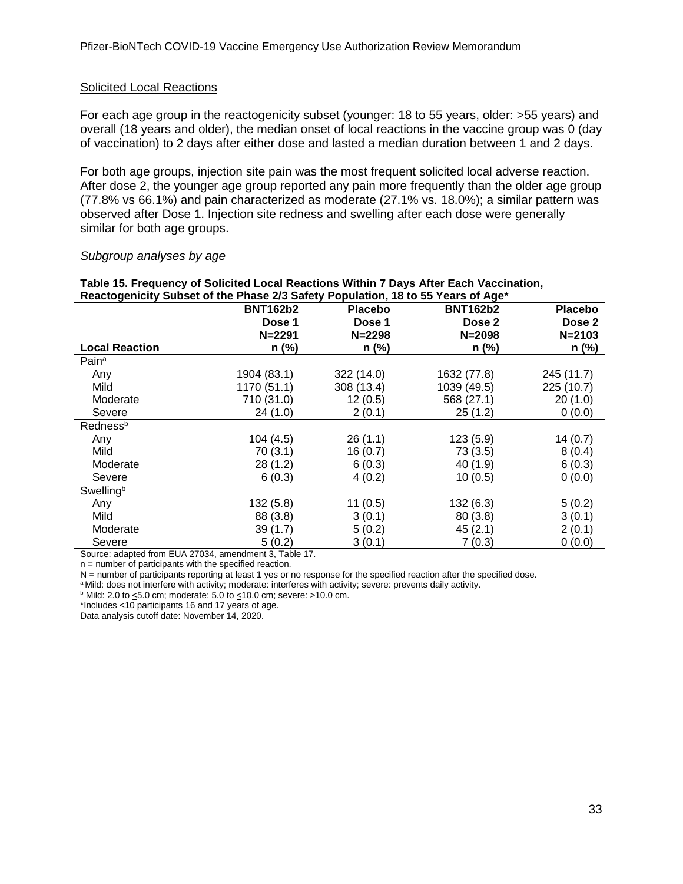### Solicited Local Reactions

For each age group in the reactogenicity subset (younger: 18 to 55 years, older: >55 years) and overall (18 years and older), the median onset of local reactions in the vaccine group was 0 (day of vaccination) to 2 days after either dose and lasted a median duration between 1 and 2 days.

For both age groups, injection site pain was the most frequent solicited local adverse reaction. After dose 2, the younger age group reported any pain more frequently than the older age group (77.8% vs 66.1%) and pain characterized as moderate (27.1% vs. 18.0%); a similar pattern was observed after Dose 1. Injection site redness and swelling after each dose were generally similar for both age groups.

*Subgroup analyses by age*

**Table 15. Frequency of Solicited Local Reactions Within 7 Days After Each Vaccination, Reactogenicity Subset of the Phase 2/3 Safety Population, 18 to 55 Years of Age\***

| Local Reaction | BNT162b2 Dose 1 N=2291 n (%) | Placebo Dose 1 N=2298 n (%) | BNT162b2 Dose 2 N=2098 n (%) | Placebo Dose 2 N=2103 n (%) |
|---|---|---|---|---|
| Pain[a] | | | | |
| Any | 1904 (83.1) | 322 (14.0) | 1632 (77.8) | 245 (11.7) |
| Mild | 1170 (51.1) | 308 (13.4) | 1039 (49.5) | 225 (10.7) |
| Moderate | 710 (31.0) | 12 (0.5) | 568 (27.1) | 20 (1.0) |
| Severe | 24 (1.0) | 2 (0.1) | 25 (1.2) | 0 (0.0) |
| Redness[b] | | | | |
| Any | 104 (4.5) | 26 (1.1) | 123 (5.9) | 14 (0.7) |
| Mild | 70 (3.1) | 16 (0.7) | 73 (3.5) | 8 (0.4) |
| Moderate | 28 (1.2) | 6 (0.3) | 40 (1.9) | 6 (0.3) |
| Severe | 6 (0.3) | 4 (0.2) | 10 (0.5) | 0 (0.0) |
| Swelling[b] | | | | |
| Any | 132 (5.8) | 11 (0.5) | 132 (6.3) | 5 (0.2) |
| Mild | 88 (3.8) | 3 (0.1) | 80 (3.8) | 3 (0.1) |
| Moderate | 39 (1.7) | 5 (0.2) | 45 (2.1) | 2 (0.1) |
| Severe | 5 (0.2) | 3 (0.1) | 7 (0.3) | 0 (0.0) |

Source: adapted from EUA 27034, amendment 3, Table 17.
n = number of participants with the specified reaction.
N = number of participants reporting at least 1 yes or no response for the specified reaction after the specified dose.
[a] Mild: does not interfere with activity; moderate: interferes with activity; severe: prevents daily activity.
[b] Mild: 2.0 to ≤5.0 cm; moderate: 5.0 to ≤10.0 cm; severe: >10.0 cm.
\*Includes <10 participants 16 and 17 years of age.
Data analysis cutoff date: November 14, 2020.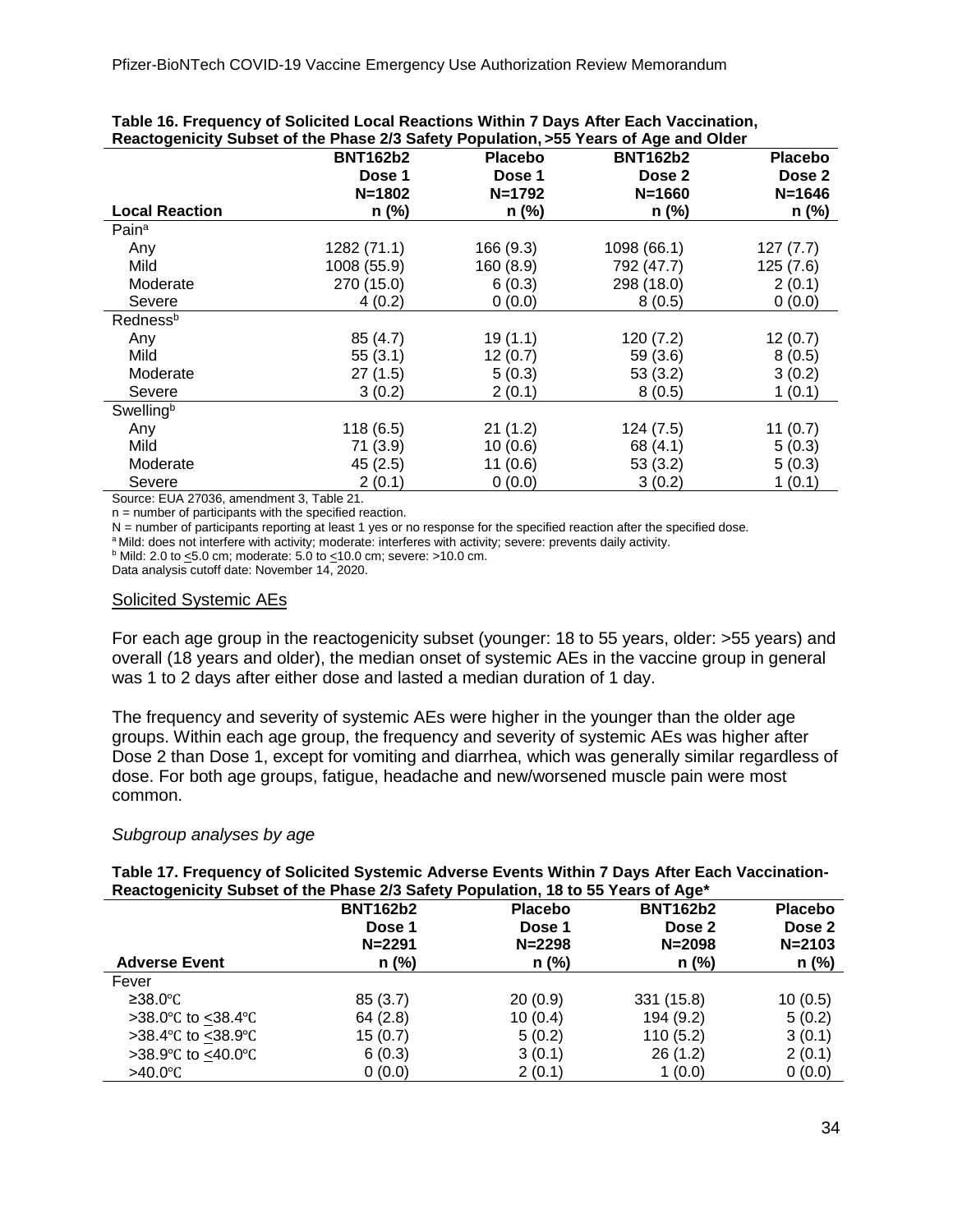**Table 16. Frequency of Solicited Local Reactions Within 7 Days After Each Vaccination, Reactogenicity Subset of the Phase 2/3 Safety Population, >55 Years of Age and Older**

| Local Reaction | BNT162b2 Dose 1 N=1802 n (%) | Placebo Dose 1 N=1792 n (%) | BNT162b2 Dose 2 N=1660 n (%) | Placebo Dose 2 N=1646 n (%) |
|---|---|---|---|---|
| Pain[a] | | | | |
| Any | 1282 (71.1) | 166 (9.3) | 1098 (66.1) | 127 (7.7) |
| Mild | 1008 (55.9) | 160 (8.9) | 792 (47.7) | 125 (7.6) |
| Moderate | 270 (15.0) | 6 (0.3) | 298 (18.0) | 2 (0.1) |
| Severe | 4 (0.2) | 0 (0.0) | 8 (0.5) | 0 (0.0) |
| Redness[b] | | | | |
| Any | 85 (4.7) | 19 (1.1) | 120 (7.2) | 12 (0.7) |
| Mild | 55 (3.1) | 12 (0.7) | 59 (3.6) | 8 (0.5) |
| Moderate | 27 (1.5) | 5 (0.3) | 53 (3.2) | 3 (0.2) |
| Severe | 3 (0.2) | 2 (0.1) | 8 (0.5) | 1 (0.1) |
| Swelling[b] | | | | |
| Any | 118 (6.5) | 21 (1.2) | 124 (7.5) | 11 (0.7) |
| Mild | 71 (3.9) | 10 (0.6) | 68 (4.1) | 5 (0.3) |
| Moderate | 45 (2.5) | 11 (0.6) | 53 (3.2) | 5 (0.3) |
| Severe | 2 (0.1) | 0 (0.0) | 3 (0.2) | 1 (0.1) |

Source: EUA 27036, amendment 3, Table 21.
n = number of participants with the specified reaction.
N = number of participants reporting at least 1 yes or no response for the specified reaction after the specified dose.
[a] Mild: does not interfere with activity; moderate: interferes with activity; severe: prevents daily activity.
[b] Mild: 2.0 to ≤5.0 cm; moderate: 5.0 to ≤10.0 cm; severe: >10.0 cm.
Data analysis cutoff date: November 14, 2020.

## Solicited Systemic AEs

For each age group in the reactogenicity subset (younger: 18 to 55 years, older: >55 years) and overall (18 years and older), the median onset of systemic AEs in the vaccine group in general was 1 to 2 days after either dose and lasted a median duration of 1 day.

The frequency and severity of systemic AEs were higher in the younger than the older age groups. Within each age group, the frequency and severity of systemic AEs was higher after Dose 2 than Dose 1, except for vomiting and diarrhea, which was generally similar regardless of dose. For both age groups, fatigue, headache and new/worsened muscle pain were most common.

*Subgroup analyses by age*

**Table 17. Frequency of Solicited Systemic Adverse Events Within 7 Days After Each Vaccination-Reactogenicity Subset of the Phase 2/3 Safety Population, 18 to 55 Years of Age***

| Adverse Event | BNT162b2 Dose 1 N=2291 n (%) | Placebo Dose 1 N=2298 n (%) | BNT162b2 Dose 2 N=2098 n (%) | Placebo Dose 2 N=2103 n (%) |
|---|---|---|---|---|
| Fever | | | | |
| ≥38.0℃ | 85 (3.7) | 20 (0.9) | 331 (15.8) | 10 (0.5) |
| >38.0℃ to ≤38.4℃ | 64 (2.8) | 10 (0.4) | 194 (9.2) | 5 (0.2) |
| >38.4℃ to ≤38.9℃ | 15 (0.7) | 5 (0.2) | 110 (5.2) | 3 (0.1) |
| >38.9℃ to ≤40.0℃ | 6 (0.3) | 3 (0.1) | 26 (1.2) | 2 (0.1) |
| >40.0℃ | 0 (0.0) | 2 (0.1) | 1 (0.0) | 0 (0.0) |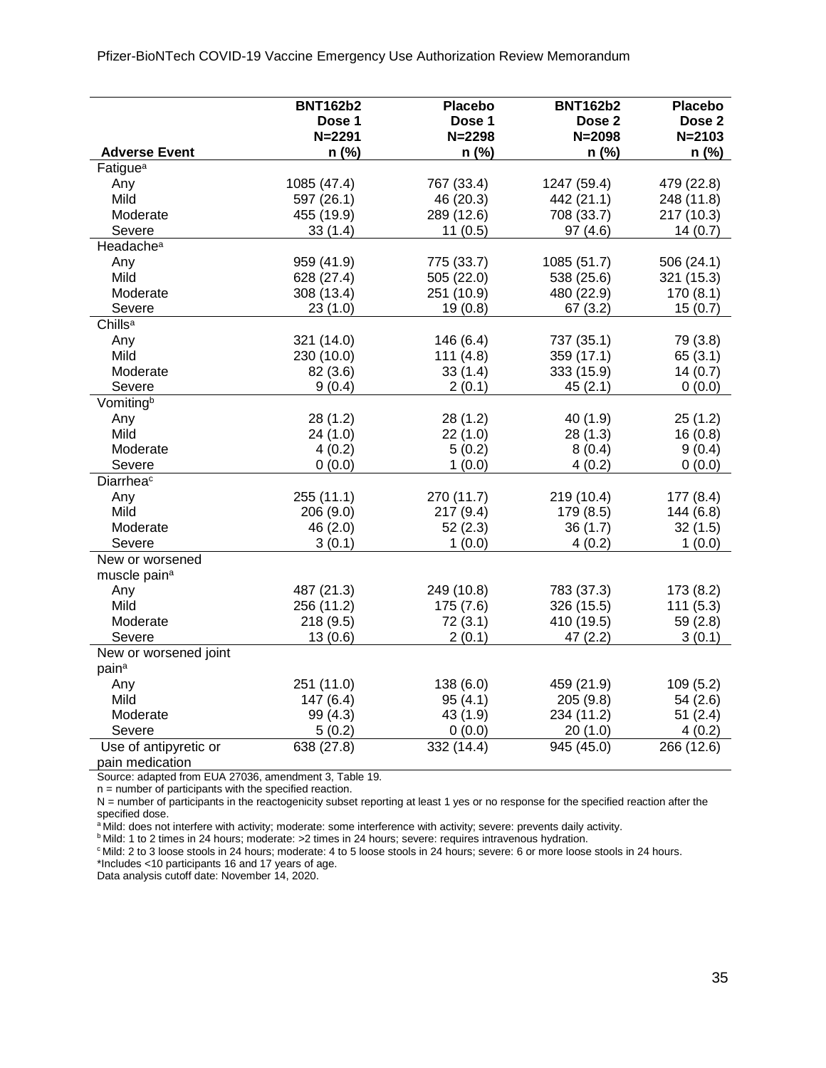| Adverse Event | BNT162b2 Dose 1 N=2291 n (%) | Placebo Dose 1 N=2298 n (%) | BNT162b2 Dose 2 N=2098 n (%) | Placebo Dose 2 N=2103 n (%) |
|---|---|---|---|---|
| Fatigue[a] | | | | |
| Any | 1085 (47.4) | 767 (33.4) | 1247 (59.4) | 479 (22.8) |
| Mild | 597 (26.1) | 46 (20.3) | 442 (21.1) | 248 (11.8) |
| Moderate | 455 (19.9) | 289 (12.6) | 708 (33.7) | 217 (10.3) |
| Severe | 33 (1.4) | 11 (0.5) | 97 (4.6) | 14 (0.7) |
| Headache[a] | | | | |
| Any | 959 (41.9) | 775 (33.7) | 1085 (51.7) | 506 (24.1) |
| Mild | 628 (27.4) | 505 (22.0) | 538 (25.6) | 321 (15.3) |
| Moderate | 308 (13.4) | 251 (10.9) | 480 (22.9) | 170 (8.1) |
| Severe | 23 (1.0) | 19 (0.8) | 67 (3.2) | 15 (0.7) |
| Chills[a] | | | | |
| Any | 321 (14.0) | 146 (6.4) | 737 (35.1) | 79 (3.8) |
| Mild | 230 (10.0) | 111 (4.8) | 359 (17.1) | 65 (3.1) |
| Moderate | 82 (3.6) | 33 (1.4) | 333 (15.9) | 14 (0.7) |
| Severe | 9 (0.4) | 2 (0.1) | 45 (2.1) | 0 (0.0) |
| Vomiting[b] | | | | |
| Any | 28 (1.2) | 28 (1.2) | 40 (1.9) | 25 (1.2) |
| Mild | 24 (1.0) | 22 (1.0) | 28 (1.3) | 16 (0.8) |
| Moderate | 4 (0.2) | 5 (0.2) | 8 (0.4) | 9 (0.4) |
| Severe | 0 (0.0) | 1 (0.0) | 4 (0.2) | 0 (0.0) |
| Diarrhea[c] | | | | |
| Any | 255 (11.1) | 270 (11.7) | 219 (10.4) | 177 (8.4) |
| Mild | 206 (9.0) | 217 (9.4) | 179 (8.5) | 144 (6.8) |
| Moderate | 46 (2.0) | 52 (2.3) | 36 (1.7) | 32 (1.5) |
| Severe | 3 (0.1) | 1 (0.0) | 4 (0.2) | 1 (0.0) |
| New or worsened muscle pain[a] | | | | |
| Any | 487 (21.3) | 249 (10.8) | 783 (37.3) | 173 (8.2) |
| Mild | 256 (11.2) | 175 (7.6) | 326 (15.5) | 111 (5.3) |
| Moderate | 218 (9.5) | 72 (3.1) | 410 (19.5) | 59 (2.8) |
| Severe | 13 (0.6) | 2 (0.1) | 47 (2.2) | 3 (0.1) |
| New or worsened joint pain[a] | | | | |
| Any | 251 (11.0) | 138 (6.0) | 459 (21.9) | 109 (5.2) |
| Mild | 147 (6.4) | 95 (4.1) | 205 (9.8) | 54 (2.6) |
| Moderate | 99 (4.3) | 43 (1.9) | 234 (11.2) | 51 (2.4) |
| Severe | 5 (0.2) | 0 (0.0) | 20 (1.0) | 4 (0.2) |
| Use of antipyretic or pain medication | 638 (27.8) | 332 (14.4) | 945 (45.0) | 266 (12.6) |

Source: adapted from EUA 27036, amendment 3, Table 19.
n = number of participants with the specified reaction.
N = number of participants in the reactogenicity subset reporting at least 1 yes or no response for the specified reaction after the specified dose.
[a] Mild: does not interfere with activity; moderate: some interference with activity; severe: prevents daily activity.
[b] Mild: 1 to 2 times in 24 hours; moderate: >2 times in 24 hours; severe: requires intravenous hydration.
[c] Mild: 2 to 3 loose stools in 24 hours; moderate: 4 to 5 loose stools in 24 hours; severe: 6 or more loose stools in 24 hours.
*Includes <10 participants 16 and 17 years of age.
Data analysis cutoff date: November 14, 2020.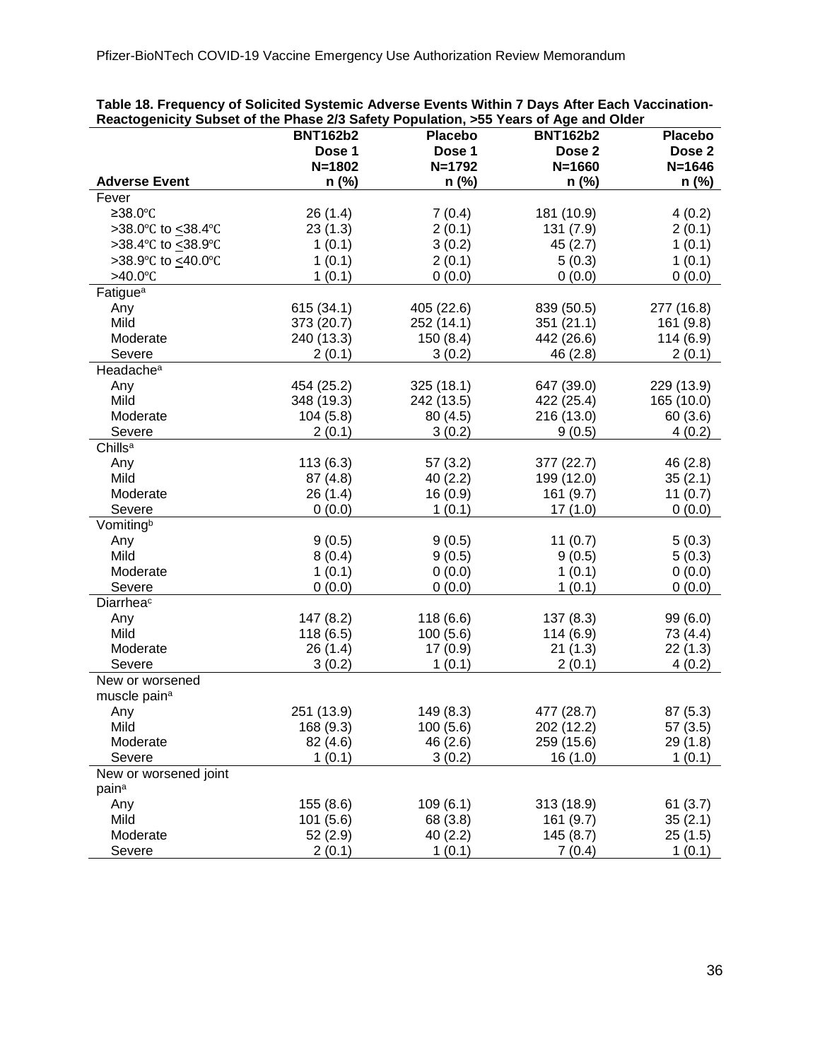**Table 18. Frequency of Solicited Systemic Adverse Events Within 7 Days After Each Vaccination-Reactogenicity Subset of the Phase 2/3 Safety Population, >55 Years of Age and Older**

| Adverse Event | BNT162b2 Dose 1 N=1802 n (%) | Placebo Dose 1 N=1792 n (%) | BNT162b2 Dose 2 N=1660 n (%) | Placebo Dose 2 N=1646 n (%) |
|---|---|---|---|---|
| Fever | | | | |
| ≥38.0℃ | 26 (1.4) | 7 (0.4) | 181 (10.9) | 4 (0.2) |
| >38.0℃ to ≤38.4℃ | 23 (1.3) | 2 (0.1) | 131 (7.9) | 2 (0.1) |
| >38.4℃ to ≤38.9℃ | 1 (0.1) | 3 (0.2) | 45 (2.7) | 1 (0.1) |
| >38.9℃ to ≤40.0℃ | 1 (0.1) | 2 (0.1) | 5 (0.3) | 1 (0.1) |
| >40.0℃ | 1 (0.1) | 0 (0.0) | 0 (0.0) | 0 (0.0) |
| Fatigue[a] | | | | |
| Any | 615 (34.1) | 405 (22.6) | 839 (50.5) | 277 (16.8) |
| Mild | 373 (20.7) | 252 (14.1) | 351 (21.1) | 161 (9.8) |
| Moderate | 240 (13.3) | 150 (8.4) | 442 (26.6) | 114 (6.9) |
| Severe | 2 (0.1) | 3 (0.2) | 46 (2.8) | 2 (0.1) |
| Headache[a] | | | | |
| Any | 454 (25.2) | 325 (18.1) | 647 (39.0) | 229 (13.9) |
| Mild | 348 (19.3) | 242 (13.5) | 422 (25.4) | 165 (10.0) |
| Moderate | 104 (5.8) | 80 (4.5) | 216 (13.0) | 60 (3.6) |
| Severe | 2 (0.1) | 3 (0.2) | 9 (0.5) | 4 (0.2) |
| Chills[a] | | | | |
| Any | 113 (6.3) | 57 (3.2) | 377 (22.7) | 46 (2.8) |
| Mild | 87 (4.8) | 40 (2.2) | 199 (12.0) | 35 (2.1) |
| Moderate | 26 (1.4) | 16 (0.9) | 161 (9.7) | 11 (0.7) |
| Severe | 0 (0.0) | 1 (0.1) | 17 (1.0) | 0 (0.0) |
| Vomiting[b] | | | | |
| Any | 9 (0.5) | 9 (0.5) | 11 (0.7) | 5 (0.3) |
| Mild | 8 (0.4) | 9 (0.5) | 9 (0.5) | 5 (0.3) |
| Moderate | 1 (0.1) | 0 (0.0) | 1 (0.1) | 0 (0.0) |
| Severe | 0 (0.0) | 0 (0.0) | 1 (0.1) | 0 (0.0) |
| Diarrhea[c] | | | | |
| Any | 147 (8.2) | 118 (6.6) | 137 (8.3) | 99 (6.0) |
| Mild | 118 (6.5) | 100 (5.6) | 114 (6.9) | 73 (4.4) |
| Moderate | 26 (1.4) | 17 (0.9) | 21 (1.3) | 22 (1.3) |
| Severe | 3 (0.2) | 1 (0.1) | 2 (0.1) | 4 (0.2) |
| New or worsened muscle pain[a] | | | | |
| Any | 251 (13.9) | 149 (8.3) | 477 (28.7) | 87 (5.3) |
| Mild | 168 (9.3) | 100 (5.6) | 202 (12.2) | 57 (3.5) |
| Moderate | 82 (4.6) | 46 (2.6) | 259 (15.6) | 29 (1.8) |
| Severe | 1 (0.1) | 3 (0.2) | 16 (1.0) | 1 (0.1) |
| New or worsened joint pain[a] | | | | |
| Any | 155 (8.6) | 109 (6.1) | 313 (18.9) | 61 (3.7) |
| Mild | 101 (5.6) | 68 (3.8) | 161 (9.7) | 35 (2.1) |
| Moderate | 52 (2.9) | 40 (2.2) | 145 (8.7) | 25 (1.5) |
| Severe | 2 (0.1) | 1 (0.1) | 7 (0.4) | 1 (0.1) |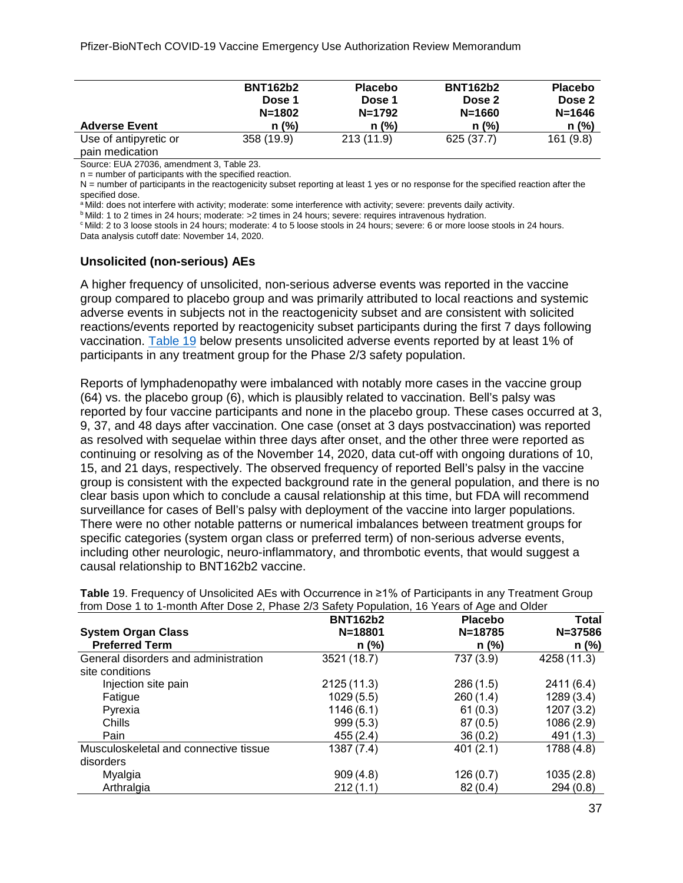| Adverse Event | BNT162b2 Dose 1 N=1802 n (%) | Placebo Dose 1 N=1792 n (%) | BNT162b2 Dose 2 N=1660 n (%) | Placebo Dose 2 N=1646 n (%) |
|---|---|---|---|---|
| Use of antipyretic or pain medication | 358 (19.9) | 213 (11.9) | 625 (37.7) | 161 (9.8) |

Source: EUA 27036, amendment 3, Table 23.
n = number of participants with the specified reaction.
N = number of participants in the reactogenicity subset reporting at least 1 yes or no response for the specified reaction after the specified dose.
[a] Mild: does not interfere with activity; moderate: some interference with activity; severe: prevents daily activity.
[b] Mild: 1 to 2 times in 24 hours; moderate: >2 times in 24 hours; severe: requires intravenous hydration.
[c] Mild: 2 to 3 loose stools in 24 hours; moderate: 4 to 5 loose stools in 24 hours; severe: 6 or more loose stools in 24 hours.
Data analysis cutoff date: November 14, 2020.

### Unsolicited (non-serious) AEs

A higher frequency of unsolicited, non-serious adverse events was reported in the vaccine group compared to placebo group and was primarily attributed to local reactions and systemic adverse events in subjects not in the reactogenicity subset and are consistent with solicited reactions/events reported by reactogenicity subset participants during the first 7 days following vaccination. Table 19 below presents unsolicited adverse events reported by at least 1% of participants in any treatment group for the Phase 2/3 safety population.

Reports of lymphadenopathy were imbalanced with notably more cases in the vaccine group (64) vs. the placebo group (6), which is plausibly related to vaccination. Bell's palsy was reported by four vaccine participants and none in the placebo group. These cases occurred at 3, 9, 37, and 48 days after vaccination. One case (onset at 3 days postvaccination) was reported as resolved with sequelae within three days after onset, and the other three were reported as continuing or resolving as of the November 14, 2020, data cut-off with ongoing durations of 10, 15, and 21 days, respectively. The observed frequency of reported Bell's palsy in the vaccine group is consistent with the expected background rate in the general population, and there is no clear basis upon which to conclude a causal relationship at this time, but FDA will recommend surveillance for cases of Bell's palsy with deployment of the vaccine into larger populations. There were no other notable patterns or numerical imbalances between treatment groups for specific categories (system organ class or preferred term) of non-serious adverse events, including other neurologic, neuro-inflammatory, and thrombotic events, that would suggest a causal relationship to BNT162b2 vaccine.

**Table** 19. Frequency of Unsolicited AEs with Occurrence in ≥1% of Participants in any Treatment Group from Dose 1 to 1-month After Dose 2, Phase 2/3 Safety Population, 16 Years of Age and Older

| System Organ Class / Preferred Term | BNT162b2 N=18801 n (%) | Placebo N=18785 n (%) | Total N=37586 n (%) |
|---|---|---|---|
| General disorders and administration site conditions | 3521 (18.7) | 737 (3.9) | 4258 (11.3) |
| Injection site pain | 2125 (11.3) | 286 (1.5) | 2411 (6.4) |
| Fatigue | 1029 (5.5) | 260 (1.4) | 1289 (3.4) |
| Pyrexia | 1146 (6.1) | 61 (0.3) | 1207 (3.2) |
| Chills | 999 (5.3) | 87 (0.5) | 1086 (2.9) |
| Pain | 455 (2.4) | 36 (0.2) | 491 (1.3) |
| Musculoskeletal and connective tissue disorders | 1387 (7.4) | 401 (2.1) | 1788 (4.8) |
| Myalgia | 909 (4.8) | 126 (0.7) | 1035 (2.8) |
| Arthralgia | 212 (1.1) | 82 (0.4) | 294 (0.8) |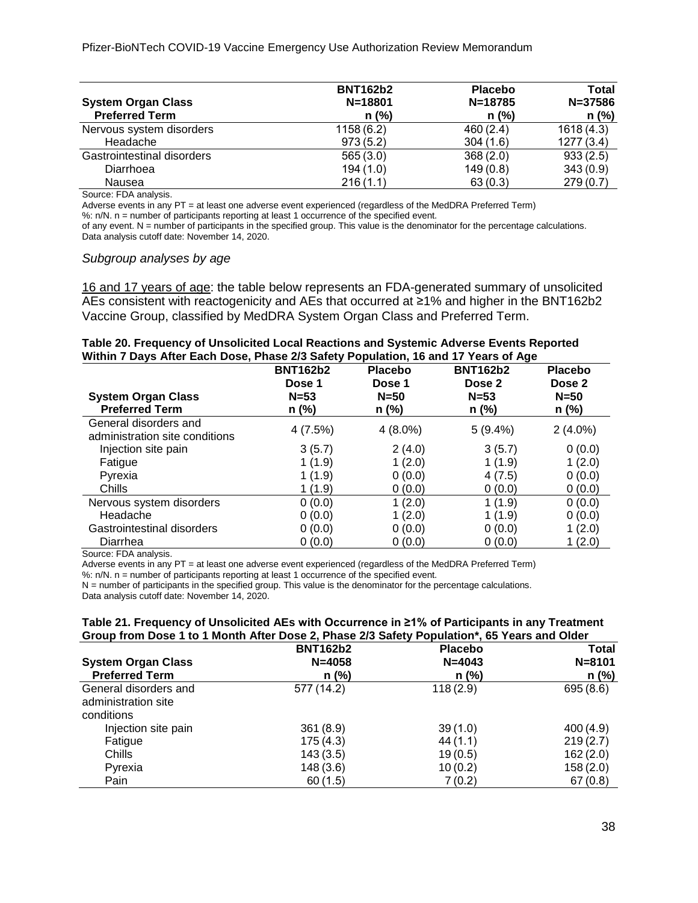| System Organ Class<br>Preferred Term | BNT162b2<br>N=18801<br>n (%) | Placebo<br>N=18785<br>n (%) | Total<br>N=37586<br>n (%) |
|---|---|---|---|
| Nervous system disorders | 1158 (6.2) | 460 (2.4) | 1618 (4.3) |
| Headache | 973 (5.2) | 304 (1.6) | 1277 (3.4) |
| Gastrointestinal disorders | 565 (3.0) | 368 (2.0) | 933 (2.5) |
| Diarrhoea | 194 (1.0) | 149 (0.8) | 343 (0.9) |
| Nausea | 216 (1.1) | 63 (0.3) | 279 (0.7) |

Source: FDA analysis.
Adverse events in any PT = at least one adverse event experienced (regardless of the MedDRA Preferred Term)
%: n/N. n = number of participants reporting at least 1 occurrence of the specified event.
of any event. N = number of participants in the specified group. This value is the denominator for the percentage calculations.
Data analysis cutoff date: November 14, 2020.

*Subgroup analyses by age*

16 and 17 years of age: the table below represents an FDA-generated summary of unsolicited AEs consistent with reactogenicity and AEs that occurred at ≥1% and higher in the BNT162b2 Vaccine Group, classified by MedDRA System Organ Class and Preferred Term.

**Table 20. Frequency of Unsolicited Local Reactions and Systemic Adverse Events Reported Within 7 Days After Each Dose, Phase 2/3 Safety Population, 16 and 17 Years of Age**

| System Organ Class<br>Preferred Term | BNT162b2<br>Dose 1<br>N=53<br>n (%) | Placebo<br>Dose 1<br>N=50<br>n (%) | BNT162b2<br>Dose 2<br>N=53<br>n (%) | Placebo<br>Dose 2<br>N=50<br>n (%) |
|---|---|---|---|---|
| General disorders and administration site conditions | 4 (7.5%) | 4 (8.0%) | 5 (9.4%) | 2 (4.0%) |
| Injection site pain | 3 (5.7) | 2 (4.0) | 3 (5.7) | 0 (0.0) |
| Fatigue | 1 (1.9) | 1 (2.0) | 1 (1.9) | 1 (2.0) |
| Pyrexia | 1 (1.9) | 0 (0.0) | 4 (7.5) | 0 (0.0) |
| Chills | 1 (1.9) | 0 (0.0) | 0 (0.0) | 0 (0.0) |
| Nervous system disorders | 0 (0.0) | 1 (2.0) | 1 (1.9) | 0 (0.0) |
| Headache | 0 (0.0) | 1 (2.0) | 1 (1.9) | 0 (0.0) |
| Gastrointestinal disorders | 0 (0.0) | 0 (0.0) | 0 (0.0) | 1 (2.0) |
| Diarrhea | 0 (0.0) | 0 (0.0) | 0 (0.0) | 1 (2.0) |

Source: FDA analysis.
Adverse events in any PT = at least one adverse event experienced (regardless of the MedDRA Preferred Term)
%: n/N. n = number of participants reporting at least 1 occurrence of the specified event.
N = number of participants in the specified group. This value is the denominator for the percentage calculations.
Data analysis cutoff date: November 14, 2020.

**Table 21. Frequency of Unsolicited AEs with Occurrence in ≥1% of Participants in any Treatment Group from Dose 1 to 1 Month After Dose 2, Phase 2/3 Safety Population*, 65 Years and Older**

| System Organ Class<br>Preferred Term | BNT162b2<br>N=4058<br>n (%) | Placebo<br>N=4043<br>n (%) | Total<br>N=8101<br>n (%) |
|---|---|---|---|
| General disorders and administration site conditions | 577 (14.2) | 118 (2.9) | 695 (8.6) |
| Injection site pain | 361 (8.9) | 39 (1.0) | 400 (4.9) |
| Fatigue | 175 (4.3) | 44 (1.1) | 219 (2.7) |
| Chills | 143 (3.5) | 19 (0.5) | 162 (2.0) |
| Pyrexia | 148 (3.6) | 10 (0.2) | 158 (2.0) |
| Pain | 60 (1.5) | 7 (0.2) | 67 (0.8) |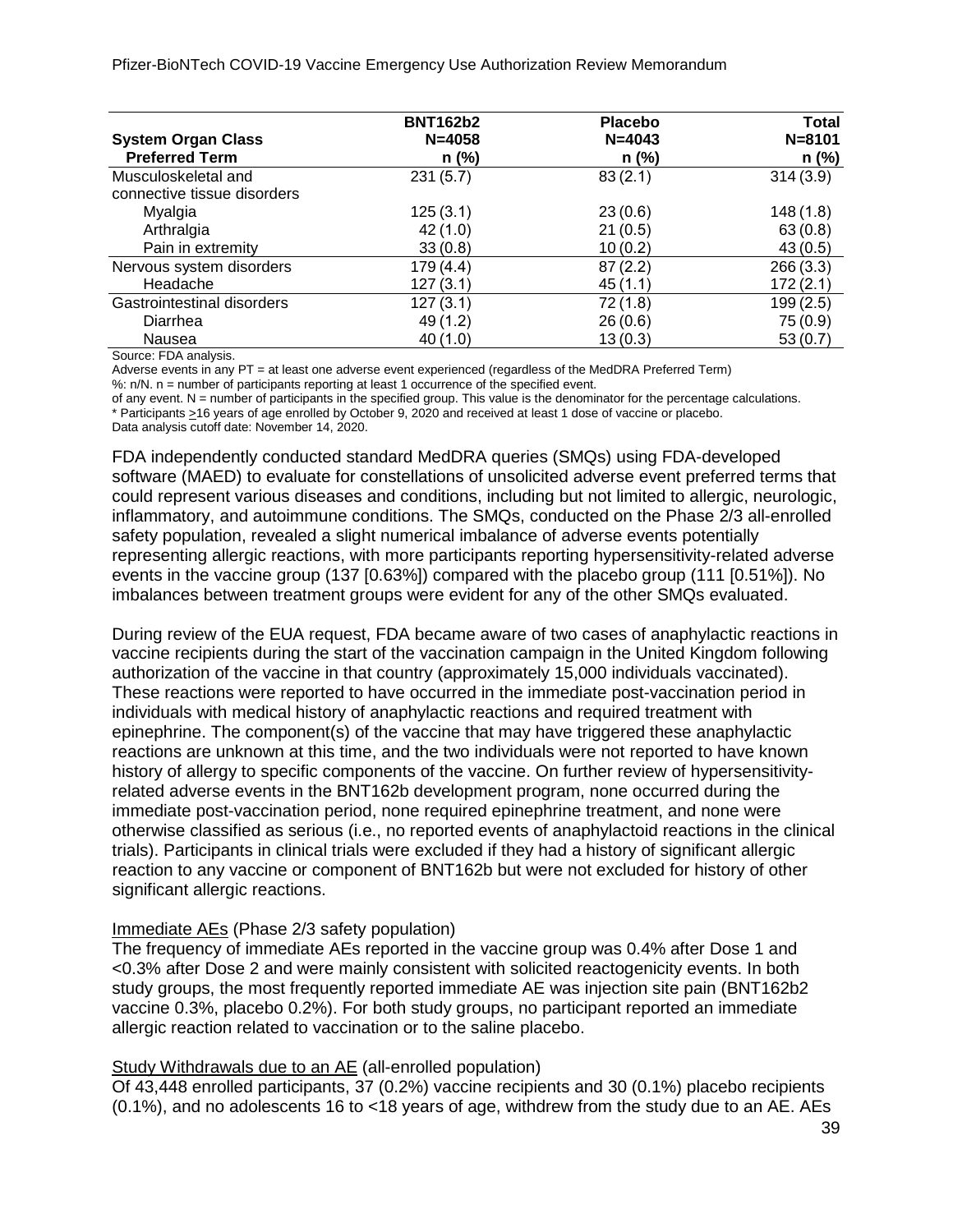| System Organ Class<br>Preferred Term | BNT162b2<br>N=4058<br>n (%) | Placebo<br>N=4043<br>n (%) | Total<br>N=8101<br>n (%) |
|---|---|---|---|
| Musculoskeletal and connective tissue disorders | 231 (5.7) | 83 (2.1) | 314 (3.9) |
| Myalgia | 125 (3.1) | 23 (0.6) | 148 (1.8) |
| Arthralgia | 42 (1.0) | 21 (0.5) | 63 (0.8) |
| Pain in extremity | 33 (0.8) | 10 (0.2) | 43 (0.5) |
| Nervous system disorders | 179 (4.4) | 87 (2.2) | 266 (3.3) |
| Headache | 127 (3.1) | 45 (1.1) | 172 (2.1) |
| Gastrointestinal disorders | 127 (3.1) | 72 (1.8) | 199 (2.5) |
| Diarrhea | 49 (1.2) | 26 (0.6) | 75 (0.9) |
| Nausea | 40 (1.0) | 13 (0.3) | 53 (0.7) |

Source: FDA analysis.
Adverse events in any PT = at least one adverse event experienced (regardless of the MedDRA Preferred Term)
%: n/N. n = number of participants reporting at least 1 occurrence of the specified event.
of any event. N = number of participants in the specified group. This value is the denominator for the percentage calculations.
\* Participants ≥16 years of age enrolled by October 9, 2020 and received at least 1 dose of vaccine or placebo.
Data analysis cutoff date: November 14, 2020.

FDA independently conducted standard MedDRA queries (SMQs) using FDA-developed software (MAED) to evaluate for constellations of unsolicited adverse event preferred terms that could represent various diseases and conditions, including but not limited to allergic, neurologic, inflammatory, and autoimmune conditions. The SMQs, conducted on the Phase 2/3 all-enrolled safety population, revealed a slight numerical imbalance of adverse events potentially representing allergic reactions, with more participants reporting hypersensitivity-related adverse events in the vaccine group (137 [0.63%]) compared with the placebo group (111 [0.51%]). No imbalances between treatment groups were evident for any of the other SMQs evaluated.

During review of the EUA request, FDA became aware of two cases of anaphylactic reactions in vaccine recipients during the start of the vaccination campaign in the United Kingdom following authorization of the vaccine in that country (approximately 15,000 individuals vaccinated). These reactions were reported to have occurred in the immediate post-vaccination period in individuals with medical history of anaphylactic reactions and required treatment with epinephrine. The component(s) of the vaccine that may have triggered these anaphylactic reactions are unknown at this time, and the two individuals were not reported to have known history of allergy to specific components of the vaccine. On further review of hypersensitivity-related adverse events in the BNT162b development program, none occurred during the immediate post-vaccination period, none required epinephrine treatment, and none were otherwise classified as serious (i.e., no reported events of anaphylactoid reactions in the clinical trials). Participants in clinical trials were excluded if they had a history of significant allergic reaction to any vaccine or component of BNT162b but were not excluded for history of other significant allergic reactions.

<u>Immediate AEs</u> (Phase 2/3 safety population)
The frequency of immediate AEs reported in the vaccine group was 0.4% after Dose 1 and <0.3% after Dose 2 and were mainly consistent with solicited reactogenicity events. In both study groups, the most frequently reported immediate AE was injection site pain (BNT162b2 vaccine 0.3%, placebo 0.2%). For both study groups, no participant reported an immediate allergic reaction related to vaccination or to the saline placebo.

<u>Study Withdrawals due to an AE</u> (all-enrolled population)
Of 43,448 enrolled participants, 37 (0.2%) vaccine recipients and 30 (0.1%) placebo recipients (0.1%), and no adolescents 16 to <18 years of age, withdrew from the study due to an AE. AEs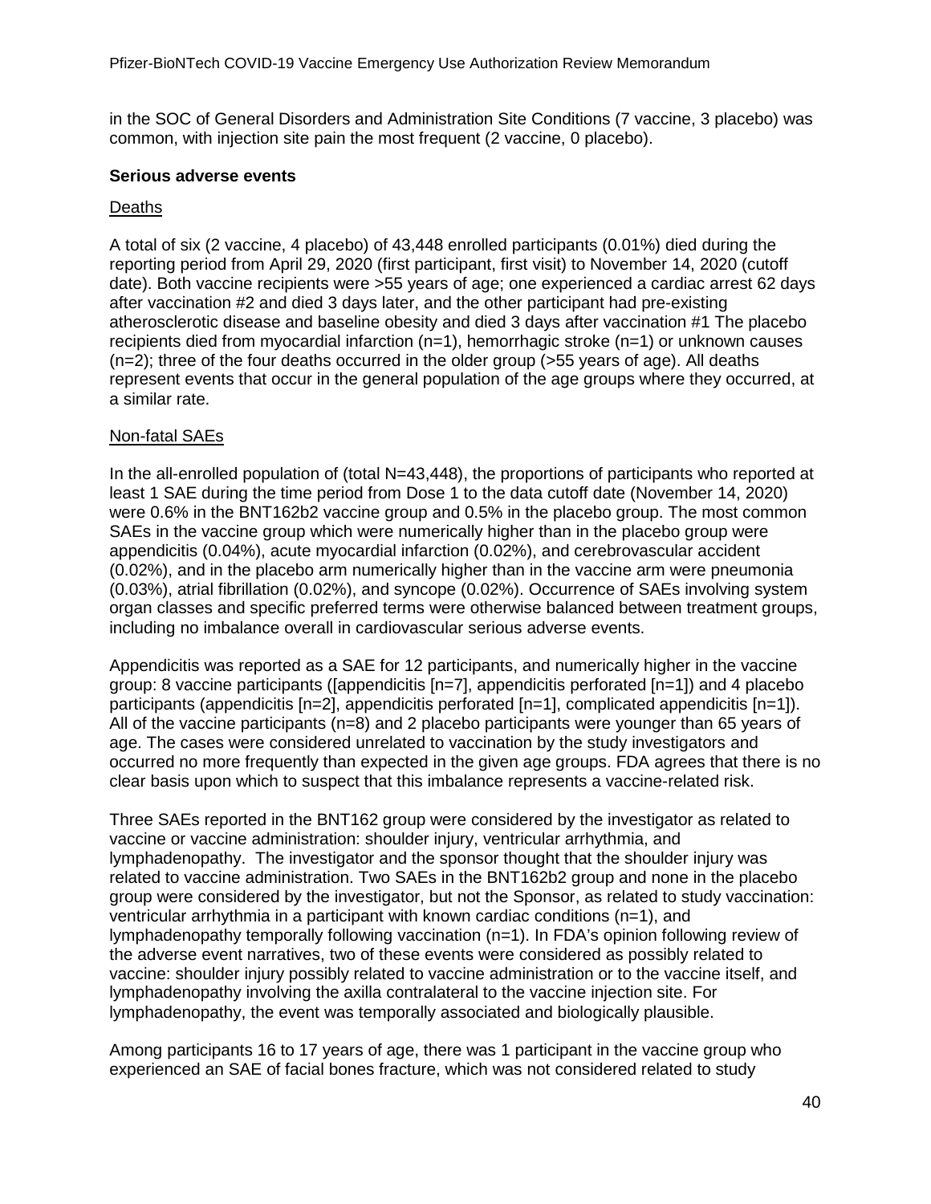in the SOC of General Disorders and Administration Site Conditions (7 vaccine, 3 placebo) was common, with injection site pain the most frequent (2 vaccine, 0 placebo).

**Serious adverse events**

Deaths

A total of six (2 vaccine, 4 placebo) of 43,448 enrolled participants (0.01%) died during the reporting period from April 29, 2020 (first participant, first visit) to November 14, 2020 (cutoff date). Both vaccine recipients were >55 years of age; one experienced a cardiac arrest 62 days after vaccination #2 and died 3 days later, and the other participant had pre-existing atherosclerotic disease and baseline obesity and died 3 days after vaccination #1 The placebo recipients died from myocardial infarction (n=1), hemorrhagic stroke (n=1) or unknown causes (n=2); three of the four deaths occurred in the older group (>55 years of age). All deaths represent events that occur in the general population of the age groups where they occurred, at a similar rate.

Non-fatal SAEs

In the all-enrolled population of (total N=43,448), the proportions of participants who reported at least 1 SAE during the time period from Dose 1 to the data cutoff date (November 14, 2020) were 0.6% in the BNT162b2 vaccine group and 0.5% in the placebo group. The most common SAEs in the vaccine group which were numerically higher than in the placebo group were appendicitis (0.04%), acute myocardial infarction (0.02%), and cerebrovascular accident (0.02%), and in the placebo arm numerically higher than in the vaccine arm were pneumonia (0.03%), atrial fibrillation (0.02%), and syncope (0.02%). Occurrence of SAEs involving system organ classes and specific preferred terms were otherwise balanced between treatment groups, including no imbalance overall in cardiovascular serious adverse events.

Appendicitis was reported as a SAE for 12 participants, and numerically higher in the vaccine group: 8 vaccine participants ([appendicitis [n=7], appendicitis perforated [n=1]) and 4 placebo participants (appendicitis [n=2], appendicitis perforated [n=1], complicated appendicitis [n=1]). All of the vaccine participants (n=8) and 2 placebo participants were younger than 65 years of age. The cases were considered unrelated to vaccination by the study investigators and occurred no more frequently than expected in the given age groups. FDA agrees that there is no clear basis upon which to suspect that this imbalance represents a vaccine-related risk.

Three SAEs reported in the BNT162 group were considered by the investigator as related to vaccine or vaccine administration: shoulder injury, ventricular arrhythmia, and lymphadenopathy. The investigator and the sponsor thought that the shoulder injury was related to vaccine administration. Two SAEs in the BNT162b2 group and none in the placebo group were considered by the investigator, but not the Sponsor, as related to study vaccination: ventricular arrhythmia in a participant with known cardiac conditions (n=1), and lymphadenopathy temporally following vaccination (n=1). In FDA's opinion following review of the adverse event narratives, two of these events were considered as possibly related to vaccine: shoulder injury possibly related to vaccine administration or to the vaccine itself, and lymphadenopathy involving the axilla contralateral to the vaccine injection site. For lymphadenopathy, the event was temporally associated and biologically plausible.

Among participants 16 to 17 years of age, there was 1 participant in the vaccine group who experienced an SAE of facial bones fracture, which was not considered related to study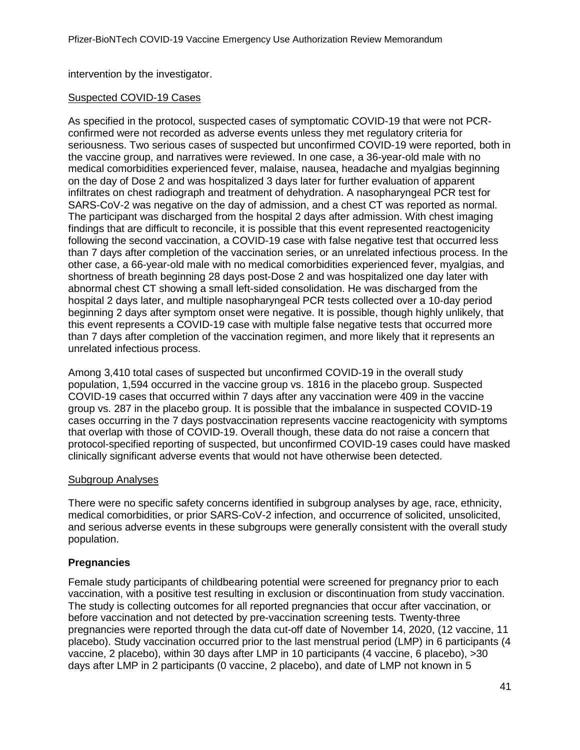intervention by the investigator.

Suspected COVID-19 Cases

As specified in the protocol, suspected cases of symptomatic COVID-19 that were not PCR-confirmed were not recorded as adverse events unless they met regulatory criteria for seriousness. Two serious cases of suspected but unconfirmed COVID-19 were reported, both in the vaccine group, and narratives were reviewed. In one case, a 36-year-old male with no medical comorbidities experienced fever, malaise, nausea, headache and myalgias beginning on the day of Dose 2 and was hospitalized 3 days later for further evaluation of apparent infiltrates on chest radiograph and treatment of dehydration. A nasopharyngeal PCR test for SARS-CoV-2 was negative on the day of admission, and a chest CT was reported as normal. The participant was discharged from the hospital 2 days after admission. With chest imaging findings that are difficult to reconcile, it is possible that this event represented reactogenicity following the second vaccination, a COVID-19 case with false negative test that occurred less than 7 days after completion of the vaccination series, or an unrelated infectious process. In the other case, a 66-year-old male with no medical comorbidities experienced fever, myalgias, and shortness of breath beginning 28 days post-Dose 2 and was hospitalized one day later with abnormal chest CT showing a small left-sided consolidation. He was discharged from the hospital 2 days later, and multiple nasopharyngeal PCR tests collected over a 10-day period beginning 2 days after symptom onset were negative. It is possible, though highly unlikely, that this event represents a COVID-19 case with multiple false negative tests that occurred more than 7 days after completion of the vaccination regimen, and more likely that it represents an unrelated infectious process.

Among 3,410 total cases of suspected but unconfirmed COVID-19 in the overall study population, 1,594 occurred in the vaccine group vs. 1816 in the placebo group. Suspected COVID-19 cases that occurred within 7 days after any vaccination were 409 in the vaccine group vs. 287 in the placebo group. It is possible that the imbalance in suspected COVID-19 cases occurring in the 7 days postvaccination represents vaccine reactogenicity with symptoms that overlap with those of COVID-19. Overall though, these data do not raise a concern that protocol-specified reporting of suspected, but unconfirmed COVID-19 cases could have masked clinically significant adverse events that would not have otherwise been detected.

Subgroup Analyses

There were no specific safety concerns identified in subgroup analyses by age, race, ethnicity, medical comorbidities, or prior SARS-CoV-2 infection, and occurrence of solicited, unsolicited, and serious adverse events in these subgroups were generally consistent with the overall study population.

**Pregnancies**

Female study participants of childbearing potential were screened for pregnancy prior to each vaccination, with a positive test resulting in exclusion or discontinuation from study vaccination. The study is collecting outcomes for all reported pregnancies that occur after vaccination, or before vaccination and not detected by pre-vaccination screening tests. Twenty-three pregnancies were reported through the data cut-off date of November 14, 2020, (12 vaccine, 11 placebo). Study vaccination occurred prior to the last menstrual period (LMP) in 6 participants (4 vaccine, 2 placebo), within 30 days after LMP in 10 participants (4 vaccine, 6 placebo), >30 days after LMP in 2 participants (0 vaccine, 2 placebo), and date of LMP not known in 5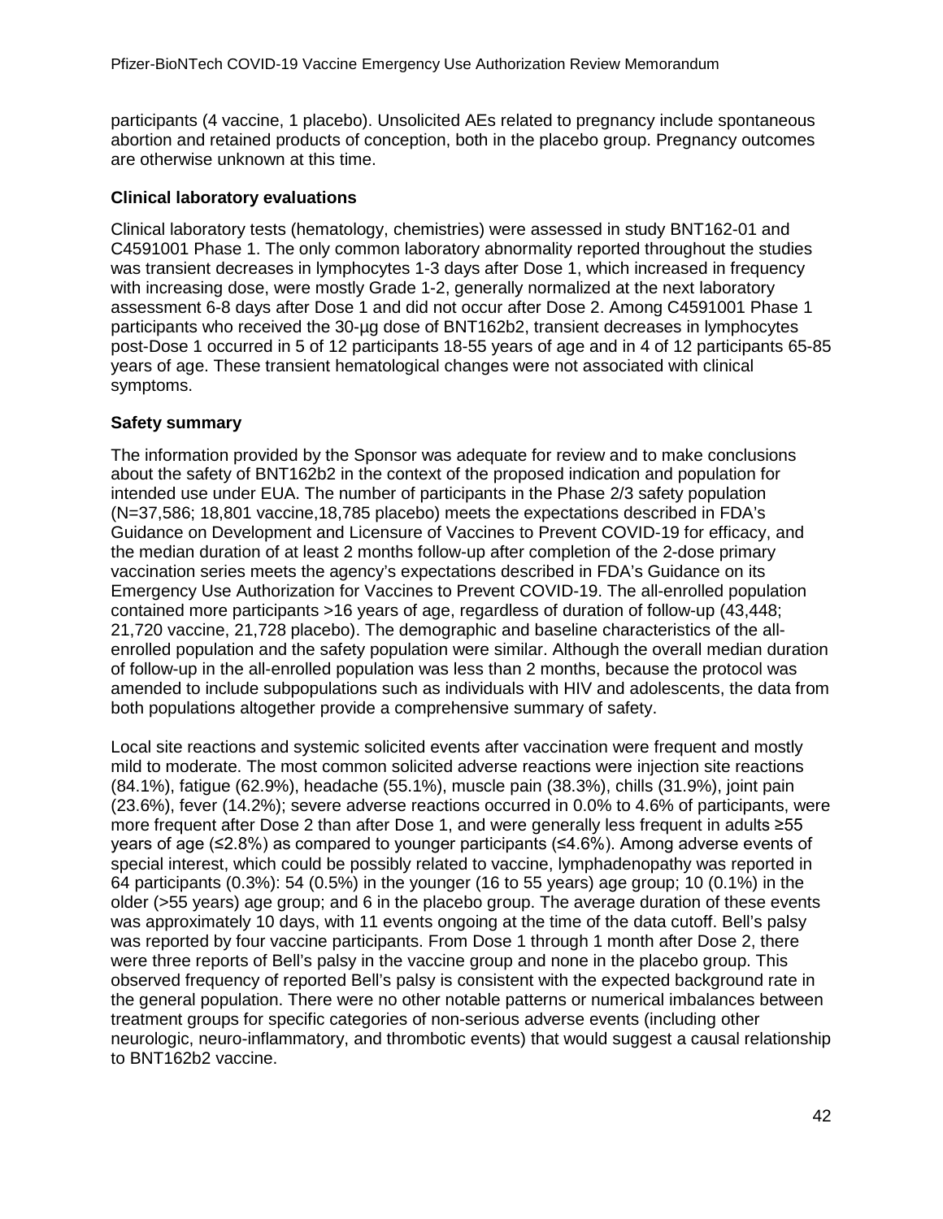participants (4 vaccine, 1 placebo). Unsolicited AEs related to pregnancy include spontaneous abortion and retained products of conception, both in the placebo group. Pregnancy outcomes are otherwise unknown at this time.

**Clinical laboratory evaluations**

Clinical laboratory tests (hematology, chemistries) were assessed in study BNT162-01 and C4591001 Phase 1. The only common laboratory abnormality reported throughout the studies was transient decreases in lymphocytes 1-3 days after Dose 1, which increased in frequency with increasing dose, were mostly Grade 1-2, generally normalized at the next laboratory assessment 6-8 days after Dose 1 and did not occur after Dose 2. Among C4591001 Phase 1 participants who received the 30-µg dose of BNT162b2, transient decreases in lymphocytes post-Dose 1 occurred in 5 of 12 participants 18-55 years of age and in 4 of 12 participants 65-85 years of age. These transient hematological changes were not associated with clinical symptoms.

**Safety summary**

The information provided by the Sponsor was adequate for review and to make conclusions about the safety of BNT162b2 in the context of the proposed indication and population for intended use under EUA. The number of participants in the Phase 2/3 safety population (N=37,586; 18,801 vaccine,18,785 placebo) meets the expectations described in FDA's Guidance on Development and Licensure of Vaccines to Prevent COVID-19 for efficacy, and the median duration of at least 2 months follow-up after completion of the 2-dose primary vaccination series meets the agency's expectations described in FDA's Guidance on its Emergency Use Authorization for Vaccines to Prevent COVID-19. The all-enrolled population contained more participants >16 years of age, regardless of duration of follow-up (43,448; 21,720 vaccine, 21,728 placebo). The demographic and baseline characteristics of the all-enrolled population and the safety population were similar. Although the overall median duration of follow-up in the all-enrolled population was less than 2 months, because the protocol was amended to include subpopulations such as individuals with HIV and adolescents, the data from both populations altogether provide a comprehensive summary of safety.

Local site reactions and systemic solicited events after vaccination were frequent and mostly mild to moderate. The most common solicited adverse reactions were injection site reactions (84.1%), fatigue (62.9%), headache (55.1%), muscle pain (38.3%), chills (31.9%), joint pain (23.6%), fever (14.2%); severe adverse reactions occurred in 0.0% to 4.6% of participants, were more frequent after Dose 2 than after Dose 1, and were generally less frequent in adults ≥55 years of age (≤2.8%) as compared to younger participants (≤4.6%). Among adverse events of special interest, which could be possibly related to vaccine, lymphadenopathy was reported in 64 participants (0.3%): 54 (0.5%) in the younger (16 to 55 years) age group; 10 (0.1%) in the older (>55 years) age group; and 6 in the placebo group. The average duration of these events was approximately 10 days, with 11 events ongoing at the time of the data cutoff. Bell's palsy was reported by four vaccine participants. From Dose 1 through 1 month after Dose 2, there were three reports of Bell's palsy in the vaccine group and none in the placebo group. This observed frequency of reported Bell's palsy is consistent with the expected background rate in the general population. There were no other notable patterns or numerical imbalances between treatment groups for specific categories of non-serious adverse events (including other neurologic, neuro-inflammatory, and thrombotic events) that would suggest a causal relationship to BNT162b2 vaccine.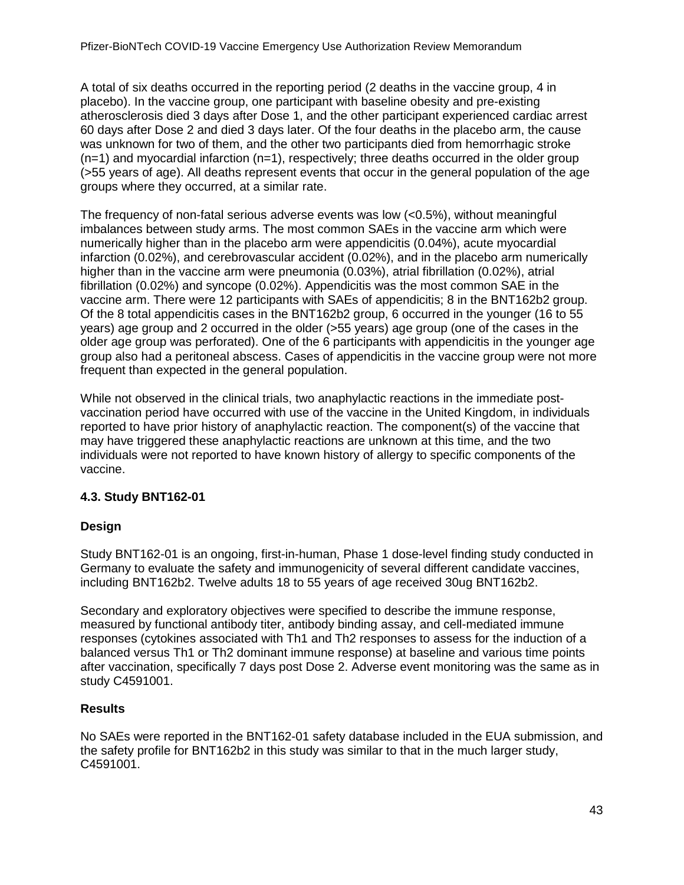A total of six deaths occurred in the reporting period (2 deaths in the vaccine group, 4 in placebo). In the vaccine group, one participant with baseline obesity and pre-existing atherosclerosis died 3 days after Dose 1, and the other participant experienced cardiac arrest 60 days after Dose 2 and died 3 days later. Of the four deaths in the placebo arm, the cause was unknown for two of them, and the other two participants died from hemorrhagic stroke (n=1) and myocardial infarction (n=1), respectively; three deaths occurred in the older group (>55 years of age). All deaths represent events that occur in the general population of the age groups where they occurred, at a similar rate.

The frequency of non-fatal serious adverse events was low (<0.5%), without meaningful imbalances between study arms. The most common SAEs in the vaccine arm which were numerically higher than in the placebo arm were appendicitis (0.04%), acute myocardial infarction (0.02%), and cerebrovascular accident (0.02%), and in the placebo arm numerically higher than in the vaccine arm were pneumonia (0.03%), atrial fibrillation (0.02%), atrial fibrillation (0.02%) and syncope (0.02%). Appendicitis was the most common SAE in the vaccine arm. There were 12 participants with SAEs of appendicitis; 8 in the BNT162b2 group. Of the 8 total appendicitis cases in the BNT162b2 group, 6 occurred in the younger (16 to 55 years) age group and 2 occurred in the older (>55 years) age group (one of the cases in the older age group was perforated). One of the 6 participants with appendicitis in the younger age group also had a peritoneal abscess. Cases of appendicitis in the vaccine group were not more frequent than expected in the general population.

While not observed in the clinical trials, two anaphylactic reactions in the immediate post-vaccination period have occurred with use of the vaccine in the United Kingdom, in individuals reported to have prior history of anaphylactic reaction. The component(s) of the vaccine that may have triggered these anaphylactic reactions are unknown at this time, and the two individuals were not reported to have known history of allergy to specific components of the vaccine.

### 4.3. Study BNT162-01

#### Design

Study BNT162-01 is an ongoing, first-in-human, Phase 1 dose-level finding study conducted in Germany to evaluate the safety and immunogenicity of several different candidate vaccines, including BNT162b2. Twelve adults 18 to 55 years of age received 30ug BNT162b2.

Secondary and exploratory objectives were specified to describe the immune response, measured by functional antibody titer, antibody binding assay, and cell-mediated immune responses (cytokines associated with Th1 and Th2 responses to assess for the induction of a balanced versus Th1 or Th2 dominant immune response) at baseline and various time points after vaccination, specifically 7 days post Dose 2. Adverse event monitoring was the same as in study C4591001.

#### Results

No SAEs were reported in the BNT162-01 safety database included in the EUA submission, and the safety profile for BNT162b2 in this study was similar to that in the much larger study, C4591001.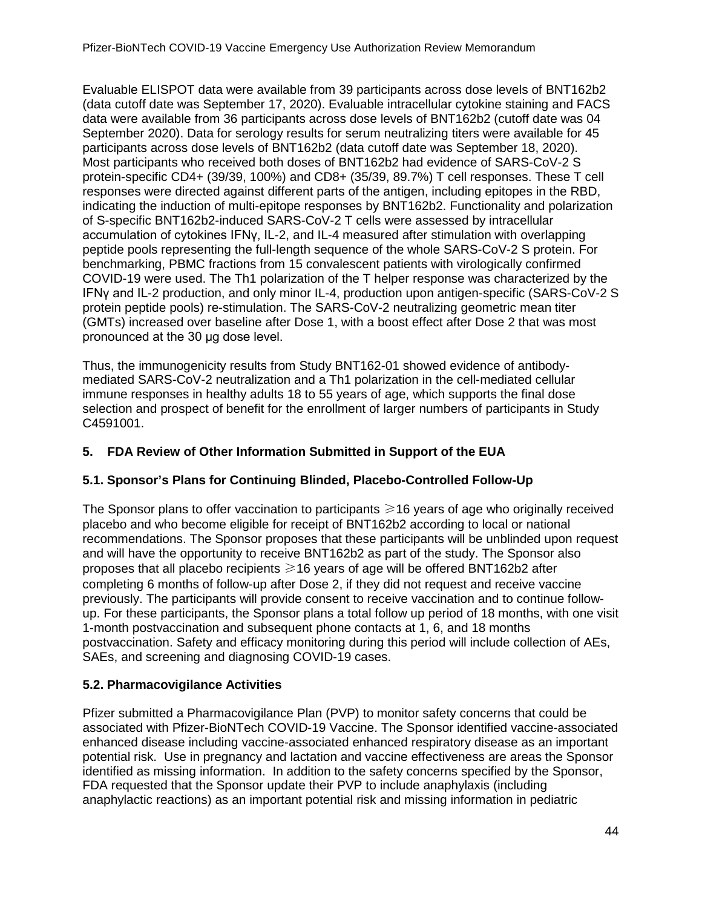Evaluable ELISPOT data were available from 39 participants across dose levels of BNT162b2 (data cutoff date was September 17, 2020). Evaluable intracellular cytokine staining and FACS data were available from 36 participants across dose levels of BNT162b2 (cutoff date was 04 September 2020). Data for serology results for serum neutralizing titers were available for 45 participants across dose levels of BNT162b2 (data cutoff date was September 18, 2020). Most participants who received both doses of BNT162b2 had evidence of SARS-CoV-2 S protein-specific CD4+ (39/39, 100%) and CD8+ (35/39, 89.7%) T cell responses. These T cell responses were directed against different parts of the antigen, including epitopes in the RBD, indicating the induction of multi-epitope responses by BNT162b2. Functionality and polarization of S-specific BNT162b2-induced SARS-CoV-2 T cells were assessed by intracellular accumulation of cytokines IFNγ, IL-2, and IL-4 measured after stimulation with overlapping peptide pools representing the full-length sequence of the whole SARS-CoV-2 S protein. For benchmarking, PBMC fractions from 15 convalescent patients with virologically confirmed COVID-19 were used. The Th1 polarization of the T helper response was characterized by the IFNγ and IL-2 production, and only minor IL-4, production upon antigen-specific (SARS-CoV-2 S protein peptide pools) re-stimulation. The SARS-CoV-2 neutralizing geometric mean titer (GMTs) increased over baseline after Dose 1, with a boost effect after Dose 2 that was most pronounced at the 30 µg dose level.

Thus, the immunogenicity results from Study BNT162-01 showed evidence of antibody-mediated SARS-CoV-2 neutralization and a Th1 polarization in the cell-mediated cellular immune responses in healthy adults 18 to 55 years of age, which supports the final dose selection and prospect of benefit for the enrollment of larger numbers of participants in Study C4591001.

## 5. FDA Review of Other Information Submitted in Support of the EUA

### 5.1. Sponsor's Plans for Continuing Blinded, Placebo-Controlled Follow-Up

The Sponsor plans to offer vaccination to participants ≥16 years of age who originally received placebo and who become eligible for receipt of BNT162b2 according to local or national recommendations. The Sponsor proposes that these participants will be unblinded upon request and will have the opportunity to receive BNT162b2 as part of the study. The Sponsor also proposes that all placebo recipients ≥16 years of age will be offered BNT162b2 after completing 6 months of follow-up after Dose 2, if they did not request and receive vaccine previously. The participants will provide consent to receive vaccination and to continue follow-up. For these participants, the Sponsor plans a total follow up period of 18 months, with one visit 1-month postvaccination and subsequent phone contacts at 1, 6, and 18 months postvaccination. Safety and efficacy monitoring during this period will include collection of AEs, SAEs, and screening and diagnosing COVID-19 cases.

### 5.2. Pharmacovigilance Activities

Pfizer submitted a Pharmacovigilance Plan (PVP) to monitor safety concerns that could be associated with Pfizer-BioNTech COVID-19 Vaccine. The Sponsor identified vaccine-associated enhanced disease including vaccine-associated enhanced respiratory disease as an important potential risk. Use in pregnancy and lactation and vaccine effectiveness are areas the Sponsor identified as missing information. In addition to the safety concerns specified by the Sponsor, FDA requested that the Sponsor update their PVP to include anaphylaxis (including anaphylactic reactions) as an important potential risk and missing information in pediatric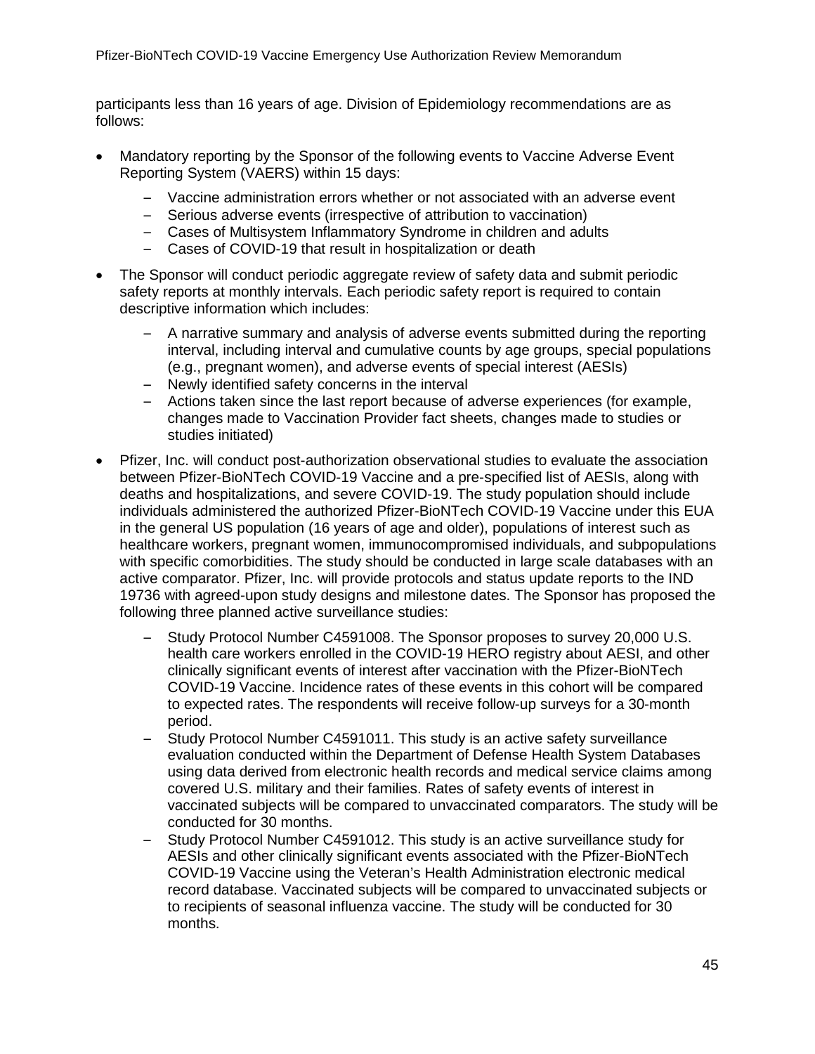participants less than 16 years of age. Division of Epidemiology recommendations are as follows:

- Mandatory reporting by the Sponsor of the following events to Vaccine Adverse Event Reporting System (VAERS) within 15 days:
  - Vaccine administration errors whether or not associated with an adverse event
  - Serious adverse events (irrespective of attribution to vaccination)
  - Cases of Multisystem Inflammatory Syndrome in children and adults
  - Cases of COVID-19 that result in hospitalization or death
- The Sponsor will conduct periodic aggregate review of safety data and submit periodic safety reports at monthly intervals. Each periodic safety report is required to contain descriptive information which includes:
  - A narrative summary and analysis of adverse events submitted during the reporting interval, including interval and cumulative counts by age groups, special populations (e.g., pregnant women), and adverse events of special interest (AESIs)
  - Newly identified safety concerns in the interval
  - Actions taken since the last report because of adverse experiences (for example, changes made to Vaccination Provider fact sheets, changes made to studies or studies initiated)
- Pfizer, Inc. will conduct post-authorization observational studies to evaluate the association between Pfizer-BioNTech COVID-19 Vaccine and a pre-specified list of AESIs, along with deaths and hospitalizations, and severe COVID-19. The study population should include individuals administered the authorized Pfizer-BioNTech COVID-19 Vaccine under this EUA in the general US population (16 years of age and older), populations of interest such as healthcare workers, pregnant women, immunocompromised individuals, and subpopulations with specific comorbidities. The study should be conducted in large scale databases with an active comparator. Pfizer, Inc. will provide protocols and status update reports to the IND 19736 with agreed-upon study designs and milestone dates. The Sponsor has proposed the following three planned active surveillance studies:
  - Study Protocol Number C4591008. The Sponsor proposes to survey 20,000 U.S. health care workers enrolled in the COVID-19 HERO registry about AESI, and other clinically significant events of interest after vaccination with the Pfizer-BioNTech COVID-19 Vaccine. Incidence rates of these events in this cohort will be compared to expected rates. The respondents will receive follow-up surveys for a 30-month period.
  - Study Protocol Number C4591011. This study is an active safety surveillance evaluation conducted within the Department of Defense Health System Databases using data derived from electronic health records and medical service claims among covered U.S. military and their families. Rates of safety events of interest in vaccinated subjects will be compared to unvaccinated comparators. The study will be conducted for 30 months.
  - Study Protocol Number C4591012. This study is an active surveillance study for AESIs and other clinically significant events associated with the Pfizer-BioNTech COVID-19 Vaccine using the Veteran's Health Administration electronic medical record database. Vaccinated subjects will be compared to unvaccinated subjects or to recipients of seasonal influenza vaccine. The study will be conducted for 30 months.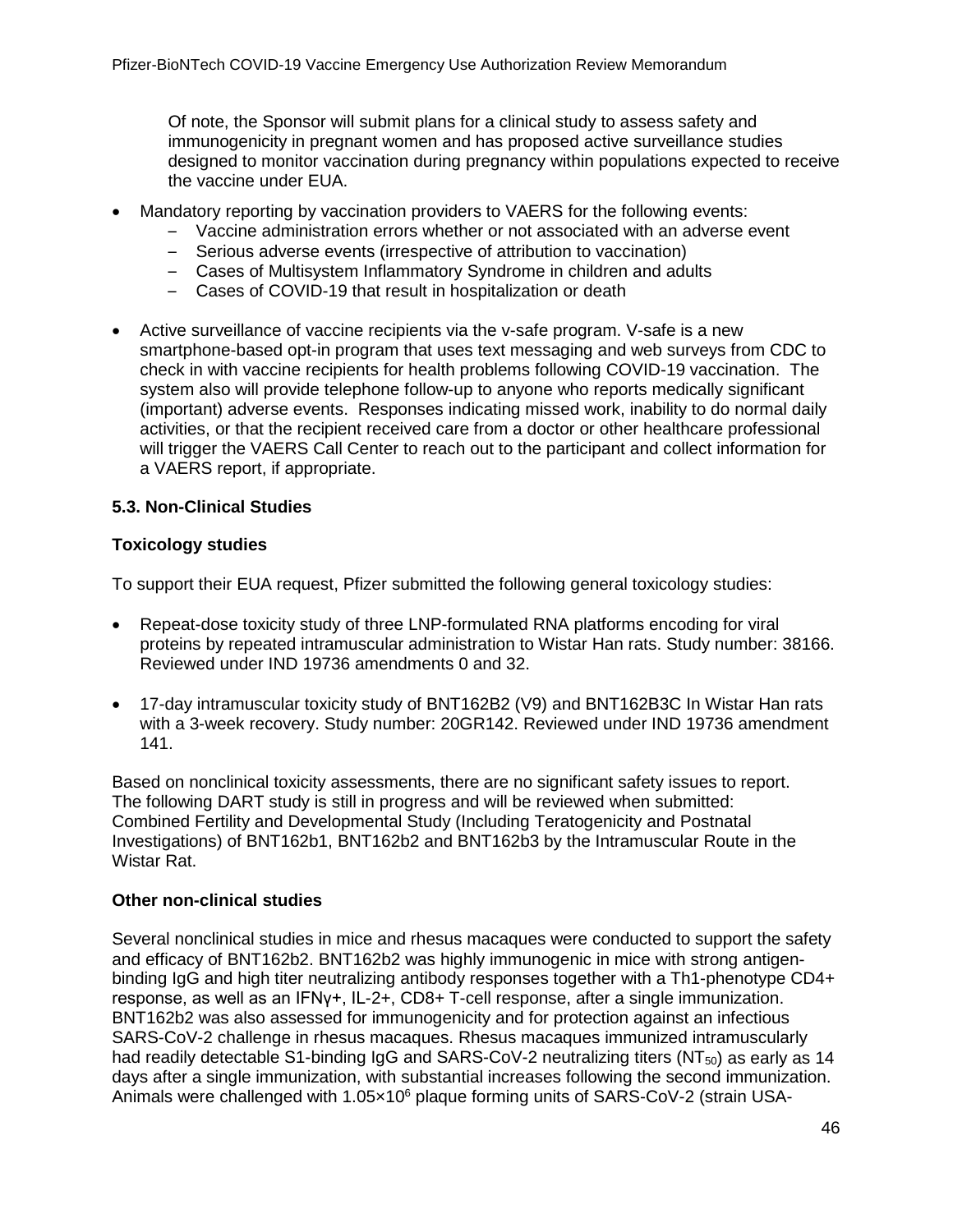Of note, the Sponsor will submit plans for a clinical study to assess safety and immunogenicity in pregnant women and has proposed active surveillance studies designed to monitor vaccination during pregnancy within populations expected to receive the vaccine under EUA.

- Mandatory reporting by vaccination providers to VAERS for the following events:
  - Vaccine administration errors whether or not associated with an adverse event
  - Serious adverse events (irrespective of attribution to vaccination)
  - Cases of Multisystem Inflammatory Syndrome in children and adults
  - Cases of COVID-19 that result in hospitalization or death

- Active surveillance of vaccine recipients via the v-safe program. V-safe is a new smartphone-based opt-in program that uses text messaging and web surveys from CDC to check in with vaccine recipients for health problems following COVID-19 vaccination. The system also will provide telephone follow-up to anyone who reports medically significant (important) adverse events. Responses indicating missed work, inability to do normal daily activities, or that the recipient received care from a doctor or other healthcare professional will trigger the VAERS Call Center to reach out to the participant and collect information for a VAERS report, if appropriate.

### 5.3. Non-Clinical Studies

#### Toxicology studies

To support their EUA request, Pfizer submitted the following general toxicology studies:

- Repeat-dose toxicity study of three LNP-formulated RNA platforms encoding for viral proteins by repeated intramuscular administration to Wistar Han rats. Study number: 38166. Reviewed under IND 19736 amendments 0 and 32.

- 17-day intramuscular toxicity study of BNT162B2 (V9) and BNT162B3C In Wistar Han rats with a 3-week recovery. Study number: 20GR142. Reviewed under IND 19736 amendment 141.

Based on nonclinical toxicity assessments, there are no significant safety issues to report. The following DART study is still in progress and will be reviewed when submitted: Combined Fertility and Developmental Study (Including Teratogenicity and Postnatal Investigations) of BNT162b1, BNT162b2 and BNT162b3 by the Intramuscular Route in the Wistar Rat.

#### Other non-clinical studies

Several nonclinical studies in mice and rhesus macaques were conducted to support the safety and efficacy of BNT162b2. BNT162b2 was highly immunogenic in mice with strong antigen-binding IgG and high titer neutralizing antibody responses together with a Th1-phenotype CD4+ response, as well as an IFNγ+, IL-2+, CD8+ T-cell response, after a single immunization. BNT162b2 was also assessed for immunogenicity and for protection against an infectious SARS-CoV-2 challenge in rhesus macaques. Rhesus macaques immunized intramuscularly had readily detectable S1-binding IgG and SARS-CoV-2 neutralizing titers ($NT_{50}$) as early as 14 days after a single immunization, with substantial increases following the second immunization. Animals were challenged with $1.05 \times 10^6$ plaque forming units of SARS-CoV-2 (strain USA-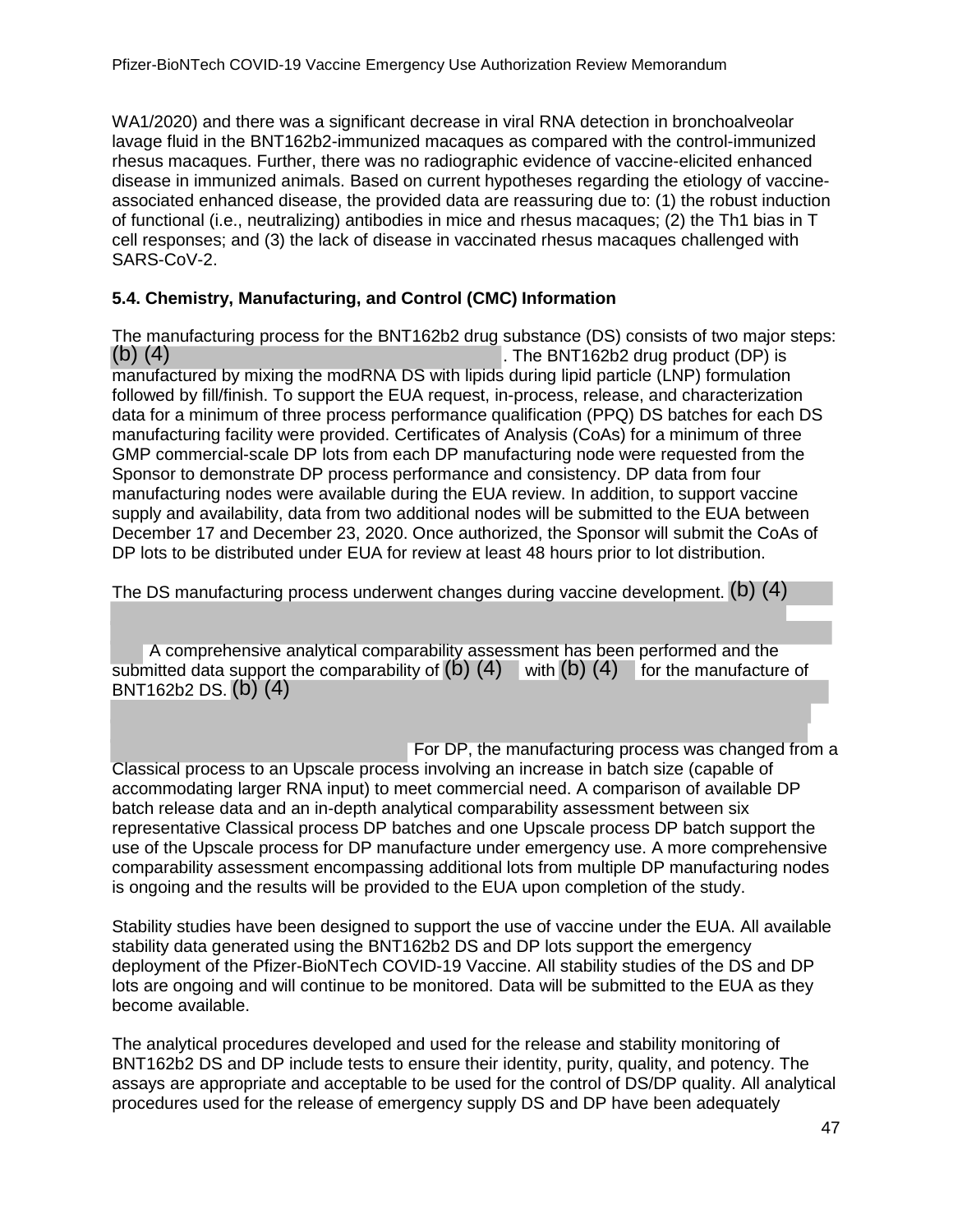WA1/2020) and there was a significant decrease in viral RNA detection in bronchoalveolar lavage fluid in the BNT162b2-immunized macaques as compared with the control-immunized rhesus macaques. Further, there was no radiographic evidence of vaccine-elicited enhanced disease in immunized animals. Based on current hypotheses regarding the etiology of vaccine-associated enhanced disease, the provided data are reassuring due to: (1) the robust induction of functional (i.e., neutralizing) antibodies in mice and rhesus macaques; (2) the Th1 bias in T cell responses; and (3) the lack of disease in vaccinated rhesus macaques challenged with SARS-CoV-2.

### 5.4. Chemistry, Manufacturing, and Control (CMC) Information

The manufacturing process for the BNT162b2 drug substance (DS) consists of two major steps: (b) (4) . The BNT162b2 drug product (DP) is manufactured by mixing the modRNA DS with lipids during lipid particle (LNP) formulation followed by fill/finish. To support the EUA request, in-process, release, and characterization data for a minimum of three process performance qualification (PPQ) DS batches for each DS manufacturing facility were provided. Certificates of Analysis (CoAs) for a minimum of three GMP commercial-scale DP lots from each DP manufacturing node were requested from the Sponsor to demonstrate DP process performance and consistency. DP data from four manufacturing nodes were available during the EUA review. In addition, to support vaccine supply and availability, data from two additional nodes will be submitted to the EUA between December 17 and December 23, 2020. Once authorized, the Sponsor will submit the CoAs of DP lots to be distributed under EUA for review at least 48 hours prior to lot distribution.

The DS manufacturing process underwent changes during vaccine development. (b) (4) A comprehensive analytical comparability assessment has been performed and the submitted data support the comparability of (b) (4) with (b) (4) for the manufacture of BNT162b2 DS. (b) (4) For DP, the manufacturing process was changed from a Classical process to an Upscale process involving an increase in batch size (capable of accommodating larger RNA input) to meet commercial need. A comparison of available DP batch release data and an in-depth analytical comparability assessment between six representative Classical process DP batches and one Upscale process DP batch support the use of the Upscale process for DP manufacture under emergency use. A more comprehensive comparability assessment encompassing additional lots from multiple DP manufacturing nodes is ongoing and the results will be provided to the EUA upon completion of the study.

Stability studies have been designed to support the use of vaccine under the EUA. All available stability data generated using the BNT162b2 DS and DP lots support the emergency deployment of the Pfizer-BioNTech COVID-19 Vaccine. All stability studies of the DS and DP lots are ongoing and will continue to be monitored. Data will be submitted to the EUA as they become available.

The analytical procedures developed and used for the release and stability monitoring of BNT162b2 DS and DP include tests to ensure their identity, purity, quality, and potency. The assays are appropriate and acceptable to be used for the control of DS/DP quality. All analytical procedures used for the release of emergency supply DS and DP have been adequately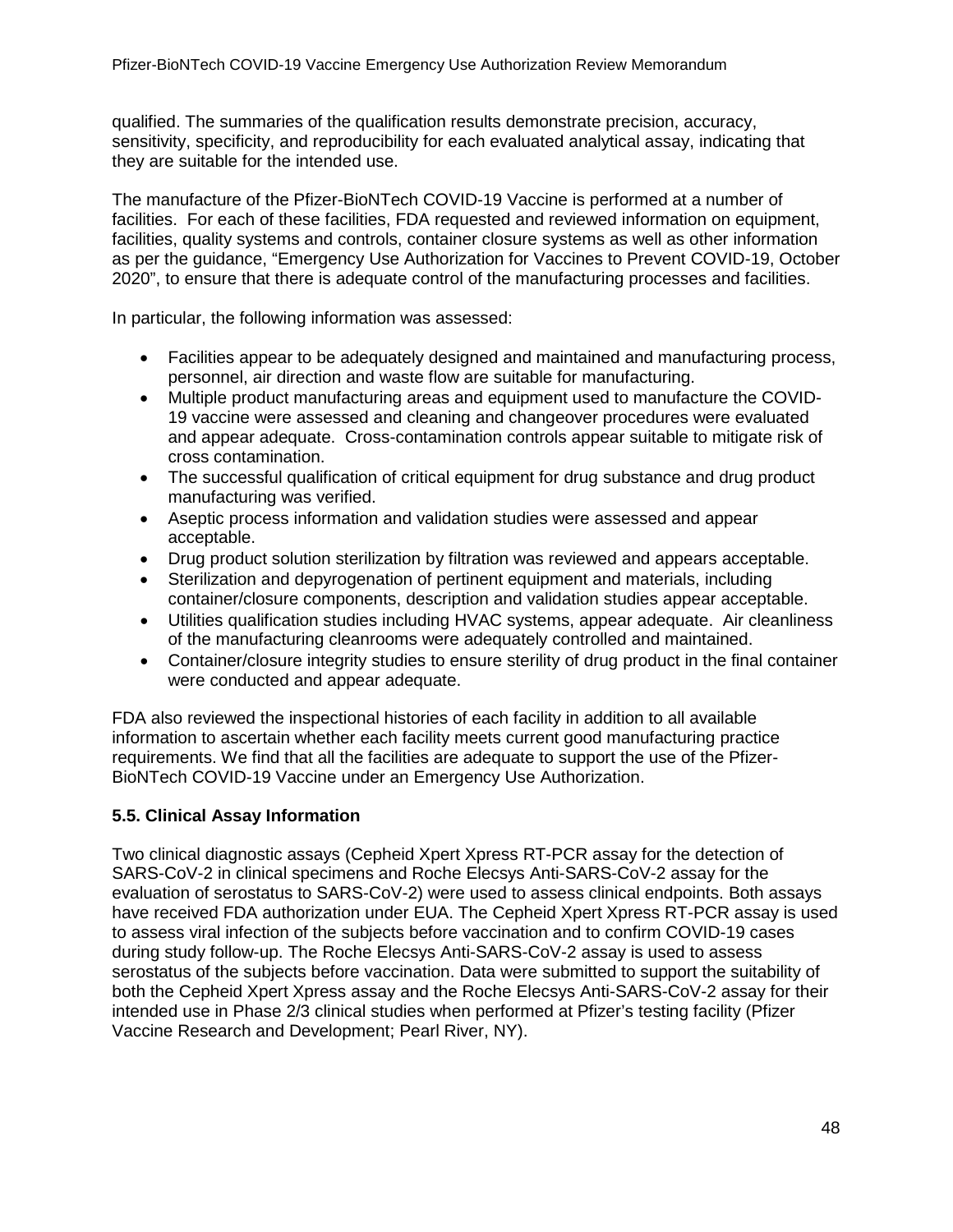qualified. The summaries of the qualification results demonstrate precision, accuracy, sensitivity, specificity, and reproducibility for each evaluated analytical assay, indicating that they are suitable for the intended use.

The manufacture of the Pfizer-BioNTech COVID-19 Vaccine is performed at a number of facilities. For each of these facilities, FDA requested and reviewed information on equipment, facilities, quality systems and controls, container closure systems as well as other information as per the guidance, "Emergency Use Authorization for Vaccines to Prevent COVID-19, October 2020", to ensure that there is adequate control of the manufacturing processes and facilities.

In particular, the following information was assessed:

- Facilities appear to be adequately designed and maintained and manufacturing process, personnel, air direction and waste flow are suitable for manufacturing.
- Multiple product manufacturing areas and equipment used to manufacture the COVID-19 vaccine were assessed and cleaning and changeover procedures were evaluated and appear adequate. Cross-contamination controls appear suitable to mitigate risk of cross contamination.
- The successful qualification of critical equipment for drug substance and drug product manufacturing was verified.
- Aseptic process information and validation studies were assessed and appear acceptable.
- Drug product solution sterilization by filtration was reviewed and appears acceptable.
- Sterilization and depyrogenation of pertinent equipment and materials, including container/closure components, description and validation studies appear acceptable.
- Utilities qualification studies including HVAC systems, appear adequate. Air cleanliness of the manufacturing cleanrooms were adequately controlled and maintained.
- Container/closure integrity studies to ensure sterility of drug product in the final container were conducted and appear adequate.

FDA also reviewed the inspectional histories of each facility in addition to all available information to ascertain whether each facility meets current good manufacturing practice requirements. We find that all the facilities are adequate to support the use of the Pfizer-BioNTech COVID-19 Vaccine under an Emergency Use Authorization.

### 5.5. Clinical Assay Information

Two clinical diagnostic assays (Cepheid Xpert Xpress RT-PCR assay for the detection of SARS-CoV-2 in clinical specimens and Roche Elecsys Anti-SARS-CoV-2 assay for the evaluation of serostatus to SARS-CoV-2) were used to assess clinical endpoints. Both assays have received FDA authorization under EUA. The Cepheid Xpert Xpress RT-PCR assay is used to assess viral infection of the subjects before vaccination and to confirm COVID-19 cases during study follow-up. The Roche Elecsys Anti-SARS-CoV-2 assay is used to assess serostatus of the subjects before vaccination. Data were submitted to support the suitability of both the Cepheid Xpert Xpress assay and the Roche Elecsys Anti-SARS-CoV-2 assay for their intended use in Phase 2/3 clinical studies when performed at Pfizer's testing facility (Pfizer Vaccine Research and Development; Pearl River, NY).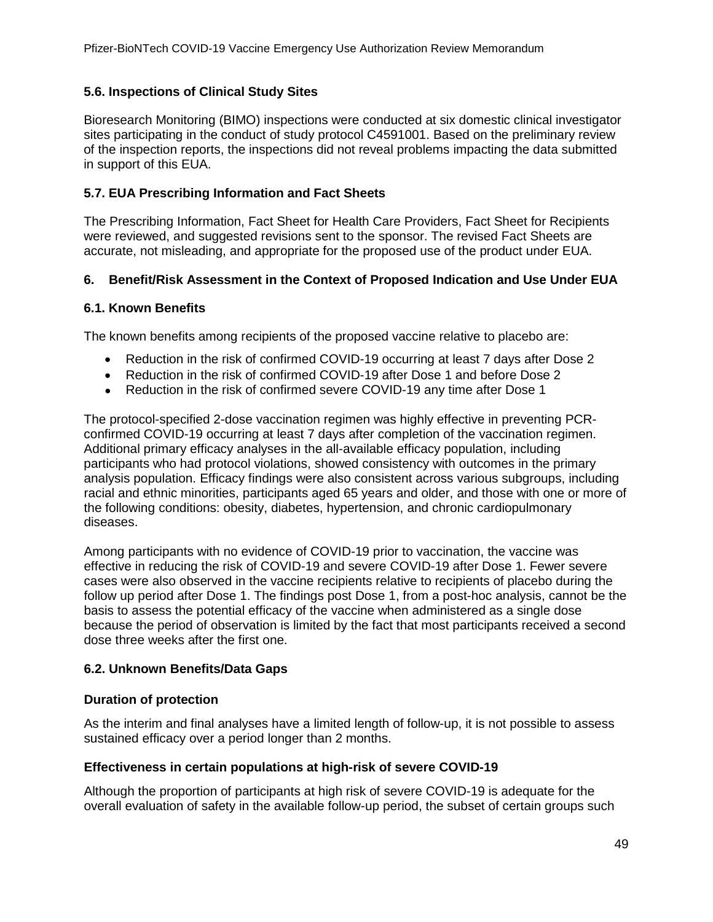### 5.6. Inspections of Clinical Study Sites

Bioresearch Monitoring (BIMO) inspections were conducted at six domestic clinical investigator sites participating in the conduct of study protocol C4591001. Based on the preliminary review of the inspection reports, the inspections did not reveal problems impacting the data submitted in support of this EUA.

### 5.7. EUA Prescribing Information and Fact Sheets

The Prescribing Information, Fact Sheet for Health Care Providers, Fact Sheet for Recipients were reviewed, and suggested revisions sent to the sponsor. The revised Fact Sheets are accurate, not misleading, and appropriate for the proposed use of the product under EUA.

## 6. Benefit/Risk Assessment in the Context of Proposed Indication and Use Under EUA

### 6.1. Known Benefits

The known benefits among recipients of the proposed vaccine relative to placebo are:

- Reduction in the risk of confirmed COVID-19 occurring at least 7 days after Dose 2
- Reduction in the risk of confirmed COVID-19 after Dose 1 and before Dose 2
- Reduction in the risk of confirmed severe COVID-19 any time after Dose 1

The protocol-specified 2-dose vaccination regimen was highly effective in preventing PCR-confirmed COVID-19 occurring at least 7 days after completion of the vaccination regimen. Additional primary efficacy analyses in the all-available efficacy population, including participants who had protocol violations, showed consistency with outcomes in the primary analysis population. Efficacy findings were also consistent across various subgroups, including racial and ethnic minorities, participants aged 65 years and older, and those with one or more of the following conditions: obesity, diabetes, hypertension, and chronic cardiopulmonary diseases.

Among participants with no evidence of COVID-19 prior to vaccination, the vaccine was effective in reducing the risk of COVID-19 and severe COVID-19 after Dose 1. Fewer severe cases were also observed in the vaccine recipients relative to recipients of placebo during the follow up period after Dose 1. The findings post Dose 1, from a post-hoc analysis, cannot be the basis to assess the potential efficacy of the vaccine when administered as a single dose because the period of observation is limited by the fact that most participants received a second dose three weeks after the first one.

### 6.2. Unknown Benefits/Data Gaps

#### Duration of protection

As the interim and final analyses have a limited length of follow-up, it is not possible to assess sustained efficacy over a period longer than 2 months.

#### Effectiveness in certain populations at high-risk of severe COVID-19

Although the proportion of participants at high risk of severe COVID-19 is adequate for the overall evaluation of safety in the available follow-up period, the subset of certain groups such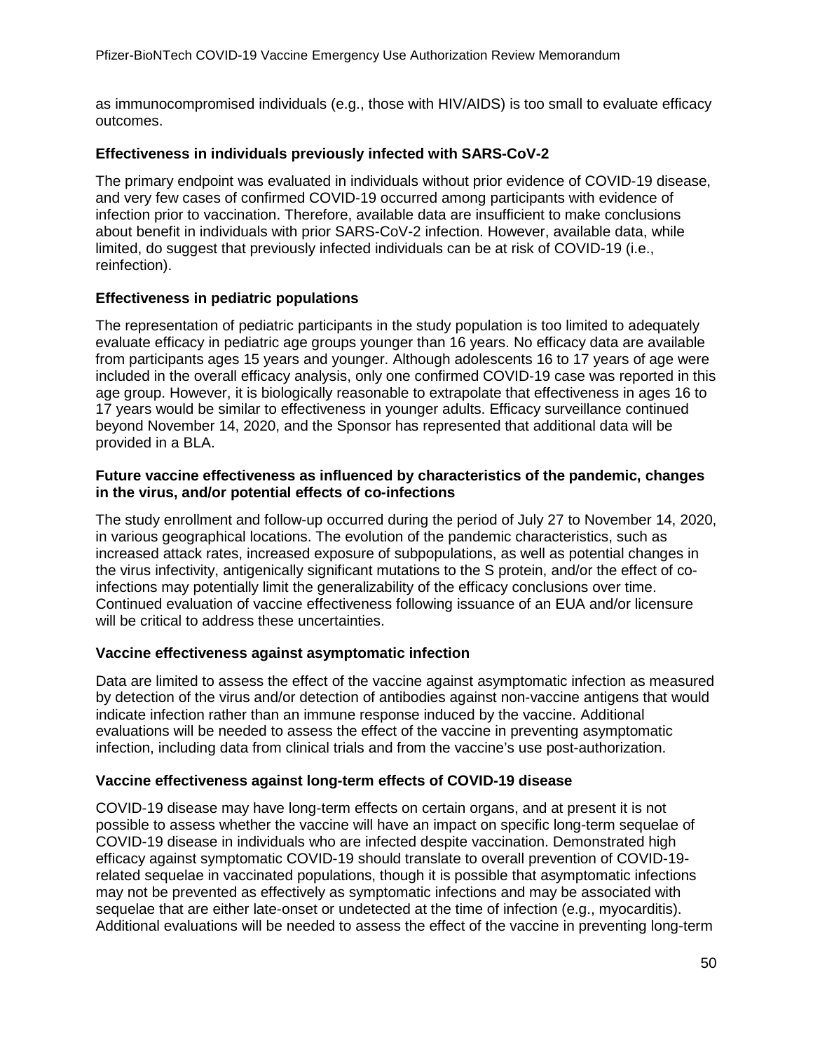as immunocompromised individuals (e.g., those with HIV/AIDS) is too small to evaluate efficacy outcomes.

**Effectiveness in individuals previously infected with SARS-CoV-2**

The primary endpoint was evaluated in individuals without prior evidence of COVID-19 disease, and very few cases of confirmed COVID-19 occurred among participants with evidence of infection prior to vaccination. Therefore, available data are insufficient to make conclusions about benefit in individuals with prior SARS-CoV-2 infection. However, available data, while limited, do suggest that previously infected individuals can be at risk of COVID-19 (i.e., reinfection).

**Effectiveness in pediatric populations**

The representation of pediatric participants in the study population is too limited to adequately evaluate efficacy in pediatric age groups younger than 16 years. No efficacy data are available from participants ages 15 years and younger. Although adolescents 16 to 17 years of age were included in the overall efficacy analysis, only one confirmed COVID-19 case was reported in this age group. However, it is biologically reasonable to extrapolate that effectiveness in ages 16 to 17 years would be similar to effectiveness in younger adults. Efficacy surveillance continued beyond November 14, 2020, and the Sponsor has represented that additional data will be provided in a BLA.

**Future vaccine effectiveness as influenced by characteristics of the pandemic, changes in the virus, and/or potential effects of co-infections**

The study enrollment and follow-up occurred during the period of July 27 to November 14, 2020, in various geographical locations. The evolution of the pandemic characteristics, such as increased attack rates, increased exposure of subpopulations, as well as potential changes in the virus infectivity, antigenically significant mutations to the S protein, and/or the effect of co-infections may potentially limit the generalizability of the efficacy conclusions over time. Continued evaluation of vaccine effectiveness following issuance of an EUA and/or licensure will be critical to address these uncertainties.

**Vaccine effectiveness against asymptomatic infection**

Data are limited to assess the effect of the vaccine against asymptomatic infection as measured by detection of the virus and/or detection of antibodies against non-vaccine antigens that would indicate infection rather than an immune response induced by the vaccine. Additional evaluations will be needed to assess the effect of the vaccine in preventing asymptomatic infection, including data from clinical trials and from the vaccine's use post-authorization.

**Vaccine effectiveness against long-term effects of COVID-19 disease**

COVID-19 disease may have long-term effects on certain organs, and at present it is not possible to assess whether the vaccine will have an impact on specific long-term sequelae of COVID-19 disease in individuals who are infected despite vaccination. Demonstrated high efficacy against symptomatic COVID-19 should translate to overall prevention of COVID-19-related sequelae in vaccinated populations, though it is possible that asymptomatic infections may not be prevented as effectively as symptomatic infections and may be associated with sequelae that are either late-onset or undetected at the time of infection (e.g., myocarditis). Additional evaluations will be needed to assess the effect of the vaccine in preventing long-term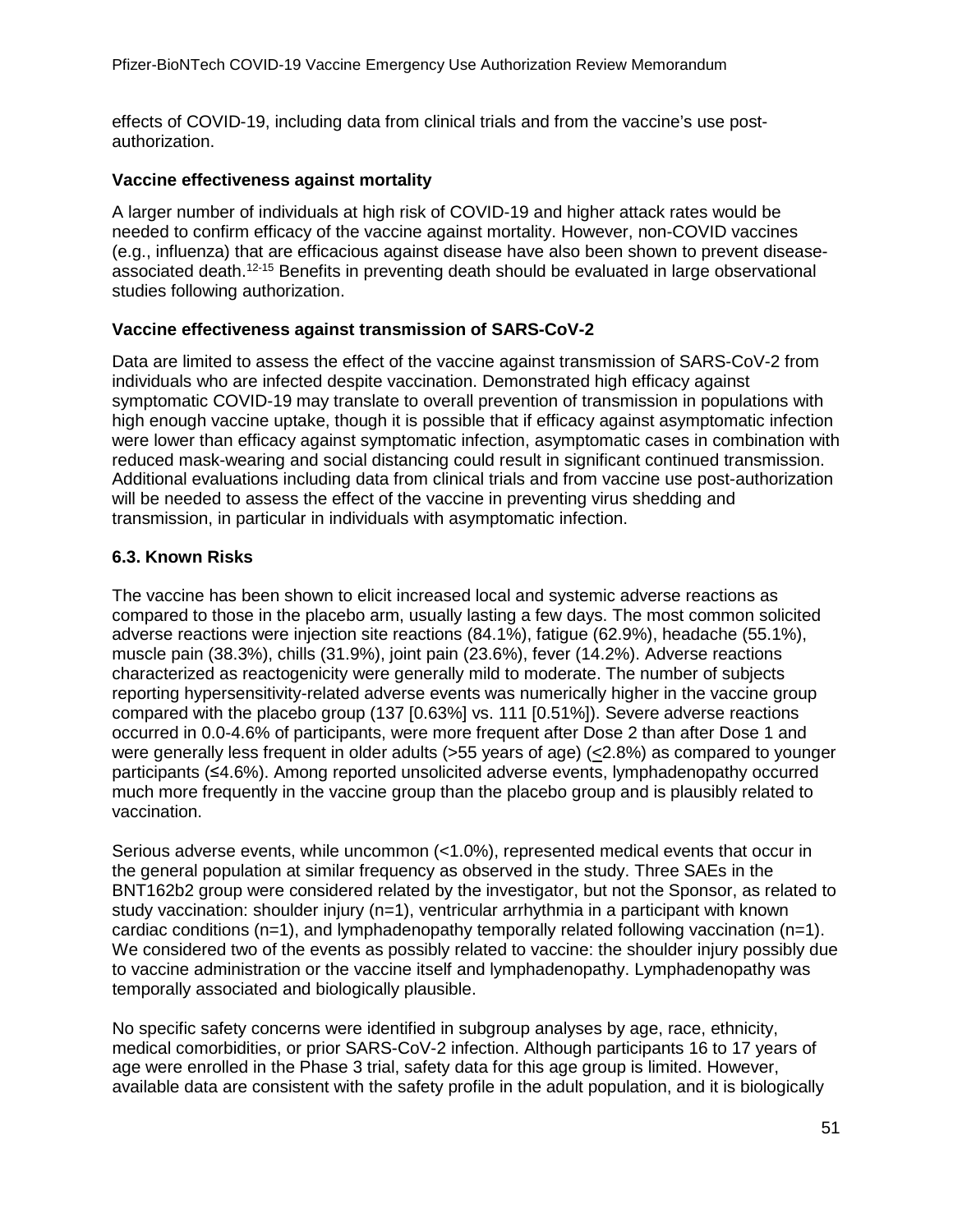effects of COVID-19, including data from clinical trials and from the vaccine's use post-authorization.

**Vaccine effectiveness against mortality**

A larger number of individuals at high risk of COVID-19 and higher attack rates would be needed to confirm efficacy of the vaccine against mortality. However, non-COVID vaccines (e.g., influenza) that are efficacious against disease have also been shown to prevent disease-associated death.[12-15] Benefits in preventing death should be evaluated in large observational studies following authorization.

**Vaccine effectiveness against transmission of SARS-CoV-2**

Data are limited to assess the effect of the vaccine against transmission of SARS-CoV-2 from individuals who are infected despite vaccination. Demonstrated high efficacy against symptomatic COVID-19 may translate to overall prevention of transmission in populations with high enough vaccine uptake, though it is possible that if efficacy against asymptomatic infection were lower than efficacy against symptomatic infection, asymptomatic cases in combination with reduced mask-wearing and social distancing could result in significant continued transmission. Additional evaluations including data from clinical trials and from vaccine use post-authorization will be needed to assess the effect of the vaccine in preventing virus shedding and transmission, in particular in individuals with asymptomatic infection.

### 6.3. Known Risks

The vaccine has been shown to elicit increased local and systemic adverse reactions as compared to those in the placebo arm, usually lasting a few days. The most common solicited adverse reactions were injection site reactions (84.1%), fatigue (62.9%), headache (55.1%), muscle pain (38.3%), chills (31.9%), joint pain (23.6%), fever (14.2%). Adverse reactions characterized as reactogenicity were generally mild to moderate. The number of subjects reporting hypersensitivity-related adverse events was numerically higher in the vaccine group compared with the placebo group (137 [0.63%] vs. 111 [0.51%]). Severe adverse reactions occurred in 0.0-4.6% of participants, were more frequent after Dose 2 than after Dose 1 and were generally less frequent in older adults (>55 years of age) (≤2.8%) as compared to younger participants (≤4.6%). Among reported unsolicited adverse events, lymphadenopathy occurred much more frequently in the vaccine group than the placebo group and is plausibly related to vaccination.

Serious adverse events, while uncommon (<1.0%), represented medical events that occur in the general population at similar frequency as observed in the study. Three SAEs in the BNT162b2 group were considered related by the investigator, but not the Sponsor, as related to study vaccination: shoulder injury (n=1), ventricular arrhythmia in a participant with known cardiac conditions (n=1), and lymphadenopathy temporally related following vaccination (n=1). We considered two of the events as possibly related to vaccine: the shoulder injury possibly due to vaccine administration or the vaccine itself and lymphadenopathy. Lymphadenopathy was temporally associated and biologically plausible.

No specific safety concerns were identified in subgroup analyses by age, race, ethnicity, medical comorbidities, or prior SARS-CoV-2 infection. Although participants 16 to 17 years of age were enrolled in the Phase 3 trial, safety data for this age group is limited. However, available data are consistent with the safety profile in the adult population, and it is biologically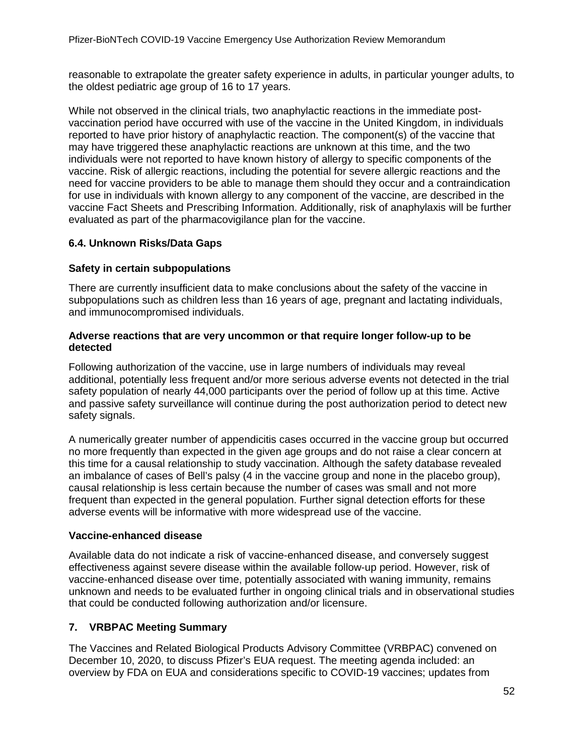reasonable to extrapolate the greater safety experience in adults, in particular younger adults, to the oldest pediatric age group of 16 to 17 years.

While not observed in the clinical trials, two anaphylactic reactions in the immediate post-vaccination period have occurred with use of the vaccine in the United Kingdom, in individuals reported to have prior history of anaphylactic reaction. The component(s) of the vaccine that may have triggered these anaphylactic reactions are unknown at this time, and the two individuals were not reported to have known history of allergy to specific components of the vaccine. Risk of allergic reactions, including the potential for severe allergic reactions and the need for vaccine providers to be able to manage them should they occur and a contraindication for use in individuals with known allergy to any component of the vaccine, are described in the vaccine Fact Sheets and Prescribing Information. Additionally, risk of anaphylaxis will be further evaluated as part of the pharmacovigilance plan for the vaccine.

### 6.4. Unknown Risks/Data Gaps

#### Safety in certain subpopulations

There are currently insufficient data to make conclusions about the safety of the vaccine in subpopulations such as children less than 16 years of age, pregnant and lactating individuals, and immunocompromised individuals.

#### Adverse reactions that are very uncommon or that require longer follow-up to be detected

Following authorization of the vaccine, use in large numbers of individuals may reveal additional, potentially less frequent and/or more serious adverse events not detected in the trial safety population of nearly 44,000 participants over the period of follow up at this time. Active and passive safety surveillance will continue during the post authorization period to detect new safety signals.

A numerically greater number of appendicitis cases occurred in the vaccine group but occurred no more frequently than expected in the given age groups and do not raise a clear concern at this time for a causal relationship to study vaccination. Although the safety database revealed an imbalance of cases of Bell's palsy (4 in the vaccine group and none in the placebo group), causal relationship is less certain because the number of cases was small and not more frequent than expected in the general population. Further signal detection efforts for these adverse events will be informative with more widespread use of the vaccine.

#### Vaccine-enhanced disease

Available data do not indicate a risk of vaccine-enhanced disease, and conversely suggest effectiveness against severe disease within the available follow-up period. However, risk of vaccine-enhanced disease over time, potentially associated with waning immunity, remains unknown and needs to be evaluated further in ongoing clinical trials and in observational studies that could be conducted following authorization and/or licensure.

## 7. VRBPAC Meeting Summary

The Vaccines and Related Biological Products Advisory Committee (VRBPAC) convened on December 10, 2020, to discuss Pfizer's EUA request. The meeting agenda included: an overview by FDA on EUA and considerations specific to COVID-19 vaccines; updates from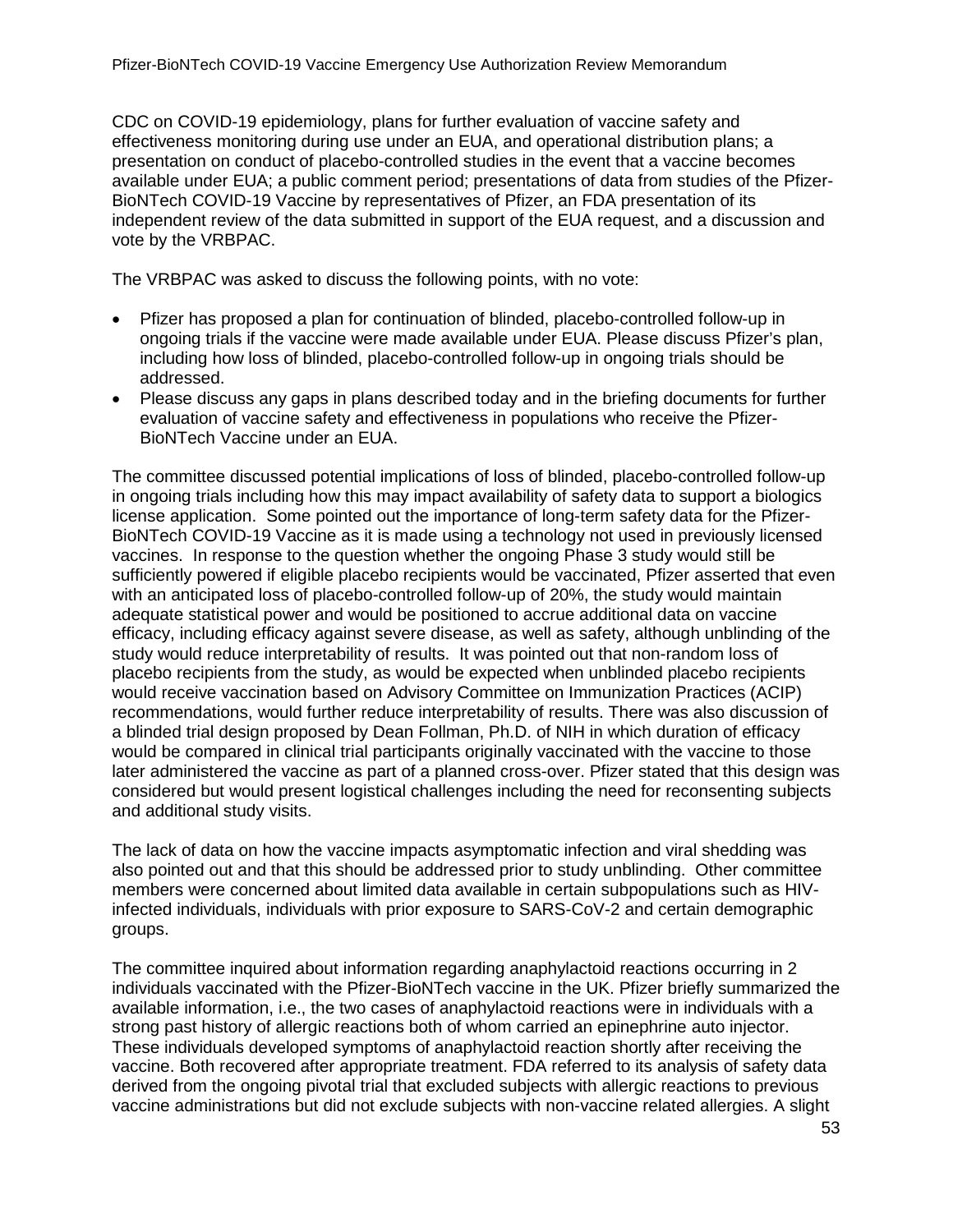CDC on COVID-19 epidemiology, plans for further evaluation of vaccine safety and effectiveness monitoring during use under an EUA, and operational distribution plans; a presentation on conduct of placebo-controlled studies in the event that a vaccine becomes available under EUA; a public comment period; presentations of data from studies of the Pfizer-BioNTech COVID-19 Vaccine by representatives of Pfizer, an FDA presentation of its independent review of the data submitted in support of the EUA request, and a discussion and vote by the VRBPAC.

The VRBPAC was asked to discuss the following points, with no vote:

- Pfizer has proposed a plan for continuation of blinded, placebo-controlled follow-up in ongoing trials if the vaccine were made available under EUA. Please discuss Pfizer's plan, including how loss of blinded, placebo-controlled follow-up in ongoing trials should be addressed.
- Please discuss any gaps in plans described today and in the briefing documents for further evaluation of vaccine safety and effectiveness in populations who receive the Pfizer-BioNTech Vaccine under an EUA.

The committee discussed potential implications of loss of blinded, placebo-controlled follow-up in ongoing trials including how this may impact availability of safety data to support a biologics license application. Some pointed out the importance of long-term safety data for the Pfizer-BioNTech COVID-19 Vaccine as it is made using a technology not used in previously licensed vaccines. In response to the question whether the ongoing Phase 3 study would still be sufficiently powered if eligible placebo recipients would be vaccinated, Pfizer asserted that even with an anticipated loss of placebo-controlled follow-up of 20%, the study would maintain adequate statistical power and would be positioned to accrue additional data on vaccine efficacy, including efficacy against severe disease, as well as safety, although unblinding of the study would reduce interpretability of results. It was pointed out that non-random loss of placebo recipients from the study, as would be expected when unblinded placebo recipients would receive vaccination based on Advisory Committee on Immunization Practices (ACIP) recommendations, would further reduce interpretability of results. There was also discussion of a blinded trial design proposed by Dean Follman, Ph.D. of NIH in which duration of efficacy would be compared in clinical trial participants originally vaccinated with the vaccine to those later administered the vaccine as part of a planned cross-over. Pfizer stated that this design was considered but would present logistical challenges including the need for reconsenting subjects and additional study visits.

The lack of data on how the vaccine impacts asymptomatic infection and viral shedding was also pointed out and that this should be addressed prior to study unblinding. Other committee members were concerned about limited data available in certain subpopulations such as HIV-infected individuals, individuals with prior exposure to SARS-CoV-2 and certain demographic groups.

The committee inquired about information regarding anaphylactoid reactions occurring in 2 individuals vaccinated with the Pfizer-BioNTech vaccine in the UK. Pfizer briefly summarized the available information, i.e., the two cases of anaphylactoid reactions were in individuals with a strong past history of allergic reactions both of whom carried an epinephrine auto injector. These individuals developed symptoms of anaphylactoid reaction shortly after receiving the vaccine. Both recovered after appropriate treatment. FDA referred to its analysis of safety data derived from the ongoing pivotal trial that excluded subjects with allergic reactions to previous vaccine administrations but did not exclude subjects with non-vaccine related allergies. A slight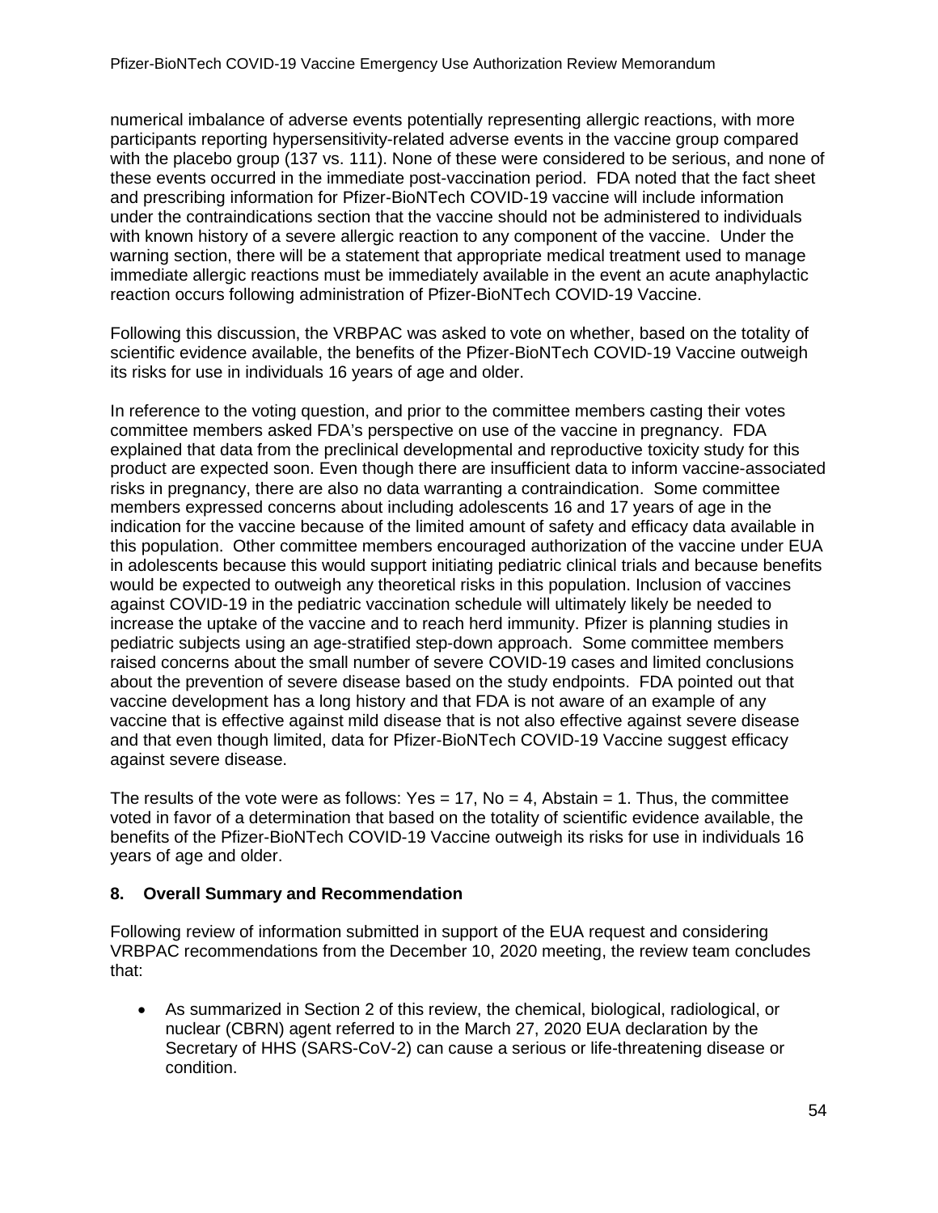numerical imbalance of adverse events potentially representing allergic reactions, with more participants reporting hypersensitivity-related adverse events in the vaccine group compared with the placebo group (137 vs. 111). None of these were considered to be serious, and none of these events occurred in the immediate post-vaccination period. FDA noted that the fact sheet and prescribing information for Pfizer-BioNTech COVID-19 vaccine will include information under the contraindications section that the vaccine should not be administered to individuals with known history of a severe allergic reaction to any component of the vaccine. Under the warning section, there will be a statement that appropriate medical treatment used to manage immediate allergic reactions must be immediately available in the event an acute anaphylactic reaction occurs following administration of Pfizer-BioNTech COVID-19 Vaccine.

Following this discussion, the VRBPAC was asked to vote on whether, based on the totality of scientific evidence available, the benefits of the Pfizer-BioNTech COVID-19 Vaccine outweigh its risks for use in individuals 16 years of age and older.

In reference to the voting question, and prior to the committee members casting their votes committee members asked FDA's perspective on use of the vaccine in pregnancy. FDA explained that data from the preclinical developmental and reproductive toxicity study for this product are expected soon. Even though there are insufficient data to inform vaccine-associated risks in pregnancy, there are also no data warranting a contraindication. Some committee members expressed concerns about including adolescents 16 and 17 years of age in the indication for the vaccine because of the limited amount of safety and efficacy data available in this population. Other committee members encouraged authorization of the vaccine under EUA in adolescents because this would support initiating pediatric clinical trials and because benefits would be expected to outweigh any theoretical risks in this population. Inclusion of vaccines against COVID-19 in the pediatric vaccination schedule will ultimately likely be needed to increase the uptake of the vaccine and to reach herd immunity. Pfizer is planning studies in pediatric subjects using an age-stratified step-down approach. Some committee members raised concerns about the small number of severe COVID-19 cases and limited conclusions about the prevention of severe disease based on the study endpoints. FDA pointed out that vaccine development has a long history and that FDA is not aware of an example of any vaccine that is effective against mild disease that is not also effective against severe disease and that even though limited, data for Pfizer-BioNTech COVID-19 Vaccine suggest efficacy against severe disease.

The results of the vote were as follows: Yes = 17, No = 4, Abstain = 1. Thus, the committee voted in favor of a determination that based on the totality of scientific evidence available, the benefits of the Pfizer-BioNTech COVID-19 Vaccine outweigh its risks for use in individuals 16 years of age and older.

## 8. Overall Summary and Recommendation

Following review of information submitted in support of the EUA request and considering VRBPAC recommendations from the December 10, 2020 meeting, the review team concludes that:

- As summarized in Section 2 of this review, the chemical, biological, radiological, or nuclear (CBRN) agent referred to in the March 27, 2020 EUA declaration by the Secretary of HHS (SARS-CoV-2) can cause a serious or life-threatening disease or condition.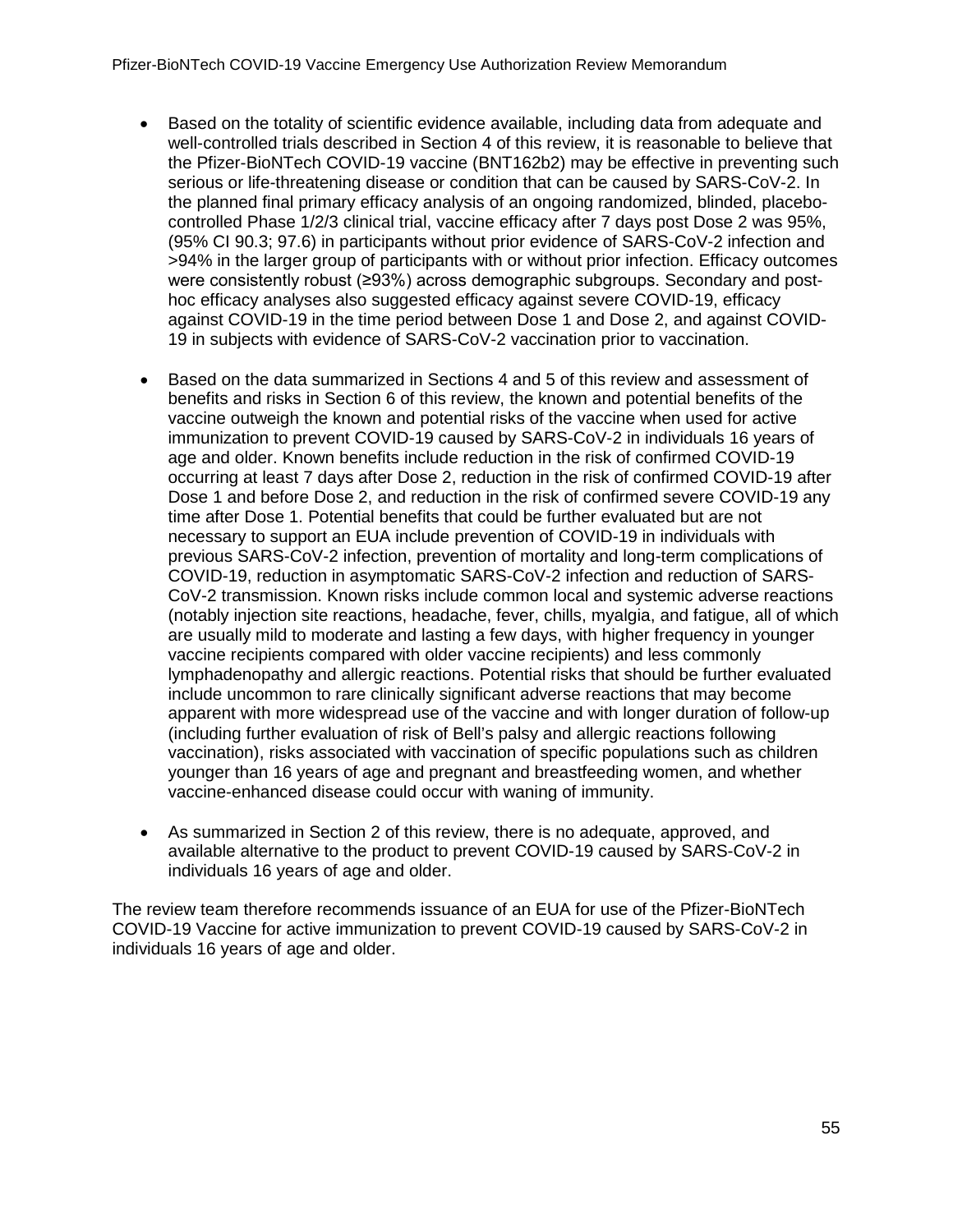- Based on the totality of scientific evidence available, including data from adequate and well-controlled trials described in Section 4 of this review, it is reasonable to believe that the Pfizer-BioNTech COVID-19 vaccine (BNT162b2) may be effective in preventing such serious or life-threatening disease or condition that can be caused by SARS-CoV-2. In the planned final primary efficacy analysis of an ongoing randomized, blinded, placebo-controlled Phase 1/2/3 clinical trial, vaccine efficacy after 7 days post Dose 2 was 95%, (95% CI 90.3; 97.6) in participants without prior evidence of SARS-CoV-2 infection and >94% in the larger group of participants with or without prior infection. Efficacy outcomes were consistently robust (≥93%) across demographic subgroups. Secondary and post-hoc efficacy analyses also suggested efficacy against severe COVID-19, efficacy against COVID-19 in the time period between Dose 1 and Dose 2, and against COVID-19 in subjects with evidence of SARS-CoV-2 vaccination prior to vaccination.

- Based on the data summarized in Sections 4 and 5 of this review and assessment of benefits and risks in Section 6 of this review, the known and potential benefits of the vaccine outweigh the known and potential risks of the vaccine when used for active immunization to prevent COVID-19 caused by SARS-CoV-2 in individuals 16 years of age and older. Known benefits include reduction in the risk of confirmed COVID-19 occurring at least 7 days after Dose 2, reduction in the risk of confirmed COVID-19 after Dose 1 and before Dose 2, and reduction in the risk of confirmed severe COVID-19 any time after Dose 1. Potential benefits that could be further evaluated but are not necessary to support an EUA include prevention of COVID-19 in individuals with previous SARS-CoV-2 infection, prevention of mortality and long-term complications of COVID-19, reduction in asymptomatic SARS-CoV-2 infection and reduction of SARS-CoV-2 transmission. Known risks include common local and systemic adverse reactions (notably injection site reactions, headache, fever, chills, myalgia, and fatigue, all of which are usually mild to moderate and lasting a few days, with higher frequency in younger vaccine recipients compared with older vaccine recipients) and less commonly lymphadenopathy and allergic reactions. Potential risks that should be further evaluated include uncommon to rare clinically significant adverse reactions that may become apparent with more widespread use of the vaccine and with longer duration of follow-up (including further evaluation of risk of Bell's palsy and allergic reactions following vaccination), risks associated with vaccination of specific populations such as children younger than 16 years of age and pregnant and breastfeeding women, and whether vaccine-enhanced disease could occur with waning of immunity.

- As summarized in Section 2 of this review, there is no adequate, approved, and available alternative to the product to prevent COVID-19 caused by SARS-CoV-2 in individuals 16 years of age and older.

The review team therefore recommends issuance of an EUA for use of the Pfizer-BioNTech COVID-19 Vaccine for active immunization to prevent COVID-19 caused by SARS-CoV-2 in individuals 16 years of age and older.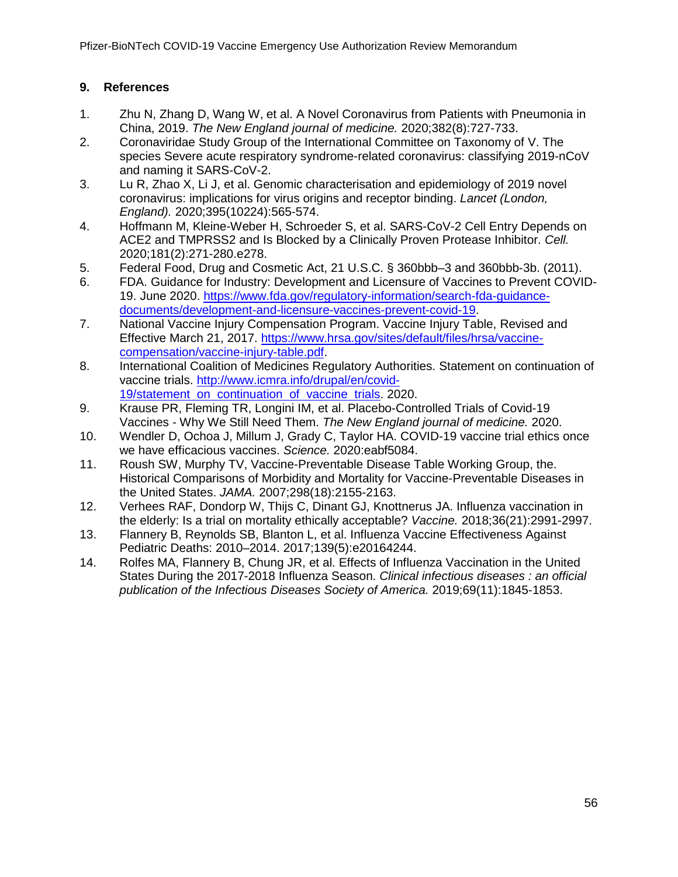## 9. References

1. Zhu N, Zhang D, Wang W, et al. A Novel Coronavirus from Patients with Pneumonia in China, 2019. *The New England journal of medicine.* 2020;382(8):727-733.
2. Coronaviridae Study Group of the International Committee on Taxonomy of V. The species Severe acute respiratory syndrome-related coronavirus: classifying 2019-nCoV and naming it SARS-CoV-2.
3. Lu R, Zhao X, Li J, et al. Genomic characterisation and epidemiology of 2019 novel coronavirus: implications for virus origins and receptor binding. *Lancet (London, England).* 2020;395(10224):565-574.
4. Hoffmann M, Kleine-Weber H, Schroeder S, et al. SARS-CoV-2 Cell Entry Depends on ACE2 and TMPRSS2 and Is Blocked by a Clinically Proven Protease Inhibitor. *Cell.* 2020;181(2):271-280.e278.
5. Federal Food, Drug and Cosmetic Act, 21 U.S.C. § 360bbb–3 and 360bbb-3b. (2011).
6. FDA. Guidance for Industry: Development and Licensure of Vaccines to Prevent COVID-19. June 2020. https://www.fda.gov/regulatory-information/search-fda-guidance-documents/development-and-licensure-vaccines-prevent-covid-19.
7. National Vaccine Injury Compensation Program. Vaccine Injury Table, Revised and Effective March 21, 2017. https://www.hrsa.gov/sites/default/files/hrsa/vaccine-compensation/vaccine-injury-table.pdf.
8. International Coalition of Medicines Regulatory Authorities. Statement on continuation of vaccine trials. http://www.icmra.info/drupal/en/covid-19/statement_on_continuation_of_vaccine_trials. 2020.
9. Krause PR, Fleming TR, Longini IM, et al. Placebo-Controlled Trials of Covid-19 Vaccines - Why We Still Need Them. *The New England journal of medicine.* 2020.
10. Wendler D, Ochoa J, Millum J, Grady C, Taylor HA. COVID-19 vaccine trial ethics once we have efficacious vaccines. *Science.* 2020:eabf5084.
11. Roush SW, Murphy TV, Vaccine-Preventable Disease Table Working Group, the. Historical Comparisons of Morbidity and Mortality for Vaccine-Preventable Diseases in the United States. *JAMA.* 2007;298(18):2155-2163.
12. Verhees RAF, Dondorp W, Thijs C, Dinant GJ, Knottnerus JA. Influenza vaccination in the elderly: Is a trial on mortality ethically acceptable? *Vaccine.* 2018;36(21):2991-2997.
13. Flannery B, Reynolds SB, Blanton L, et al. Influenza Vaccine Effectiveness Against Pediatric Deaths: 2010–2014. 2017;139(5):e20164244.
14. Rolfes MA, Flannery B, Chung JR, et al. Effects of Influenza Vaccination in the United States During the 2017-2018 Influenza Season. *Clinical infectious diseases : an official publication of the Infectious Diseases Society of America.* 2019;69(11):1845-1853.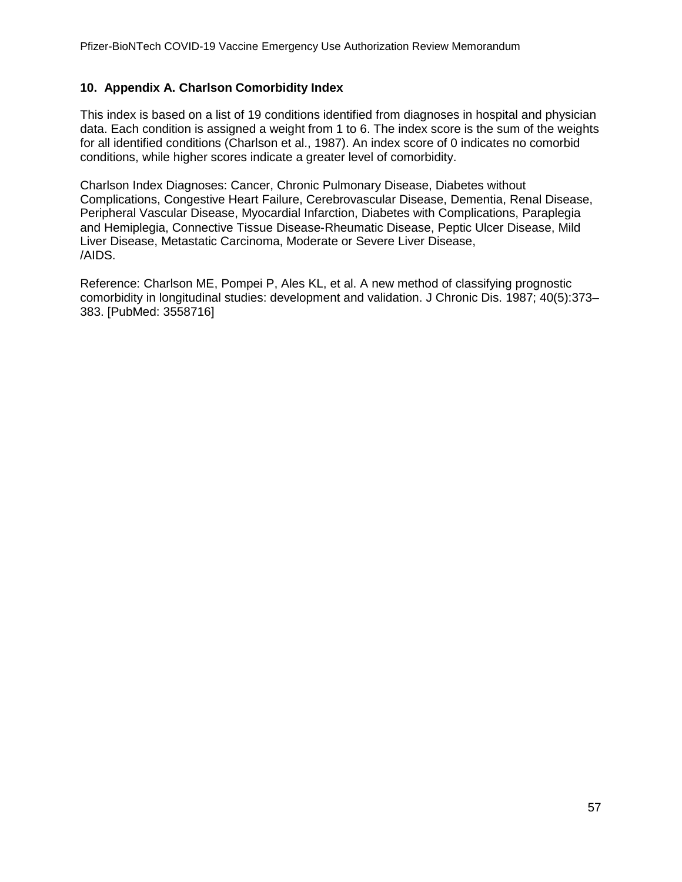## 10. Appendix A. Charlson Comorbidity Index

This index is based on a list of 19 conditions identified from diagnoses in hospital and physician data. Each condition is assigned a weight from 1 to 6. The index score is the sum of the weights for all identified conditions (Charlson et al., 1987). An index score of 0 indicates no comorbid conditions, while higher scores indicate a greater level of comorbidity.

Charlson Index Diagnoses: Cancer, Chronic Pulmonary Disease, Diabetes without Complications, Congestive Heart Failure, Cerebrovascular Disease, Dementia, Renal Disease, Peripheral Vascular Disease, Myocardial Infarction, Diabetes with Complications, Paraplegia and Hemiplegia, Connective Tissue Disease-Rheumatic Disease, Peptic Ulcer Disease, Mild Liver Disease, Metastatic Carcinoma, Moderate or Severe Liver Disease, /AIDS.

Reference: Charlson ME, Pompei P, Ales KL, et al. A new method of classifying prognostic comorbidity in longitudinal studies: development and validation. J Chronic Dis. 1987; 40(5):373–383. [PubMed: 3558716]